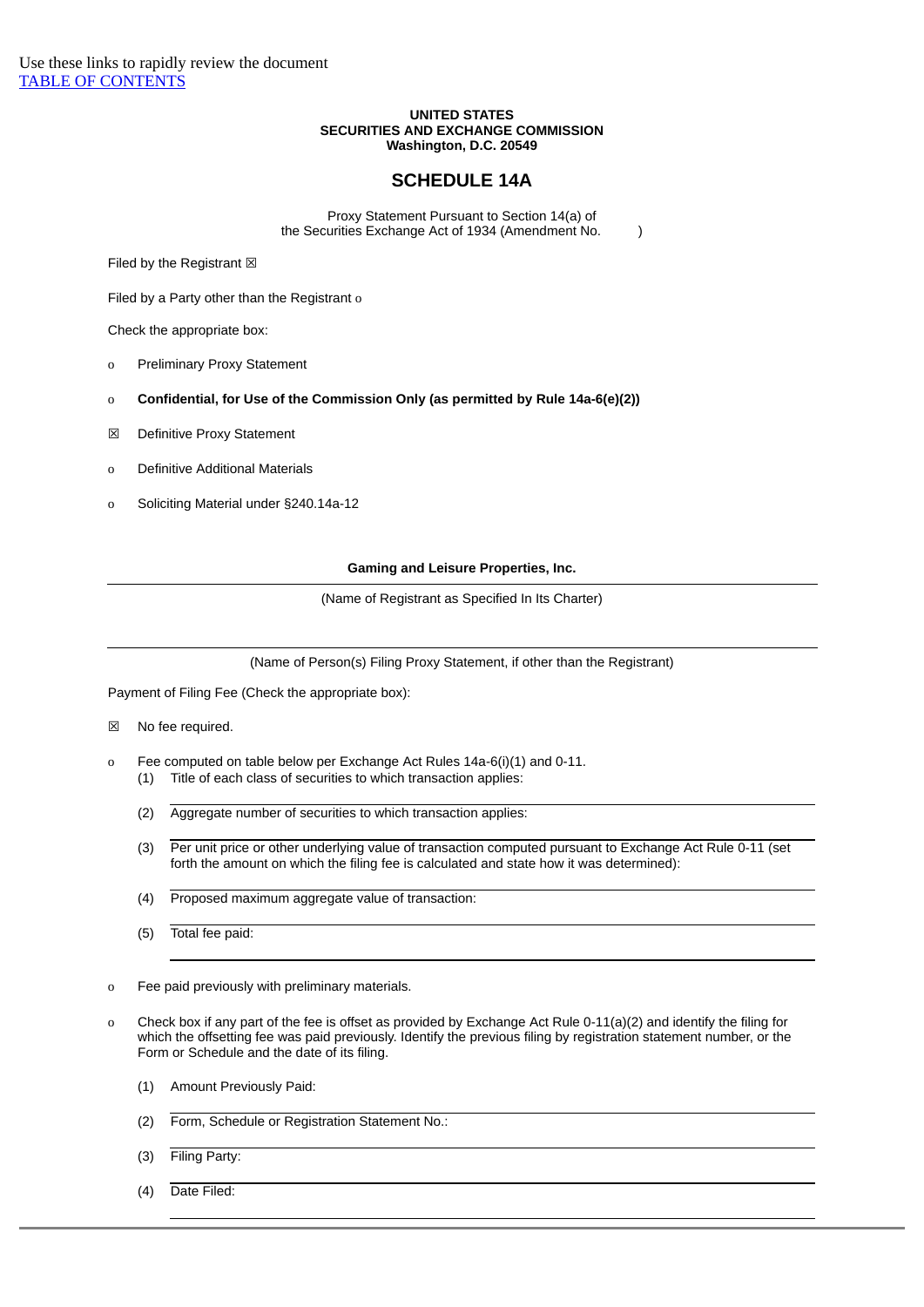Use these links to rapidly review the document
[TABLE OF CONTENTS]

**UNITED STATES**
**SECURITIES AND EXCHANGE COMMISSION**
**Washington, D.C. 20549**

# SCHEDULE 14A

Proxy Statement Pursuant to Section 14(a) of
the Securities Exchange Act of 1934 (Amendment No. )

Filed by the Registrant ☒

Filed by a Party other than the Registrant o

Check the appropriate box:

o Preliminary Proxy Statement

o **Confidential, for Use of the Commission Only (as permitted by Rule 14a-6(e)(2))**

☒ Definitive Proxy Statement

o Definitive Additional Materials

o Soliciting Material under §240.14a-12

**Gaming and Leisure Properties, Inc.**

(Name of Registrant as Specified In Its Charter)

(Name of Person(s) Filing Proxy Statement, if other than the Registrant)

Payment of Filing Fee (Check the appropriate box):

☒ No fee required.

o Fee computed on table below per Exchange Act Rules 14a-6(i)(1) and 0-11.

(1) Title of each class of securities to which transaction applies:

(2) Aggregate number of securities to which transaction applies:

(3) Per unit price or other underlying value of transaction computed pursuant to Exchange Act Rule 0-11 (set forth the amount on which the filing fee is calculated and state how it was determined):

(4) Proposed maximum aggregate value of transaction:

(5) Total fee paid:

o Fee paid previously with preliminary materials.

o Check box if any part of the fee is offset as provided by Exchange Act Rule 0-11(a)(2) and identify the filing for which the offsetting fee was paid previously. Identify the previous filing by registration statement number, or the Form or Schedule and the date of its filing.

(1) Amount Previously Paid:

(2) Form, Schedule or Registration Statement No.:

(3) Filing Party:

(4) Date Filed: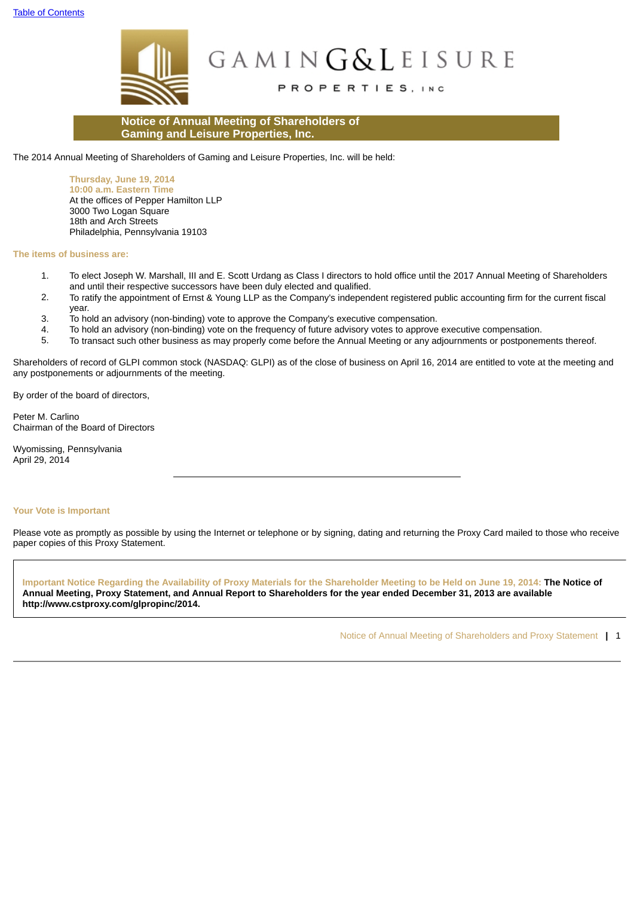[Table of Contents](#)

# Notice of Annual Meeting of Shareholders of Gaming and Leisure Properties, Inc.

The 2014 Annual Meeting of Shareholders of Gaming and Leisure Properties, Inc. will be held:

**Thursday, June 19, 2014**
**10:00 a.m. Eastern Time**
At the offices of Pepper Hamilton LLP
3000 Two Logan Square
18th and Arch Streets
Philadelphia, Pennsylvania 19103

**The items of business are:**

1. To elect Joseph W. Marshall, III and E. Scott Urdang as Class I directors to hold office until the 2017 Annual Meeting of Shareholders and until their respective successors have been duly elected and qualified.
2. To ratify the appointment of Ernst & Young LLP as the Company's independent registered public accounting firm for the current fiscal year.
3. To hold an advisory (non-binding) vote to approve the Company's executive compensation.
4. To hold an advisory (non-binding) vote on the frequency of future advisory votes to approve executive compensation.
5. To transact such other business as may properly come before the Annual Meeting or any adjournments or postponements thereof.

Shareholders of record of GLPI common stock (NASDAQ: GLPI) as of the close of business on April 16, 2014 are entitled to vote at the meeting and any postponements or adjournments of the meeting.

By order of the board of directors,

Peter M. Carlino
Chairman of the Board of Directors

Wyomissing, Pennsylvania
April 29, 2014

---

**Your Vote is Important**

Please vote as promptly as possible by using the Internet or telephone or by signing, dating and returning the Proxy Card mailed to those who receive paper copies of this Proxy Statement.

**Important Notice Regarding the Availability of Proxy Materials for the Shareholder Meeting to be Held on June 19, 2014: The Notice of Annual Meeting, Proxy Statement, and Annual Report to Shareholders for the year ended December 31, 2013 are available http://www.cstproxy.com/glpropinc/2014.**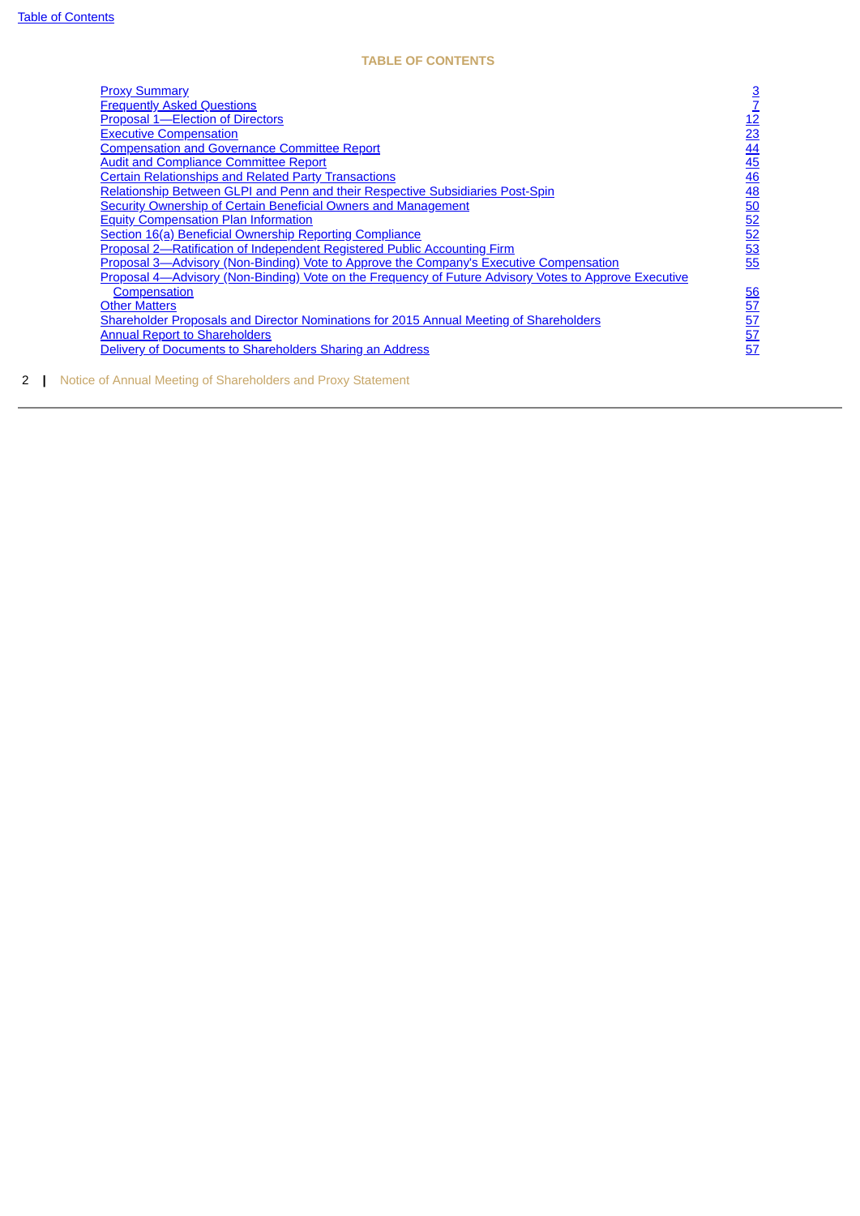## TABLE OF CONTENTS

| | |
|---|---|
| Proxy Summary | 3 |
| Frequently Asked Questions | 7 |
| Proposal 1—Election of Directors | 12 |
| Executive Compensation | 23 |
| Compensation and Governance Committee Report | 44 |
| Audit and Compliance Committee Report | 45 |
| Certain Relationships and Related Party Transactions | 46 |
| Relationship Between GLPI and Penn and their Respective Subsidiaries Post-Spin | 48 |
| Security Ownership of Certain Beneficial Owners and Management | 50 |
| Equity Compensation Plan Information | 52 |
| Section 16(a) Beneficial Ownership Reporting Compliance | 52 |
| Proposal 2—Ratification of Independent Registered Public Accounting Firm | 53 |
| Proposal 3—Advisory (Non-Binding) Vote to Approve the Company's Executive Compensation | 55 |
| Proposal 4—Advisory (Non-Binding) Vote on the Frequency of Future Advisory Votes to Approve Executive Compensation | 56 |
| Other Matters | 57 |
| Shareholder Proposals and Director Nominations for 2015 Annual Meeting of Shareholders | 57 |
| Annual Report to Shareholders | 57 |
| Delivery of Documents to Shareholders Sharing an Address | 57 |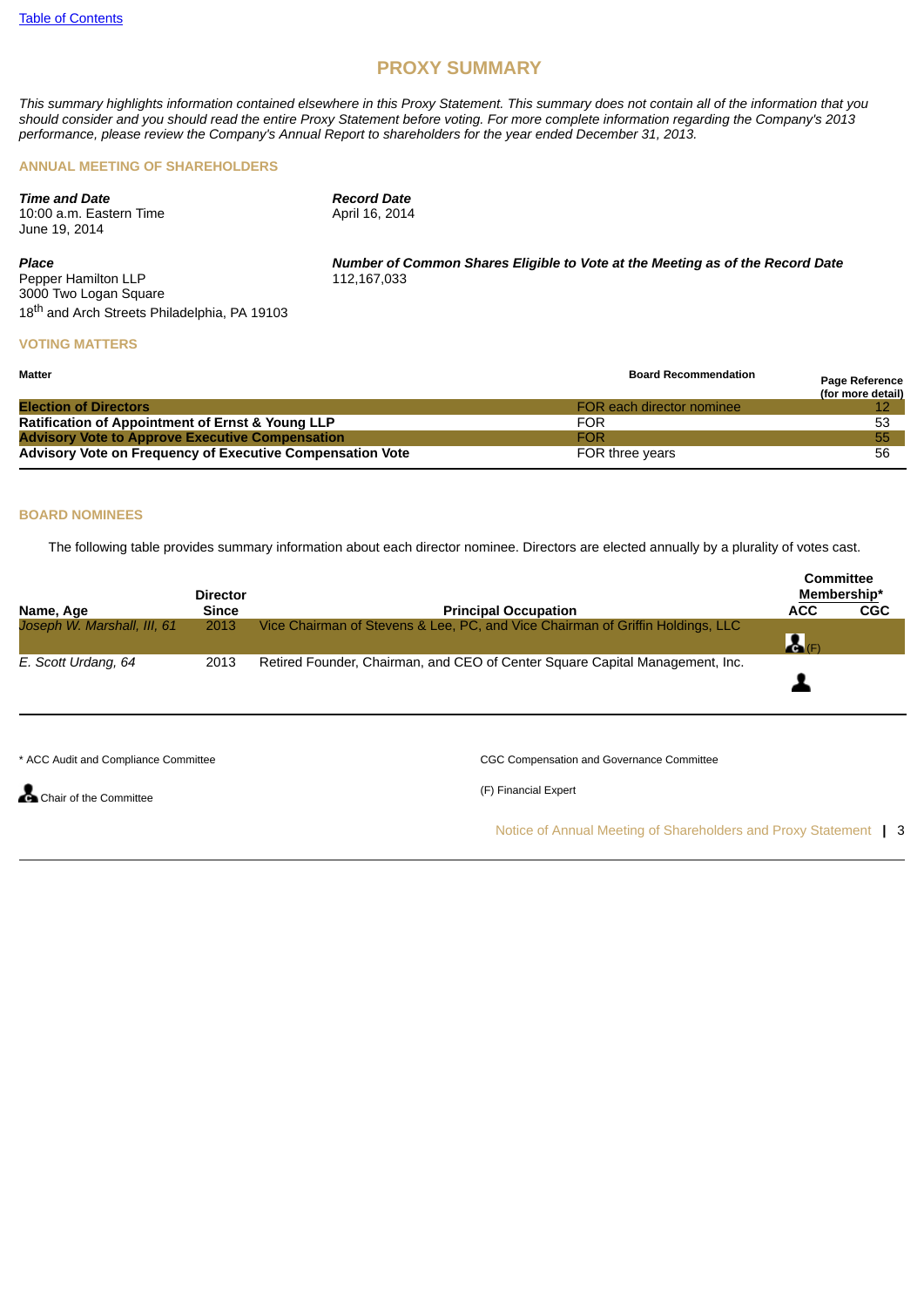[Table of Contents](#)

# PROXY SUMMARY

*This summary highlights information contained elsewhere in this Proxy Statement. This summary does not contain all of the information that you should consider and you should read the entire Proxy Statement before voting. For more complete information regarding the Company's 2013 performance, please review the Company's Annual Report to shareholders for the year ended December 31, 2013.*

## ANNUAL MEETING OF SHAREHOLDERS

***Time and Date***
10:00 a.m. Eastern Time
June 19, 2014

***Record Date***
April 16, 2014

***Place***
Pepper Hamilton LLP
3000 Two Logan Square
18th and Arch Streets Philadelphia, PA 19103

***Number of Common Shares Eligible to Vote at the Meeting as of the Record Date***
112,167,033

## VOTING MATTERS

| Matter | Board Recommendation | Page Reference (for more detail) |
|---|---|---|
| **Election of Directors** | FOR each director nominee | 12 |
| **Ratification of Appointment of Ernst & Young LLP** | FOR | 53 |
| **Advisory Vote to Approve Executive Compensation** | FOR | 55 |
| **Advisory Vote on Frequency of Executive Compensation Vote** | FOR three years | 56 |

## BOARD NOMINEES

The following table provides summary information about each director nominee. Directors are elected annually by a plurality of votes cast.

| Name, Age | Director Since | Principal Occupation | Committee Membership* ACC | CGC |
|---|---|---|---|---|
| *Joseph W. Marshall, III, 61* | 2013 | Vice Chairman of Stevens & Lee, PC, and Vice Chairman of Griffin Holdings, LLC | Chair (F) | |
| *E. Scott Urdang, 64* | 2013 | Retired Founder, Chairman, and CEO of Center Square Capital Management, Inc. | Member | |

\* ACC Audit and Compliance Committee

CGC Compensation and Governance Committee

Chair of the Committee

(F) Financial Expert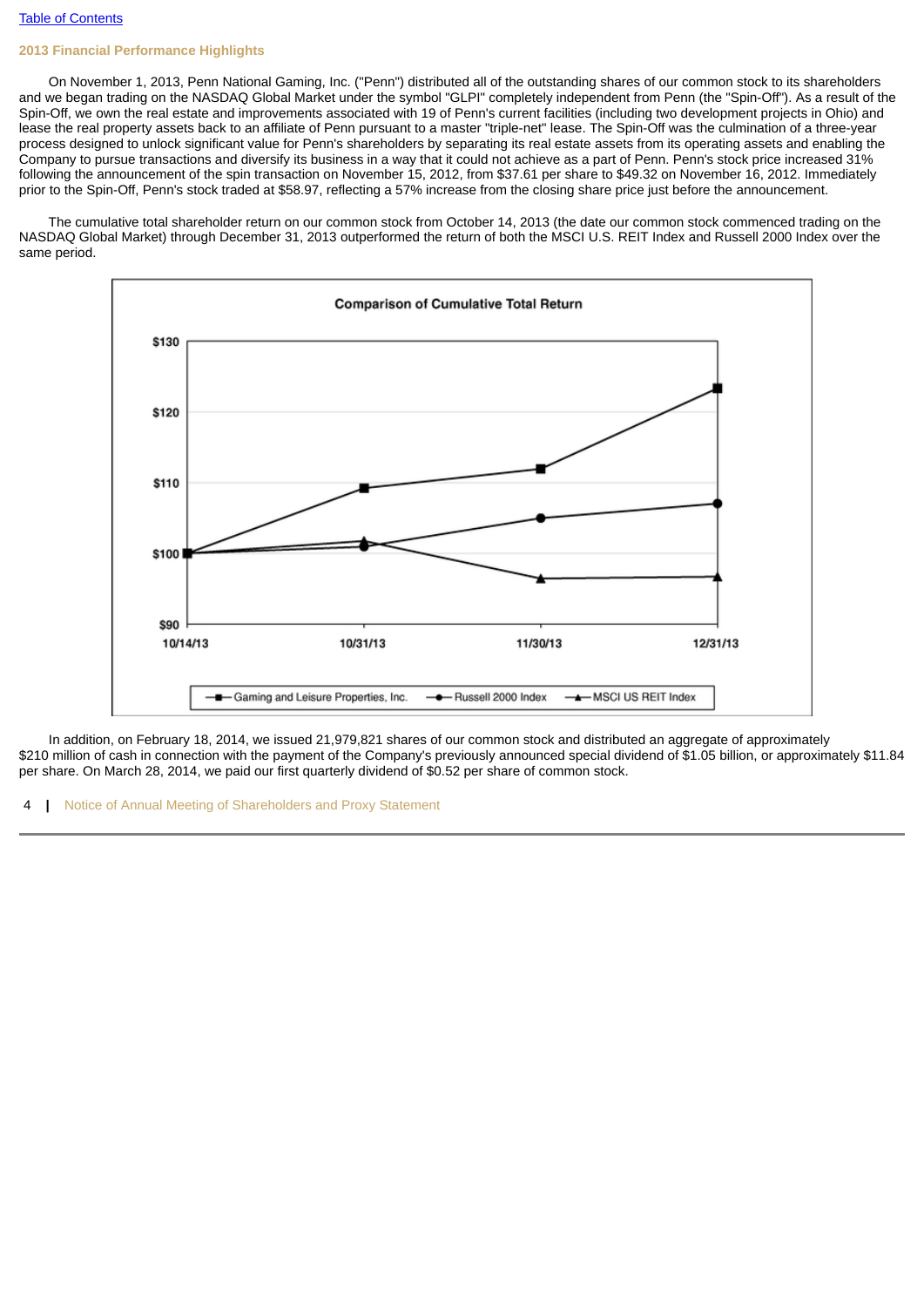Table of Contents

## 2013 Financial Performance Highlights

On November 1, 2013, Penn National Gaming, Inc. ("Penn") distributed all of the outstanding shares of our common stock to its shareholders and we began trading on the NASDAQ Global Market under the symbol "GLPI" completely independent from Penn (the "Spin-Off"). As a result of the Spin-Off, we own the real estate and improvements associated with 19 of Penn's current facilities (including two development projects in Ohio) and lease the real property assets back to an affiliate of Penn pursuant to a master "triple-net" lease. The Spin-Off was the culmination of a three-year process designed to unlock significant value for Penn's shareholders by separating its real estate assets from its operating assets and enabling the Company to pursue transactions and diversify its business in a way that it could not achieve as a part of Penn. Penn's stock price increased 31% following the announcement of the spin transaction on November 15, 2012, from $37.61 per share to $49.32 on November 16, 2012. Immediately prior to the Spin-Off, Penn's stock traded at $58.97, reflecting a 57% increase from the closing share price just before the announcement.

The cumulative total shareholder return on our common stock from October 14, 2013 (the date our common stock commenced trading on the NASDAQ Global Market) through December 31, 2013 outperformed the return of both the MSCI U.S. REIT Index and Russell 2000 Index over the same period.

Comparison of Cumulative Total Return

$130
$120
$110
$100
$90

10/14/13
10/31/13
11/30/13
12/31/13

Gaming and Leisure Properties, Inc.
Russell 2000 Index
MSCI US REIT Index

In addition, on February 18, 2014, we issued 21,979,821 shares of our common stock and distributed an aggregate of approximately $210 million of cash in connection with the payment of the Company's previously announced special dividend of $1.05 billion, or approximately $11.84 per share. On March 28, 2014, we paid our first quarterly dividend of $0.52 per share of common stock.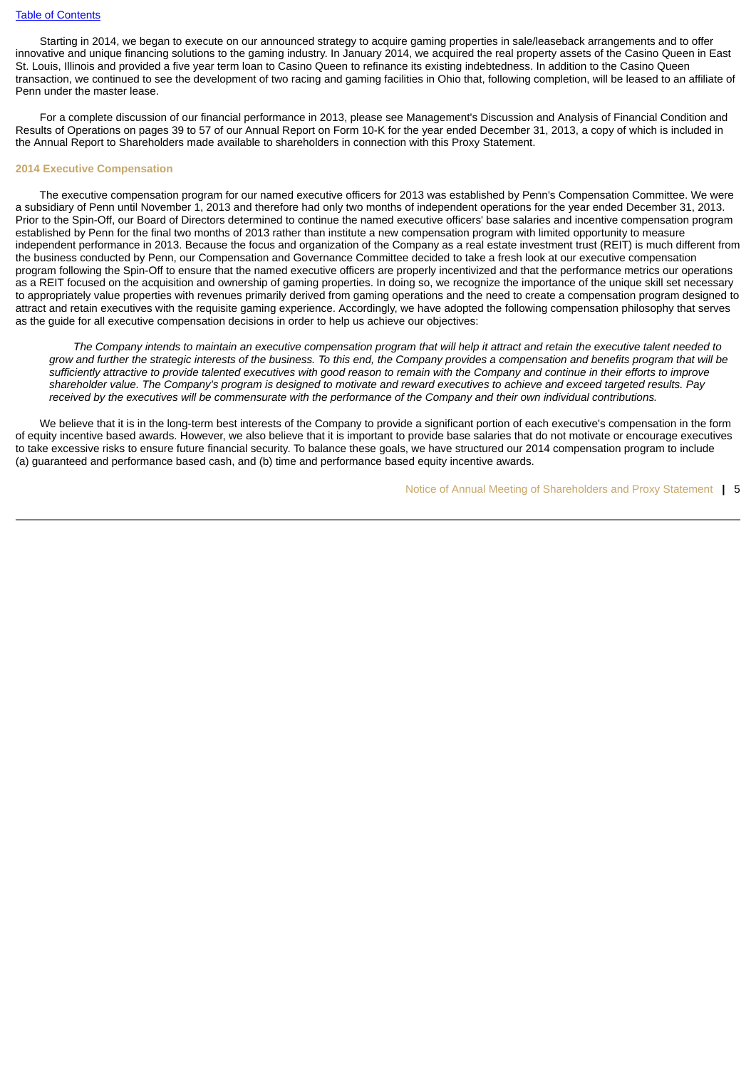Starting in 2014, we began to execute on our announced strategy to acquire gaming properties in sale/leaseback arrangements and to offer innovative and unique financing solutions to the gaming industry. In January 2014, we acquired the real property assets of the Casino Queen in East St. Louis, Illinois and provided a five year term loan to Casino Queen to refinance its existing indebtedness. In addition to the Casino Queen transaction, we continued to see the development of two racing and gaming facilities in Ohio that, following completion, will be leased to an affiliate of Penn under the master lease.

For a complete discussion of our financial performance in 2013, please see Management's Discussion and Analysis of Financial Condition and Results of Operations on pages 39 to 57 of our Annual Report on Form 10-K for the year ended December 31, 2013, a copy of which is included in the Annual Report to Shareholders made available to shareholders in connection with this Proxy Statement.

### 2014 Executive Compensation

The executive compensation program for our named executive officers for 2013 was established by Penn's Compensation Committee. We were a subsidiary of Penn until November 1, 2013 and therefore had only two months of independent operations for the year ended December 31, 2013. Prior to the Spin-Off, our Board of Directors determined to continue the named executive officers' base salaries and incentive compensation program established by Penn for the final two months of 2013 rather than institute a new compensation program with limited opportunity to measure independent performance in 2013. Because the focus and organization of the Company as a real estate investment trust (REIT) is much different from the business conducted by Penn, our Compensation and Governance Committee decided to take a fresh look at our executive compensation program following the Spin-Off to ensure that the named executive officers are properly incentivized and that the performance metrics our operations as a REIT focused on the acquisition and ownership of gaming properties. In doing so, we recognize the importance of the unique skill set necessary to appropriately value properties with revenues primarily derived from gaming operations and the need to create a compensation program designed to attract and retain executives with the requisite gaming experience. Accordingly, we have adopted the following compensation philosophy that serves as the guide for all executive compensation decisions in order to help us achieve our objectives:

> *The Company intends to maintain an executive compensation program that will help it attract and retain the executive talent needed to grow and further the strategic interests of the business. To this end, the Company provides a compensation and benefits program that will be sufficiently attractive to provide talented executives with good reason to remain with the Company and continue in their efforts to improve shareholder value. The Company's program is designed to motivate and reward executives to achieve and exceed targeted results. Pay received by the executives will be commensurate with the performance of the Company and their own individual contributions.*

We believe that it is in the long-term best interests of the Company to provide a significant portion of each executive's compensation in the form of equity incentive based awards. However, we also believe that it is important to provide base salaries that do not motivate or encourage executives to take excessive risks to ensure future financial security. To balance these goals, we have structured our 2014 compensation program to include (a) guaranteed and performance based cash, and (b) time and performance based equity incentive awards.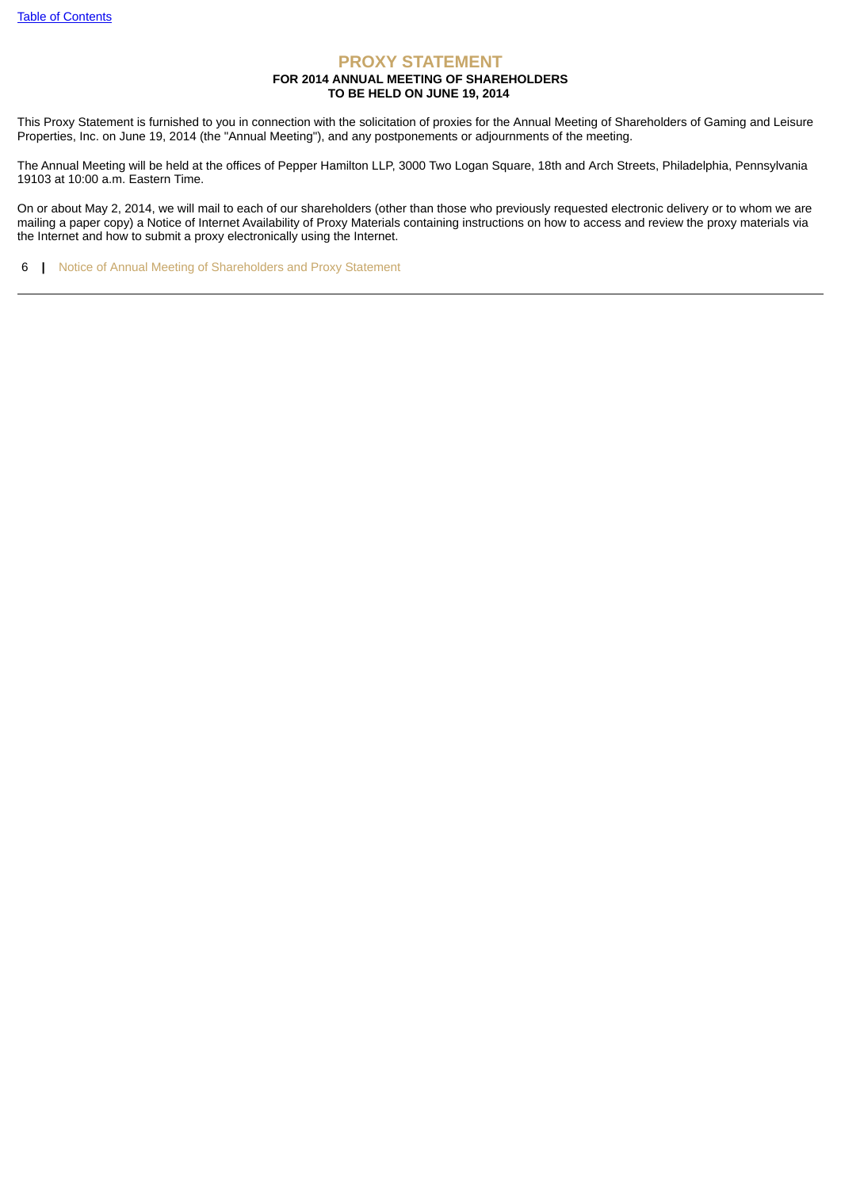# PROXY STATEMENT

**FOR 2014 ANNUAL MEETING OF SHAREHOLDERS**
**TO BE HELD ON JUNE 19, 2014**

This Proxy Statement is furnished to you in connection with the solicitation of proxies for the Annual Meeting of Shareholders of Gaming and Leisure Properties, Inc. on June 19, 2014 (the "Annual Meeting"), and any postponements or adjournments of the meeting.

The Annual Meeting will be held at the offices of Pepper Hamilton LLP, 3000 Two Logan Square, 18th and Arch Streets, Philadelphia, Pennsylvania 19103 at 10:00 a.m. Eastern Time.

On or about May 2, 2014, we will mail to each of our shareholders (other than those who previously requested electronic delivery or to whom we are mailing a paper copy) a Notice of Internet Availability of Proxy Materials containing instructions on how to access and review the proxy materials via the Internet and how to submit a proxy electronically using the Internet.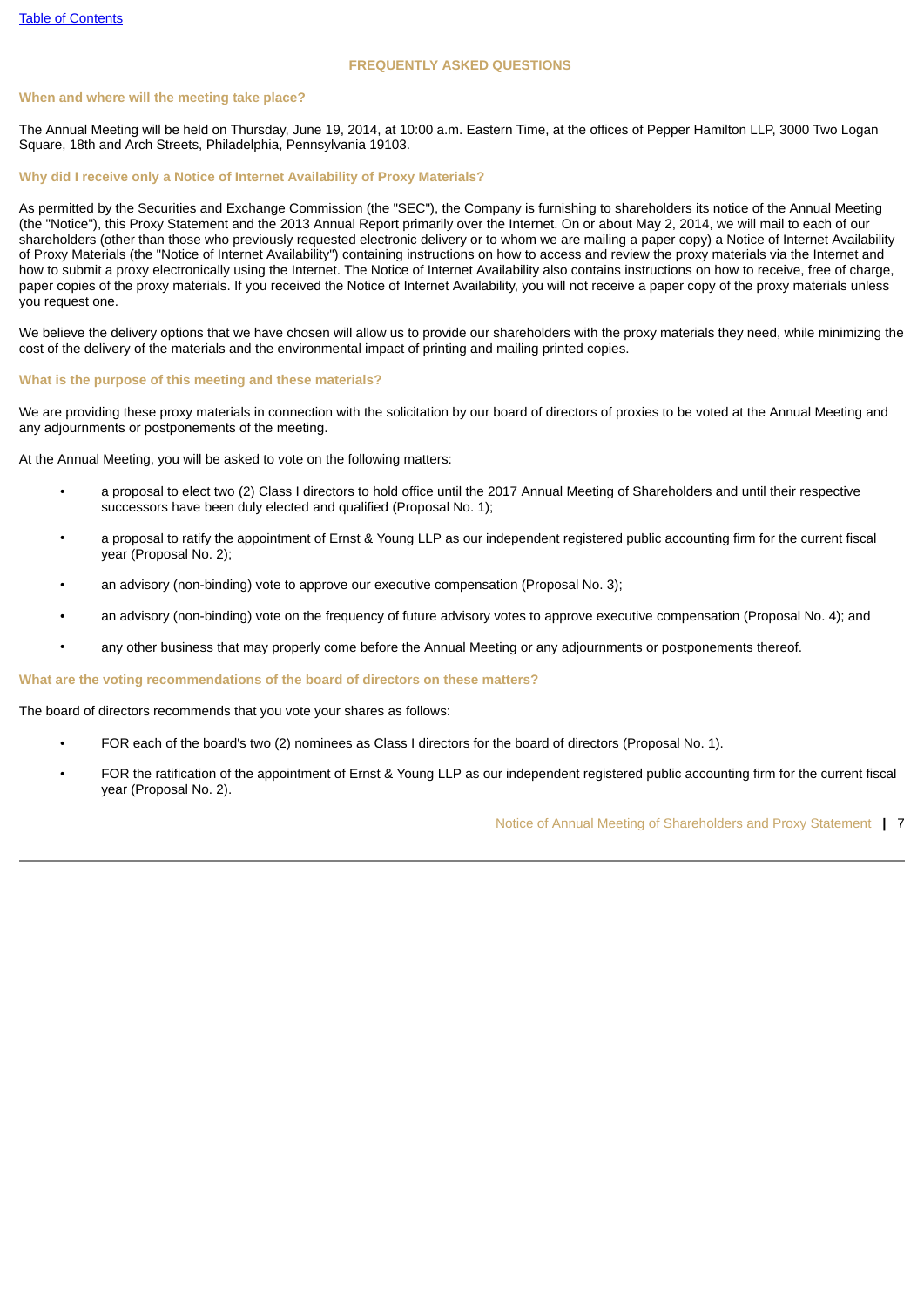## FREQUENTLY ASKED QUESTIONS

### When and where will the meeting take place?

The Annual Meeting will be held on Thursday, June 19, 2014, at 10:00 a.m. Eastern Time, at the offices of Pepper Hamilton LLP, 3000 Two Logan Square, 18th and Arch Streets, Philadelphia, Pennsylvania 19103.

### Why did I receive only a Notice of Internet Availability of Proxy Materials?

As permitted by the Securities and Exchange Commission (the "SEC"), the Company is furnishing to shareholders its notice of the Annual Meeting (the "Notice"), this Proxy Statement and the 2013 Annual Report primarily over the Internet. On or about May 2, 2014, we will mail to each of our shareholders (other than those who previously requested electronic delivery or to whom we are mailing a paper copy) a Notice of Internet Availability of Proxy Materials (the "Notice of Internet Availability") containing instructions on how to access and review the proxy materials via the Internet and how to submit a proxy electronically using the Internet. The Notice of Internet Availability also contains instructions on how to receive, free of charge, paper copies of the proxy materials. If you received the Notice of Internet Availability, you will not receive a paper copy of the proxy materials unless you request one.

We believe the delivery options that we have chosen will allow us to provide our shareholders with the proxy materials they need, while minimizing the cost of the delivery of the materials and the environmental impact of printing and mailing printed copies.

### What is the purpose of this meeting and these materials?

We are providing these proxy materials in connection with the solicitation by our board of directors of proxies to be voted at the Annual Meeting and any adjournments or postponements of the meeting.

At the Annual Meeting, you will be asked to vote on the following matters:

- a proposal to elect two (2) Class I directors to hold office until the 2017 Annual Meeting of Shareholders and until their respective successors have been duly elected and qualified (Proposal No. 1);
- a proposal to ratify the appointment of Ernst & Young LLP as our independent registered public accounting firm for the current fiscal year (Proposal No. 2);
- an advisory (non-binding) vote to approve our executive compensation (Proposal No. 3);
- an advisory (non-binding) vote on the frequency of future advisory votes to approve executive compensation (Proposal No. 4); and
- any other business that may properly come before the Annual Meeting or any adjournments or postponements thereof.

### What are the voting recommendations of the board of directors on these matters?

The board of directors recommends that you vote your shares as follows:

- FOR each of the board's two (2) nominees as Class I directors for the board of directors (Proposal No. 1).
- FOR the ratification of the appointment of Ernst & Young LLP as our independent registered public accounting firm for the current fiscal year (Proposal No. 2).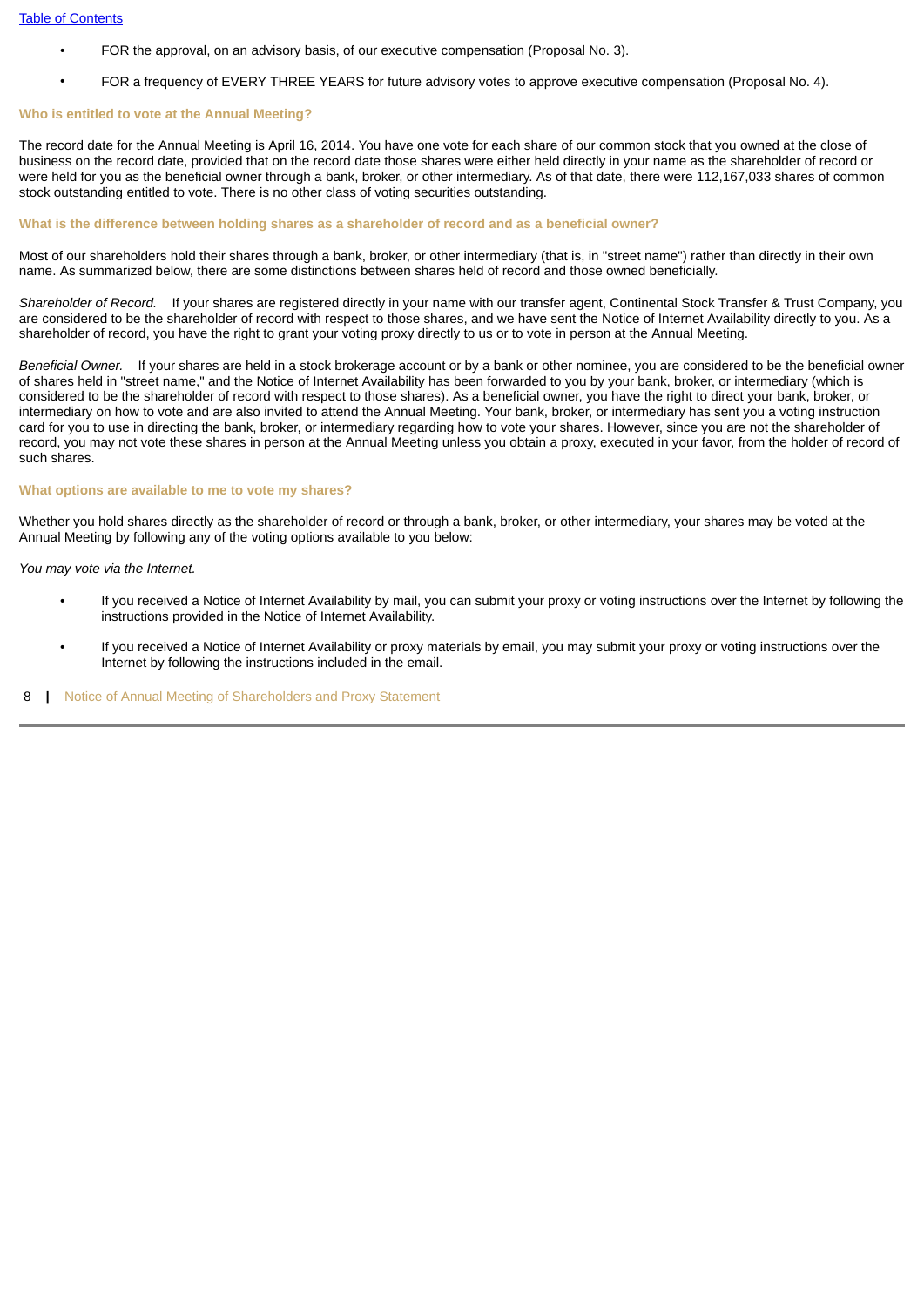- FOR the approval, on an advisory basis, of our executive compensation (Proposal No. 3).
- FOR a frequency of EVERY THREE YEARS for future advisory votes to approve executive compensation (Proposal No. 4).

### Who is entitled to vote at the Annual Meeting?

The record date for the Annual Meeting is April 16, 2014. You have one vote for each share of our common stock that you owned at the close of business on the record date, provided that on the record date those shares were either held directly in your name as the shareholder of record or were held for you as the beneficial owner through a bank, broker, or other intermediary. As of that date, there were 112,167,033 shares of common stock outstanding entitled to vote. There is no other class of voting securities outstanding.

### What is the difference between holding shares as a shareholder of record and as a beneficial owner?

Most of our shareholders hold their shares through a bank, broker, or other intermediary (that is, in "street name") rather than directly in their own name. As summarized below, there are some distinctions between shares held of record and those owned beneficially.

*Shareholder of Record.* If your shares are registered directly in your name with our transfer agent, Continental Stock Transfer & Trust Company, you are considered to be the shareholder of record with respect to those shares, and we have sent the Notice of Internet Availability directly to you. As a shareholder of record, you have the right to grant your voting proxy directly to us or to vote in person at the Annual Meeting.

*Beneficial Owner.* If your shares are held in a stock brokerage account or by a bank or other nominee, you are considered to be the beneficial owner of shares held in "street name," and the Notice of Internet Availability has been forwarded to you by your bank, broker, or intermediary (which is considered to be the shareholder of record with respect to those shares). As a beneficial owner, you have the right to direct your bank, broker, or intermediary on how to vote and are also invited to attend the Annual Meeting. Your bank, broker, or intermediary has sent you a voting instruction card for you to use in directing the bank, broker, or intermediary regarding how to vote your shares. However, since you are not the shareholder of record, you may not vote these shares in person at the Annual Meeting unless you obtain a proxy, executed in your favor, from the holder of record of such shares.

### What options are available to me to vote my shares?

Whether you hold shares directly as the shareholder of record or through a bank, broker, or other intermediary, your shares may be voted at the Annual Meeting by following any of the voting options available to you below:

*You may vote via the Internet.*

- If you received a Notice of Internet Availability by mail, you can submit your proxy or voting instructions over the Internet by following the instructions provided in the Notice of Internet Availability.
- If you received a Notice of Internet Availability or proxy materials by email, you may submit your proxy or voting instructions over the Internet by following the instructions included in the email.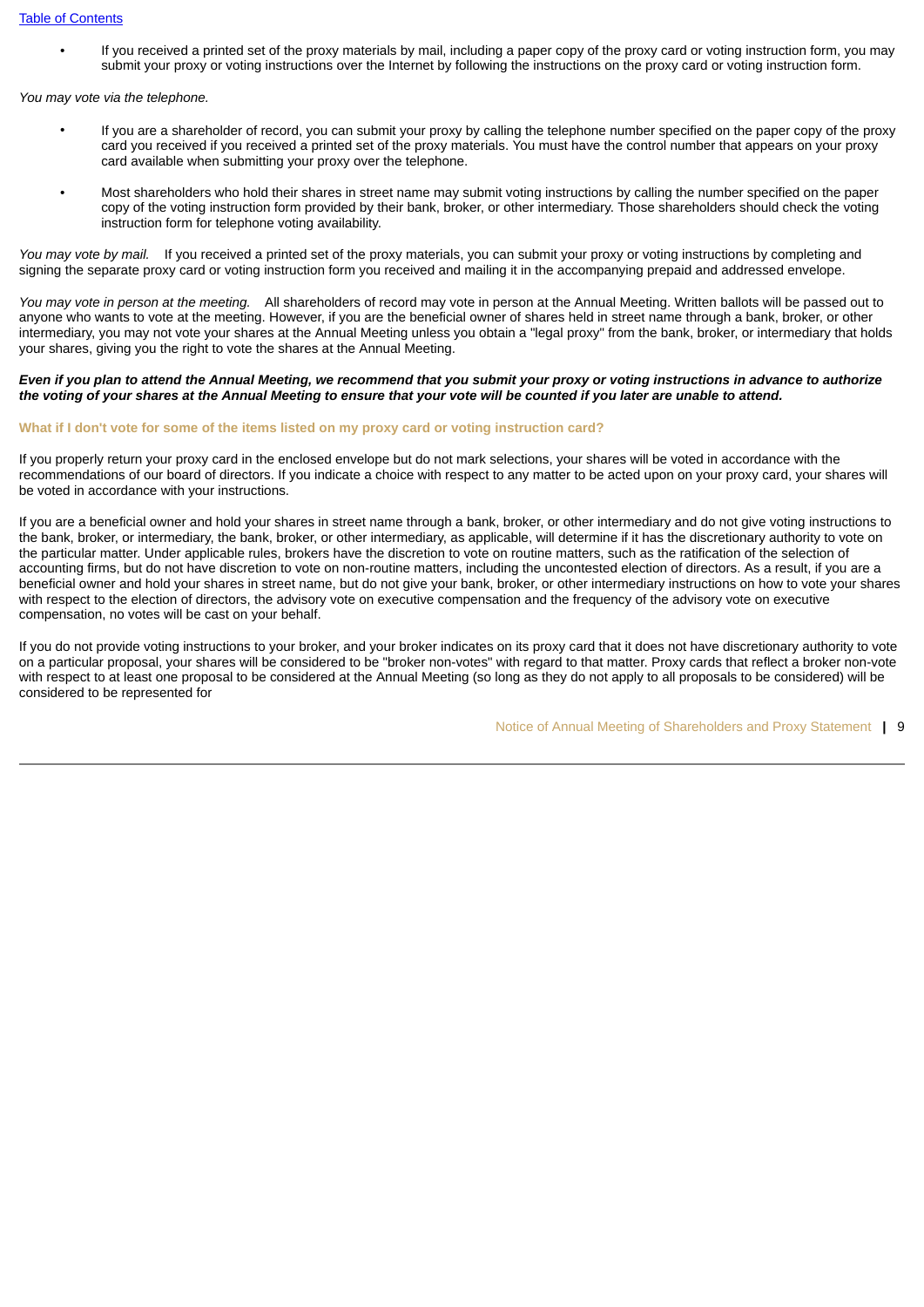- If you received a printed set of the proxy materials by mail, including a paper copy of the proxy card or voting instruction form, you may submit your proxy or voting instructions over the Internet by following the instructions on the proxy card or voting instruction form.

*You may vote via the telephone.*

- If you are a shareholder of record, you can submit your proxy by calling the telephone number specified on the paper copy of the proxy card you received if you received a printed set of the proxy materials. You must have the control number that appears on your proxy card available when submitting your proxy over the telephone.
- Most shareholders who hold their shares in street name may submit voting instructions by calling the number specified on the paper copy of the voting instruction form provided by their bank, broker, or other intermediary. Those shareholders should check the voting instruction form for telephone voting availability.

*You may vote by mail.* If you received a printed set of the proxy materials, you can submit your proxy or voting instructions by completing and signing the separate proxy card or voting instruction form you received and mailing it in the accompanying prepaid and addressed envelope.

*You may vote in person at the meeting.* All shareholders of record may vote in person at the Annual Meeting. Written ballots will be passed out to anyone who wants to vote at the meeting. However, if you are the beneficial owner of shares held in street name through a bank, broker, or other intermediary, you may not vote your shares at the Annual Meeting unless you obtain a "legal proxy" from the bank, broker, or intermediary that holds your shares, giving you the right to vote the shares at the Annual Meeting.

***Even if you plan to attend the Annual Meeting, we recommend that you submit your proxy or voting instructions in advance to authorize the voting of your shares at the Annual Meeting to ensure that your vote will be counted if you later are unable to attend.***

### What if I don't vote for some of the items listed on my proxy card or voting instruction card?

If you properly return your proxy card in the enclosed envelope but do not mark selections, your shares will be voted in accordance with the recommendations of our board of directors. If you indicate a choice with respect to any matter to be acted upon on your proxy card, your shares will be voted in accordance with your instructions.

If you are a beneficial owner and hold your shares in street name through a bank, broker, or other intermediary and do not give voting instructions to the bank, broker, or intermediary, the bank, broker, or other intermediary, as applicable, will determine if it has the discretionary authority to vote on the particular matter. Under applicable rules, brokers have the discretion to vote on routine matters, such as the ratification of the selection of accounting firms, but do not have discretion to vote on non-routine matters, including the uncontested election of directors. As a result, if you are a beneficial owner and hold your shares in street name, but do not give your bank, broker, or other intermediary instructions on how to vote your shares with respect to the election of directors, the advisory vote on executive compensation and the frequency of the advisory vote on executive compensation, no votes will be cast on your behalf.

If you do not provide voting instructions to your broker, and your broker indicates on its proxy card that it does not have discretionary authority to vote on a particular proposal, your shares will be considered to be "broker non-votes" with regard to that matter. Proxy cards that reflect a broker non-vote with respect to at least one proposal to be considered at the Annual Meeting (so long as they do not apply to all proposals to be considered) will be considered to be represented for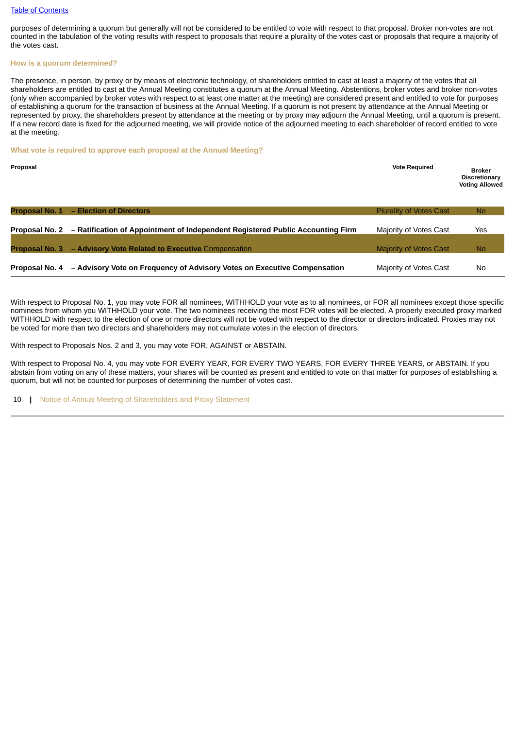purposes of determining a quorum but generally will not be considered to be entitled to vote with respect to that proposal. Broker non-votes are not counted in the tabulation of the voting results with respect to proposals that require a plurality of the votes cast or proposals that require a majority of the votes cast.

### How is a quorum determined?

The presence, in person, by proxy or by means of electronic technology, of shareholders entitled to cast at least a majority of the votes that all shareholders are entitled to cast at the Annual Meeting constitutes a quorum at the Annual Meeting. Abstentions, broker votes and broker non-votes (only when accompanied by broker votes with respect to at least one matter at the meeting) are considered present and entitled to vote for purposes of establishing a quorum for the transaction of business at the Annual Meeting. If a quorum is not present by attendance at the Annual Meeting or represented by proxy, the shareholders present by attendance at the meeting or by proxy may adjourn the Annual Meeting, until a quorum is present. If a new record date is fixed for the adjourned meeting, we will provide notice of the adjourned meeting to each shareholder of record entitled to vote at the meeting.

### What vote is required to approve each proposal at the Annual Meeting?

| Proposal | | Vote Required | Broker Discretionary Voting Allowed |
|---|---|---|---|
| **Proposal No. 1** | **– Election of Directors** | Plurality of Votes Cast | No |
| **Proposal No. 2** | **– Ratification of Appointment of Independent Registered Public Accounting Firm** | Majority of Votes Cast | Yes |
| **Proposal No. 3** | **– Advisory Vote Related to Executive** Compensation | Majority of Votes Cast | No |
| **Proposal No. 4** | **– Advisory Vote on Frequency of Advisory Votes on Executive Compensation** | Majority of Votes Cast | No |

With respect to Proposal No. 1, you may vote FOR all nominees, WITHHOLD your vote as to all nominees, or FOR all nominees except those specific nominees from whom you WITHHOLD your vote. The two nominees receiving the most FOR votes will be elected. A properly executed proxy marked WITHHOLD with respect to the election of one or more directors will not be voted with respect to the director or directors indicated. Proxies may not be voted for more than two directors and shareholders may not cumulate votes in the election of directors.

With respect to Proposals Nos. 2 and 3, you may vote FOR, AGAINST or ABSTAIN.

With respect to Proposal No. 4, you may vote FOR EVERY YEAR, FOR EVERY TWO YEARS, FOR EVERY THREE YEARS, or ABSTAIN. If you abstain from voting on any of these matters, your shares will be counted as present and entitled to vote on that matter for purposes of establishing a quorum, but will not be counted for purposes of determining the number of votes cast.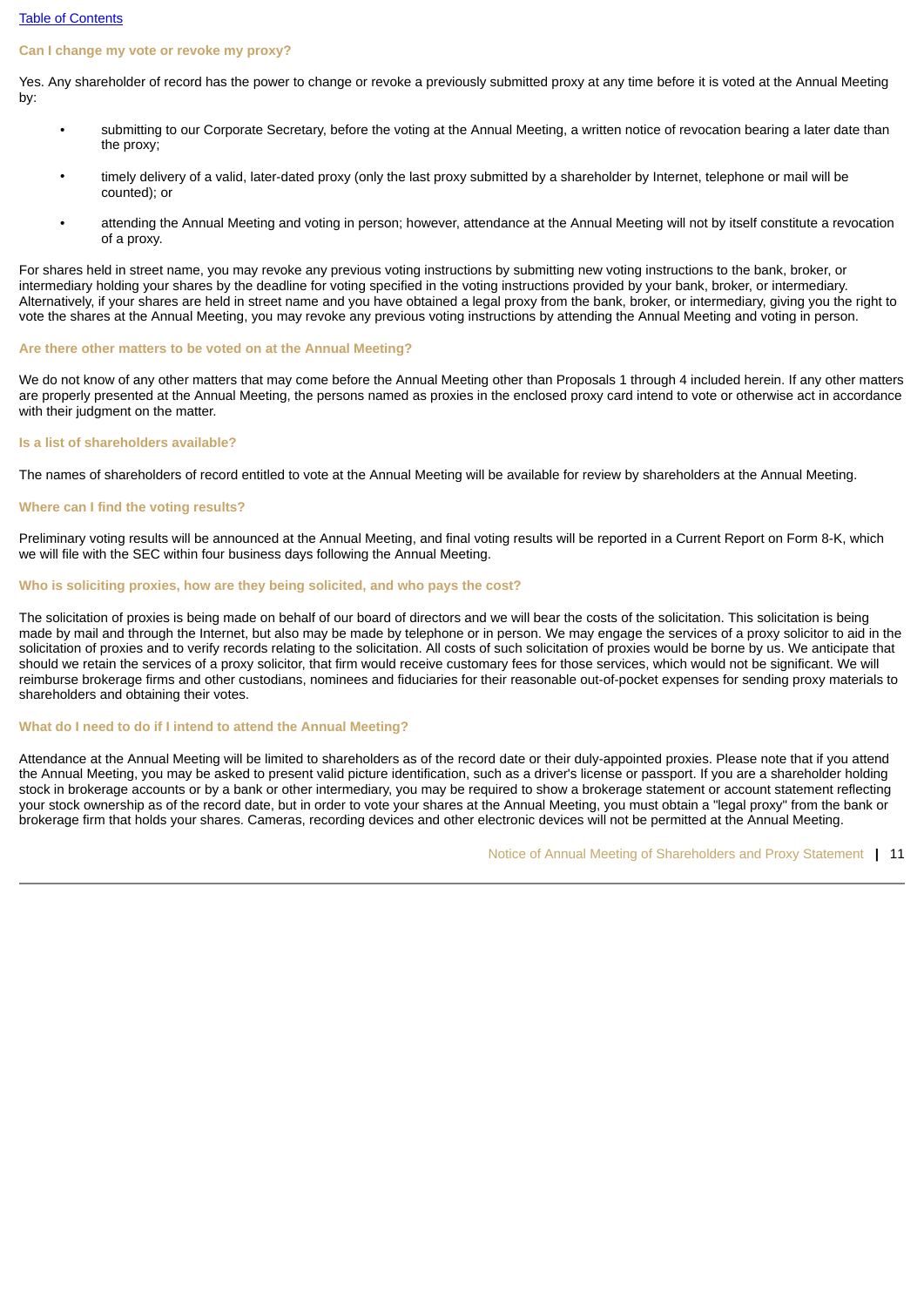### Can I change my vote or revoke my proxy?

Yes. Any shareholder of record has the power to change or revoke a previously submitted proxy at any time before it is voted at the Annual Meeting by:

- submitting to our Corporate Secretary, before the voting at the Annual Meeting, a written notice of revocation bearing a later date than the proxy;
- timely delivery of a valid, later-dated proxy (only the last proxy submitted by a shareholder by Internet, telephone or mail will be counted); or
- attending the Annual Meeting and voting in person; however, attendance at the Annual Meeting will not by itself constitute a revocation of a proxy.

For shares held in street name, you may revoke any previous voting instructions by submitting new voting instructions to the bank, broker, or intermediary holding your shares by the deadline for voting specified in the voting instructions provided by your bank, broker, or intermediary. Alternatively, if your shares are held in street name and you have obtained a legal proxy from the bank, broker, or intermediary, giving you the right to vote the shares at the Annual Meeting, you may revoke any previous voting instructions by attending the Annual Meeting and voting in person.

### Are there other matters to be voted on at the Annual Meeting?

We do not know of any other matters that may come before the Annual Meeting other than Proposals 1 through 4 included herein. If any other matters are properly presented at the Annual Meeting, the persons named as proxies in the enclosed proxy card intend to vote or otherwise act in accordance with their judgment on the matter.

### Is a list of shareholders available?

The names of shareholders of record entitled to vote at the Annual Meeting will be available for review by shareholders at the Annual Meeting.

### Where can I find the voting results?

Preliminary voting results will be announced at the Annual Meeting, and final voting results will be reported in a Current Report on Form 8-K, which we will file with the SEC within four business days following the Annual Meeting.

### Who is soliciting proxies, how are they being solicited, and who pays the cost?

The solicitation of proxies is being made on behalf of our board of directors and we will bear the costs of the solicitation. This solicitation is being made by mail and through the Internet, but also may be made by telephone or in person. We may engage the services of a proxy solicitor to aid in the solicitation of proxies and to verify records relating to the solicitation. All costs of such solicitation of proxies would be borne by us. We anticipate that should we retain the services of a proxy solicitor, that firm would receive customary fees for those services, which would not be significant. We will reimburse brokerage firms and other custodians, nominees and fiduciaries for their reasonable out-of-pocket expenses for sending proxy materials to shareholders and obtaining their votes.

### What do I need to do if I intend to attend the Annual Meeting?

Attendance at the Annual Meeting will be limited to shareholders as of the record date or their duly-appointed proxies. Please note that if you attend the Annual Meeting, you may be asked to present valid picture identification, such as a driver's license or passport. If you are a shareholder holding stock in brokerage accounts or by a bank or other intermediary, you may be required to show a brokerage statement or account statement reflecting your stock ownership as of the record date, but in order to vote your shares at the Annual Meeting, you must obtain a "legal proxy" from the bank or brokerage firm that holds your shares. Cameras, recording devices and other electronic devices will not be permitted at the Annual Meeting.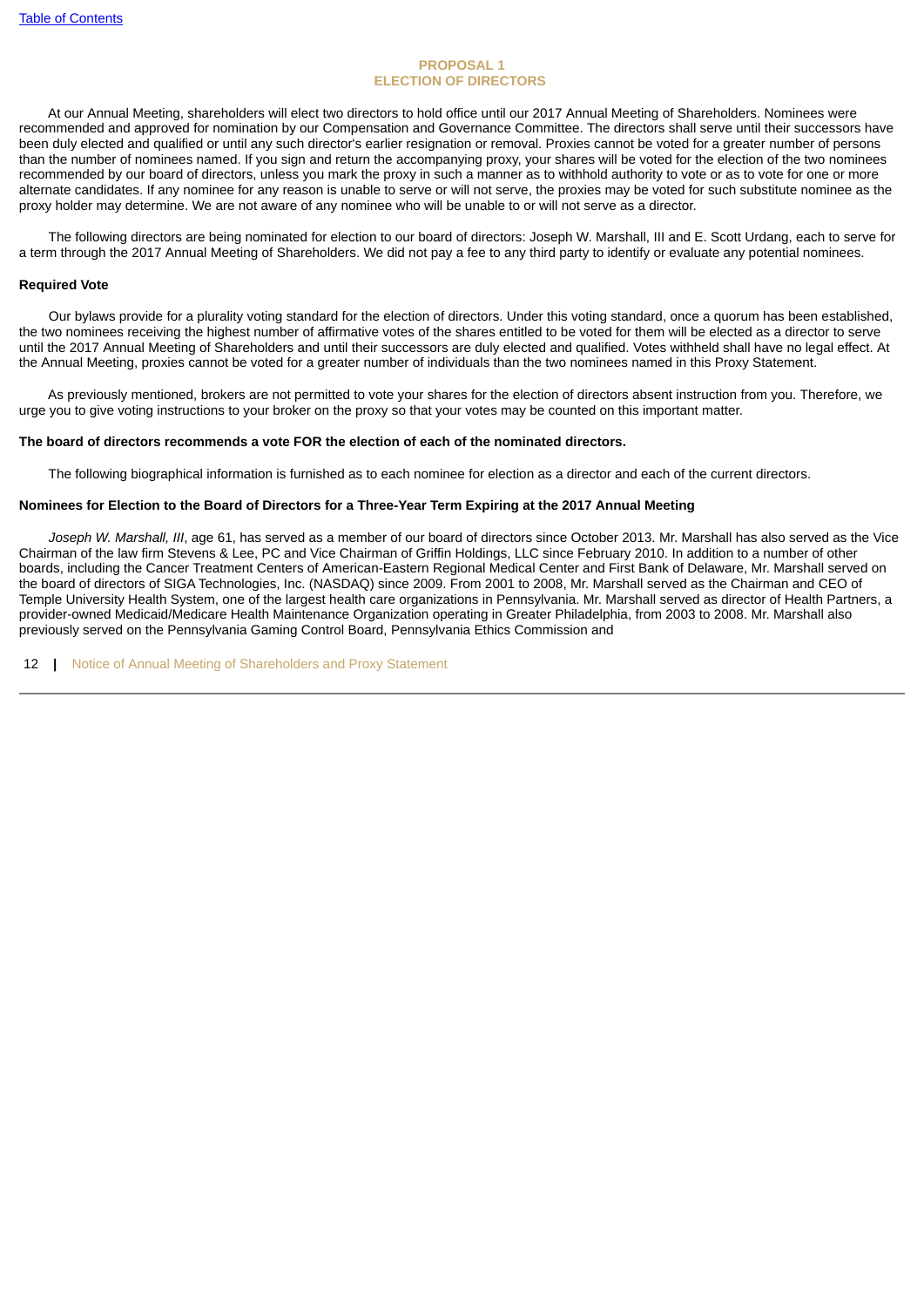## PROPOSAL 1
## ELECTION OF DIRECTORS

At our Annual Meeting, shareholders will elect two directors to hold office until our 2017 Annual Meeting of Shareholders. Nominees were recommended and approved for nomination by our Compensation and Governance Committee. The directors shall serve until their successors have been duly elected and qualified or until any such director's earlier resignation or removal. Proxies cannot be voted for a greater number of persons than the number of nominees named. If you sign and return the accompanying proxy, your shares will be voted for the election of the two nominees recommended by our board of directors, unless you mark the proxy in such a manner as to withhold authority to vote or as to vote for one or more alternate candidates. If any nominee for any reason is unable to serve or will not serve, the proxies may be voted for such substitute nominee as the proxy holder may determine. We are not aware of any nominee who will be unable to or will not serve as a director.

The following directors are being nominated for election to our board of directors: Joseph W. Marshall, III and E. Scott Urdang, each to serve for a term through the 2017 Annual Meeting of Shareholders. We did not pay a fee to any third party to identify or evaluate any potential nominees.

**Required Vote**

Our bylaws provide for a plurality voting standard for the election of directors. Under this voting standard, once a quorum has been established, the two nominees receiving the highest number of affirmative votes of the shares entitled to be voted for them will be elected as a director to serve until the 2017 Annual Meeting of Shareholders and until their successors are duly elected and qualified. Votes withheld shall have no legal effect. At the Annual Meeting, proxies cannot be voted for a greater number of individuals than the two nominees named in this Proxy Statement.

As previously mentioned, brokers are not permitted to vote your shares for the election of directors absent instruction from you. Therefore, we urge you to give voting instructions to your broker on the proxy so that your votes may be counted on this important matter.

**The board of directors recommends a vote FOR the election of each of the nominated directors.**

The following biographical information is furnished as to each nominee for election as a director and each of the current directors.

**Nominees for Election to the Board of Directors for a Three-Year Term Expiring at the 2017 Annual Meeting**

*Joseph W. Marshall, III*, age 61, has served as a member of our board of directors since October 2013. Mr. Marshall has also served as the Vice Chairman of the law firm Stevens & Lee, PC and Vice Chairman of Griffin Holdings, LLC since February 2010. In addition to a number of other boards, including the Cancer Treatment Centers of American-Eastern Regional Medical Center and First Bank of Delaware, Mr. Marshall served on the board of directors of SIGA Technologies, Inc. (NASDAQ) since 2009. From 2001 to 2008, Mr. Marshall served as the Chairman and CEO of Temple University Health System, one of the largest health care organizations in Pennsylvania. Mr. Marshall served as director of Health Partners, a provider-owned Medicaid/Medicare Health Maintenance Organization operating in Greater Philadelphia, from 2003 to 2008. Mr. Marshall also previously served on the Pennsylvania Gaming Control Board, Pennsylvania Ethics Commission and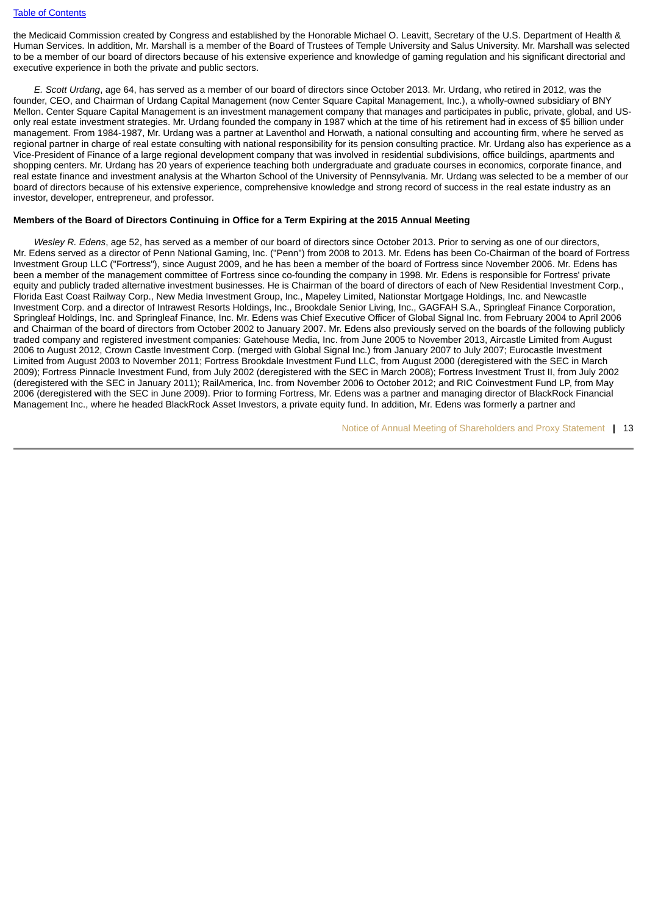the Medicaid Commission created by Congress and established by the Honorable Michael O. Leavitt, Secretary of the U.S. Department of Health & Human Services. In addition, Mr. Marshall is a member of the Board of Trustees of Temple University and Salus University. Mr. Marshall was selected to be a member of our board of directors because of his extensive experience and knowledge of gaming regulation and his significant directorial and executive experience in both the private and public sectors.

*E. Scott Urdang*, age 64, has served as a member of our board of directors since October 2013. Mr. Urdang, who retired in 2012, was the founder, CEO, and Chairman of Urdang Capital Management (now Center Square Capital Management, Inc.), a wholly-owned subsidiary of BNY Mellon. Center Square Capital Management is an investment management company that manages and participates in public, private, global, and US-only real estate investment strategies. Mr. Urdang founded the company in 1987 which at the time of his retirement had in excess of $5 billion under management. From 1984-1987, Mr. Urdang was a partner at Laventhol and Horwath, a national consulting and accounting firm, where he served as regional partner in charge of real estate consulting with national responsibility for its pension consulting practice. Mr. Urdang also has experience as a Vice-President of Finance of a large regional development company that was involved in residential subdivisions, office buildings, apartments and shopping centers. Mr. Urdang has 20 years of experience teaching both undergraduate and graduate courses in economics, corporate finance, and real estate finance and investment analysis at the Wharton School of the University of Pennsylvania. Mr. Urdang was selected to be a member of our board of directors because of his extensive experience, comprehensive knowledge and strong record of success in the real estate industry as an investor, developer, entrepreneur, and professor.

**Members of the Board of Directors Continuing in Office for a Term Expiring at the 2015 Annual Meeting**

*Wesley R. Edens*, age 52, has served as a member of our board of directors since October 2013. Prior to serving as one of our directors, Mr. Edens served as a director of Penn National Gaming, Inc. ("Penn") from 2008 to 2013. Mr. Edens has been Co-Chairman of the board of Fortress Investment Group LLC ("Fortress"), since August 2009, and he has been a member of the board of Fortress since November 2006. Mr. Edens has been a member of the management committee of Fortress since co-founding the company in 1998. Mr. Edens is responsible for Fortress' private equity and publicly traded alternative investment businesses. He is Chairman of the board of directors of each of New Residential Investment Corp., Florida East Coast Railway Corp., New Media Investment Group, Inc., Mapeley Limited, Nationstar Mortgage Holdings, Inc. and Newcastle Investment Corp. and a director of Intrawest Resorts Holdings, Inc., Brookdale Senior Living, Inc., GAGFAH S.A., Springleaf Finance Corporation, Springleaf Holdings, Inc. and Springleaf Finance, Inc. Mr. Edens was Chief Executive Officer of Global Signal Inc. from February 2004 to April 2006 and Chairman of the board of directors from October 2002 to January 2007. Mr. Edens also previously served on the boards of the following publicly traded company and registered investment companies: Gatehouse Media, Inc. from June 2005 to November 2013, Aircastle Limited from August 2006 to August 2012, Crown Castle Investment Corp. (merged with Global Signal Inc.) from January 2007 to July 2007; Eurocastle Investment Limited from August 2003 to November 2011; Fortress Brookdale Investment Fund LLC, from August 2000 (deregistered with the SEC in March 2009); Fortress Pinnacle Investment Fund, from July 2002 (deregistered with the SEC in March 2008); Fortress Investment Trust II, from July 2002 (deregistered with the SEC in January 2011); RailAmerica, Inc. from November 2006 to October 2012; and RIC Coinvestment Fund LP, from May 2006 (deregistered with the SEC in June 2009). Prior to forming Fortress, Mr. Edens was a partner and managing director of BlackRock Financial Management Inc., where he headed BlackRock Asset Investors, a private equity fund. In addition, Mr. Edens was formerly a partner and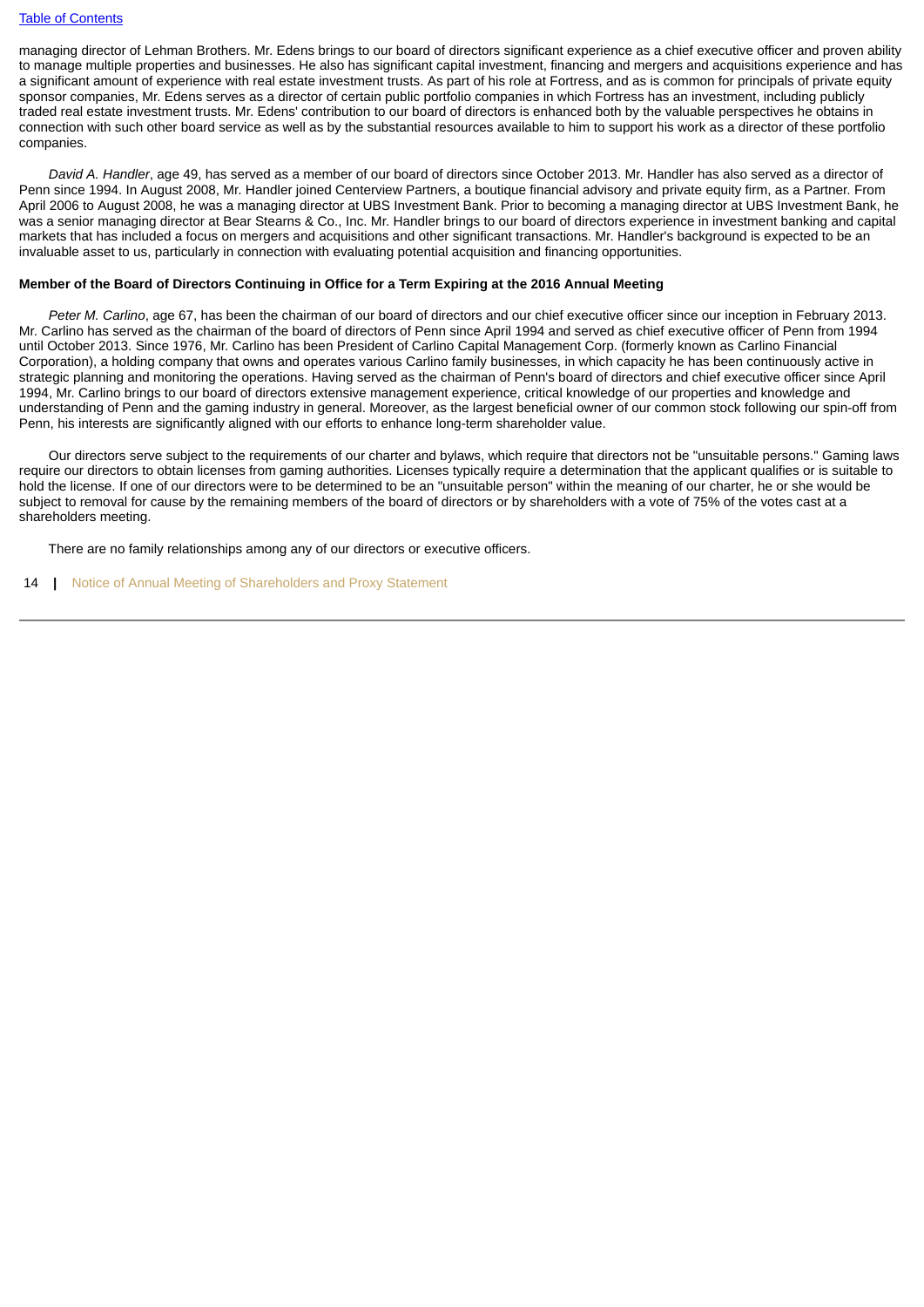managing director of Lehman Brothers. Mr. Edens brings to our board of directors significant experience as a chief executive officer and proven ability to manage multiple properties and businesses. He also has significant capital investment, financing and mergers and acquisitions experience and has a significant amount of experience with real estate investment trusts. As part of his role at Fortress, and as is common for principals of private equity sponsor companies, Mr. Edens serves as a director of certain public portfolio companies in which Fortress has an investment, including publicly traded real estate investment trusts. Mr. Edens' contribution to our board of directors is enhanced both by the valuable perspectives he obtains in connection with such other board service as well as by the substantial resources available to him to support his work as a director of these portfolio companies.

*David A. Handler*, age 49, has served as a member of our board of directors since October 2013. Mr. Handler has also served as a director of Penn since 1994. In August 2008, Mr. Handler joined Centerview Partners, a boutique financial advisory and private equity firm, as a Partner. From April 2006 to August 2008, he was a managing director at UBS Investment Bank. Prior to becoming a managing director at UBS Investment Bank, he was a senior managing director at Bear Stearns & Co., Inc. Mr. Handler brings to our board of directors experience in investment banking and capital markets that has included a focus on mergers and acquisitions and other significant transactions. Mr. Handler's background is expected to be an invaluable asset to us, particularly in connection with evaluating potential acquisition and financing opportunities.

**Member of the Board of Directors Continuing in Office for a Term Expiring at the 2016 Annual Meeting**

*Peter M. Carlino*, age 67, has been the chairman of our board of directors and our chief executive officer since our inception in February 2013. Mr. Carlino has served as the chairman of the board of directors of Penn since April 1994 and served as chief executive officer of Penn from 1994 until October 2013. Since 1976, Mr. Carlino has been President of Carlino Capital Management Corp. (formerly known as Carlino Financial Corporation), a holding company that owns and operates various Carlino family businesses, in which capacity he has been continuously active in strategic planning and monitoring the operations. Having served as the chairman of Penn's board of directors and chief executive officer since April 1994, Mr. Carlino brings to our board of directors extensive management experience, critical knowledge of our properties and knowledge and understanding of Penn and the gaming industry in general. Moreover, as the largest beneficial owner of our common stock following our spin-off from Penn, his interests are significantly aligned with our efforts to enhance long-term shareholder value.

Our directors serve subject to the requirements of our charter and bylaws, which require that directors not be "unsuitable persons." Gaming laws require our directors to obtain licenses from gaming authorities. Licenses typically require a determination that the applicant qualifies or is suitable to hold the license. If one of our directors were to be determined to be an "unsuitable person" within the meaning of our charter, he or she would be subject to removal for cause by the remaining members of the board of directors or by shareholders with a vote of 75% of the votes cast at a shareholders meeting.

There are no family relationships among any of our directors or executive officers.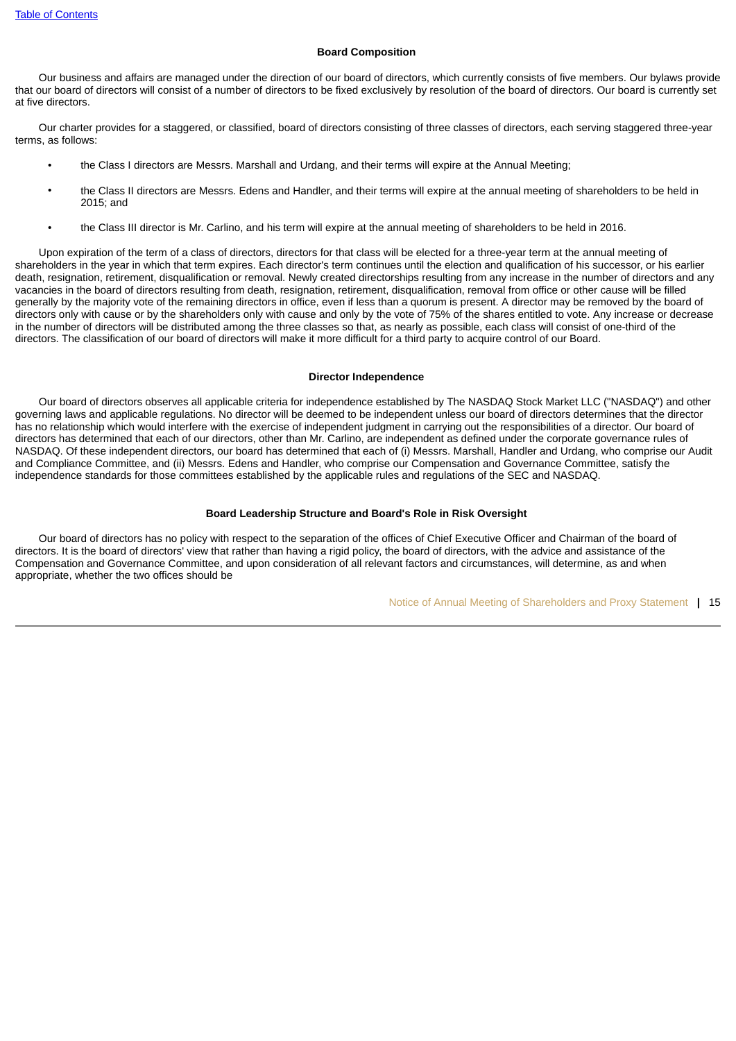### Board Composition

Our business and affairs are managed under the direction of our board of directors, which currently consists of five members. Our bylaws provide that our board of directors will consist of a number of directors to be fixed exclusively by resolution of the board of directors. Our board is currently set at five directors.

Our charter provides for a staggered, or classified, board of directors consisting of three classes of directors, each serving staggered three-year terms, as follows:

- the Class I directors are Messrs. Marshall and Urdang, and their terms will expire at the Annual Meeting;
- the Class II directors are Messrs. Edens and Handler, and their terms will expire at the annual meeting of shareholders to be held in 2015; and
- the Class III director is Mr. Carlino, and his term will expire at the annual meeting of shareholders to be held in 2016.

Upon expiration of the term of a class of directors, directors for that class will be elected for a three-year term at the annual meeting of shareholders in the year in which that term expires. Each director's term continues until the election and qualification of his successor, or his earlier death, resignation, retirement, disqualification or removal. Newly created directorships resulting from any increase in the number of directors and any vacancies in the board of directors resulting from death, resignation, retirement, disqualification, removal from office or other cause will be filled generally by the majority vote of the remaining directors in office, even if less than a quorum is present. A director may be removed by the board of directors only with cause or by the shareholders only with cause and only by the vote of 75% of the shares entitled to vote. Any increase or decrease in the number of directors will be distributed among the three classes so that, as nearly as possible, each class will consist of one-third of the directors. The classification of our board of directors will make it more difficult for a third party to acquire control of our Board.

### Director Independence

Our board of directors observes all applicable criteria for independence established by The NASDAQ Stock Market LLC ("NASDAQ") and other governing laws and applicable regulations. No director will be deemed to be independent unless our board of directors determines that the director has no relationship which would interfere with the exercise of independent judgment in carrying out the responsibilities of a director. Our board of directors has determined that each of our directors, other than Mr. Carlino, are independent as defined under the corporate governance rules of NASDAQ. Of these independent directors, our board has determined that each of (i) Messrs. Marshall, Handler and Urdang, who comprise our Audit and Compliance Committee, and (ii) Messrs. Edens and Handler, who comprise our Compensation and Governance Committee, satisfy the independence standards for those committees established by the applicable rules and regulations of the SEC and NASDAQ.

### Board Leadership Structure and Board's Role in Risk Oversight

Our board of directors has no policy with respect to the separation of the offices of Chief Executive Officer and Chairman of the board of directors. It is the board of directors' view that rather than having a rigid policy, the board of directors, with the advice and assistance of the Compensation and Governance Committee, and upon consideration of all relevant factors and circumstances, will determine, as and when appropriate, whether the two offices should be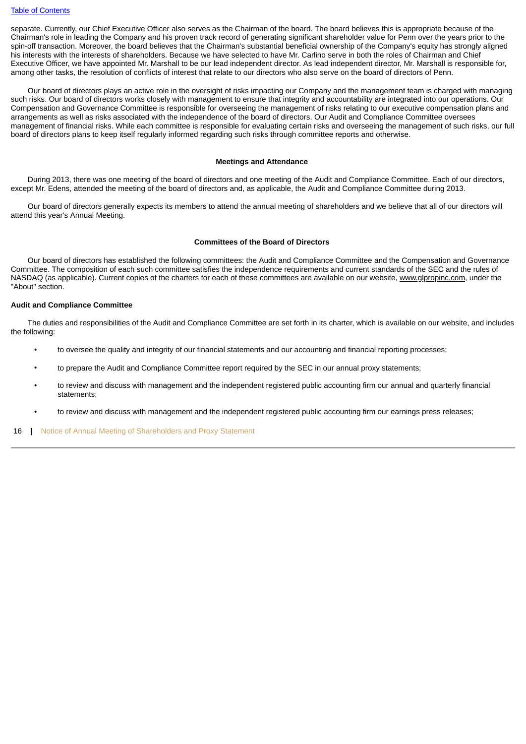separate. Currently, our Chief Executive Officer also serves as the Chairman of the board. The board believes this is appropriate because of the Chairman's role in leading the Company and his proven track record of generating significant shareholder value for Penn over the years prior to the spin-off transaction. Moreover, the board believes that the Chairman's substantial beneficial ownership of the Company's equity has strongly aligned his interests with the interests of shareholders. Because we have selected to have Mr. Carlino serve in both the roles of Chairman and Chief Executive Officer, we have appointed Mr. Marshall to be our lead independent director. As lead independent director, Mr. Marshall is responsible for, among other tasks, the resolution of conflicts of interest that relate to our directors who also serve on the board of directors of Penn.

Our board of directors plays an active role in the oversight of risks impacting our Company and the management team is charged with managing such risks. Our board of directors works closely with management to ensure that integrity and accountability are integrated into our operations. Our Compensation and Governance Committee is responsible for overseeing the management of risks relating to our executive compensation plans and arrangements as well as risks associated with the independence of the board of directors. Our Audit and Compliance Committee oversees management of financial risks. While each committee is responsible for evaluating certain risks and overseeing the management of such risks, our full board of directors plans to keep itself regularly informed regarding such risks through committee reports and otherwise.

## Meetings and Attendance

During 2013, there was one meeting of the board of directors and one meeting of the Audit and Compliance Committee. Each of our directors, except Mr. Edens, attended the meeting of the board of directors and, as applicable, the Audit and Compliance Committee during 2013.

Our board of directors generally expects its members to attend the annual meeting of shareholders and we believe that all of our directors will attend this year's Annual Meeting.

## Committees of the Board of Directors

Our board of directors has established the following committees: the Audit and Compliance Committee and the Compensation and Governance Committee. The composition of each such committee satisfies the independence requirements and current standards of the SEC and the rules of NASDAQ (as applicable). Current copies of the charters for each of these committees are available on our website, www.glpropinc.com, under the "About" section.

### Audit and Compliance Committee

The duties and responsibilities of the Audit and Compliance Committee are set forth in its charter, which is available on our website, and includes the following:

- to oversee the quality and integrity of our financial statements and our accounting and financial reporting processes;
- to prepare the Audit and Compliance Committee report required by the SEC in our annual proxy statements;
- to review and discuss with management and the independent registered public accounting firm our annual and quarterly financial statements;
- to review and discuss with management and the independent registered public accounting firm our earnings press releases;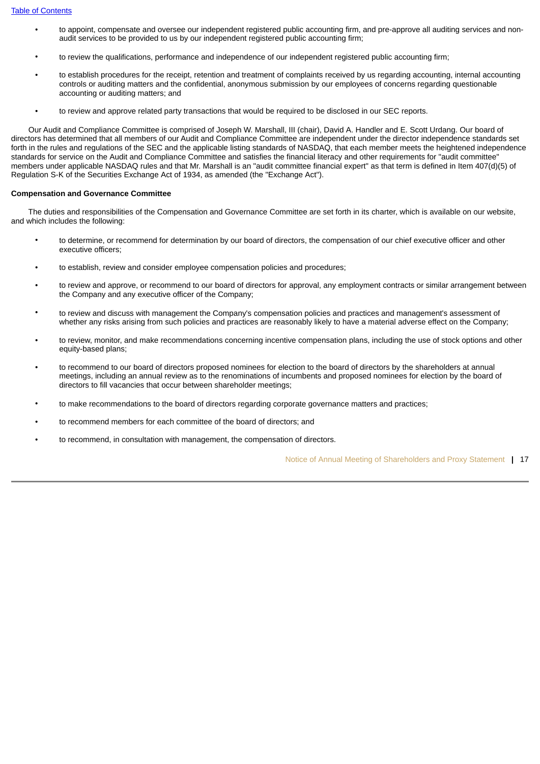- to appoint, compensate and oversee our independent registered public accounting firm, and pre-approve all auditing services and non-audit services to be provided to us by our independent registered public accounting firm;
- to review the qualifications, performance and independence of our independent registered public accounting firm;
- to establish procedures for the receipt, retention and treatment of complaints received by us regarding accounting, internal accounting controls or auditing matters and the confidential, anonymous submission by our employees of concerns regarding questionable accounting or auditing matters; and
- to review and approve related party transactions that would be required to be disclosed in our SEC reports.

Our Audit and Compliance Committee is comprised of Joseph W. Marshall, III (chair), David A. Handler and E. Scott Urdang. Our board of directors has determined that all members of our Audit and Compliance Committee are independent under the director independence standards set forth in the rules and regulations of the SEC and the applicable listing standards of NASDAQ, that each member meets the heightened independence standards for service on the Audit and Compliance Committee and satisfies the financial literacy and other requirements for "audit committee" members under applicable NASDAQ rules and that Mr. Marshall is an "audit committee financial expert" as that term is defined in Item 407(d)(5) of Regulation S-K of the Securities Exchange Act of 1934, as amended (the "Exchange Act").

**Compensation and Governance Committee**

The duties and responsibilities of the Compensation and Governance Committee are set forth in its charter, which is available on our website, and which includes the following:

- to determine, or recommend for determination by our board of directors, the compensation of our chief executive officer and other executive officers;
- to establish, review and consider employee compensation policies and procedures;
- to review and approve, or recommend to our board of directors for approval, any employment contracts or similar arrangement between the Company and any executive officer of the Company;
- to review and discuss with management the Company's compensation policies and practices and management's assessment of whether any risks arising from such policies and practices are reasonably likely to have a material adverse effect on the Company;
- to review, monitor, and make recommendations concerning incentive compensation plans, including the use of stock options and other equity-based plans;
- to recommend to our board of directors proposed nominees for election to the board of directors by the shareholders at annual meetings, including an annual review as to the renominations of incumbents and proposed nominees for election by the board of directors to fill vacancies that occur between shareholder meetings;
- to make recommendations to the board of directors regarding corporate governance matters and practices;
- to recommend members for each committee of the board of directors; and
- to recommend, in consultation with management, the compensation of directors.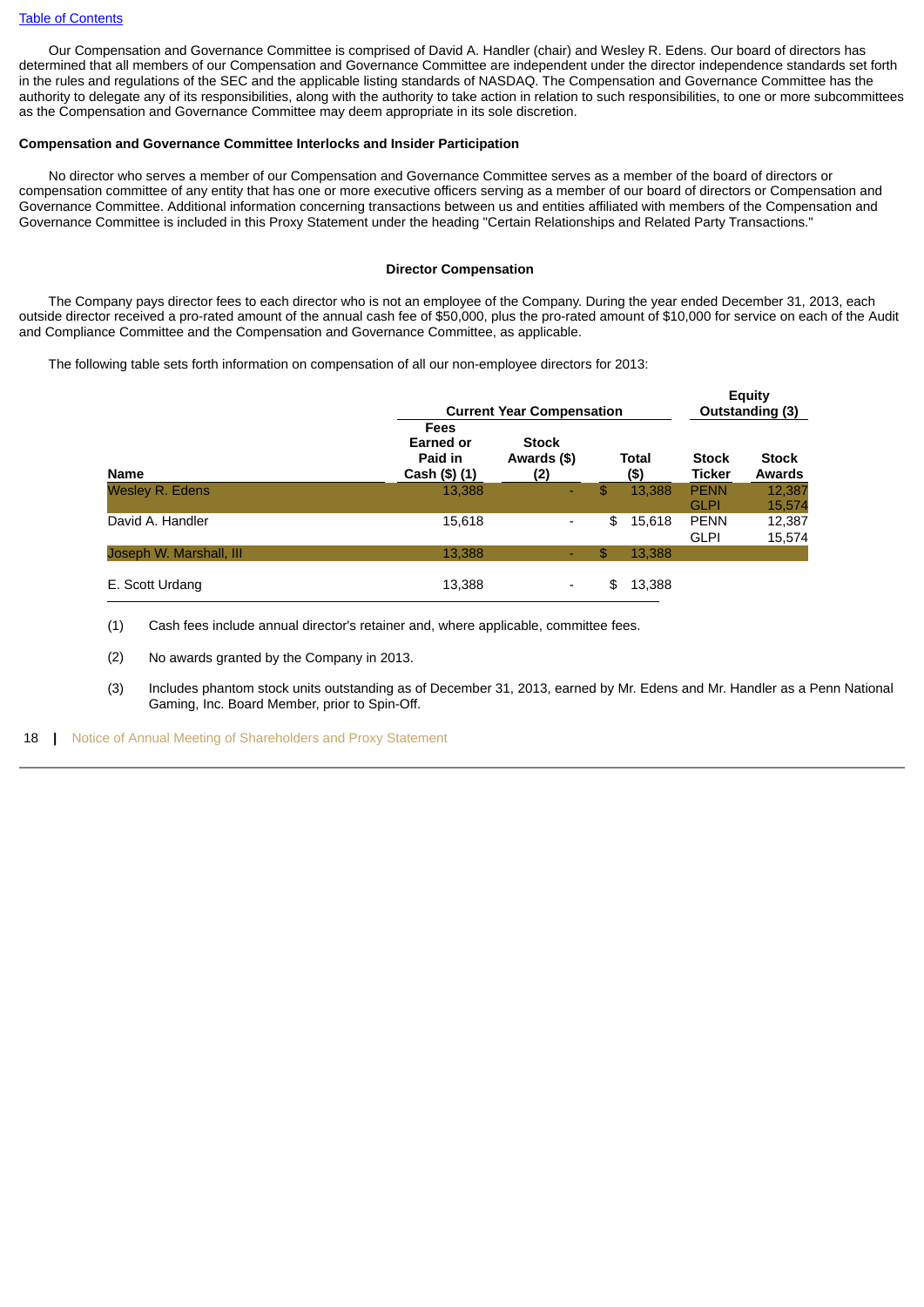Our Compensation and Governance Committee is comprised of David A. Handler (chair) and Wesley R. Edens. Our board of directors has determined that all members of our Compensation and Governance Committee are independent under the director independence standards set forth in the rules and regulations of the SEC and the applicable listing standards of NASDAQ. The Compensation and Governance Committee has the authority to delegate any of its responsibilities, along with the authority to take action in relation to such responsibilities, to one or more subcommittees as the Compensation and Governance Committee may deem appropriate in its sole discretion.

**Compensation and Governance Committee Interlocks and Insider Participation**

No director who serves a member of our Compensation and Governance Committee serves as a member of the board of directors or compensation committee of any entity that has one or more executive officers serving as a member of our board of directors or Compensation and Governance Committee. Additional information concerning transactions between us and entities affiliated with members of the Compensation and Governance Committee is included in this Proxy Statement under the heading "Certain Relationships and Related Party Transactions."

## Director Compensation

The Company pays director fees to each director who is not an employee of the Company. During the year ended December 31, 2013, each outside director received a pro-rated amount of the annual cash fee of $50,000, plus the pro-rated amount of $10,000 for service on each of the Audit and Compliance Committee and the Compensation and Governance Committee, as applicable.

The following table sets forth information on compensation of all our non-employee directors for 2013:

| | Current Year Compensation | | | Equity Outstanding (3) | |
|---|---|---|---|---|---|
| Name | Fees Earned or Paid in Cash ($) (1) | Stock Awards ($) (2) | Total ($) | Stock Ticker | Stock Awards |
| Wesley R. Edens | 13,388 | - | $ 13,388 | PENN<br>GLPI | 12,387<br>15,574 |
| David A. Handler | 15,618 | - | $ 15,618 | PENN<br>GLPI | 12,387<br>15,574 |
| Joseph W. Marshall, III | 13,388 | - | $ 13,388 | | |
| E. Scott Urdang | 13,388 | - | $ 13,388 | | |

(1) Cash fees include annual director's retainer and, where applicable, committee fees.

(2) No awards granted by the Company in 2013.

(3) Includes phantom stock units outstanding as of December 31, 2013, earned by Mr. Edens and Mr. Handler as a Penn National Gaming, Inc. Board Member, prior to Spin-Off.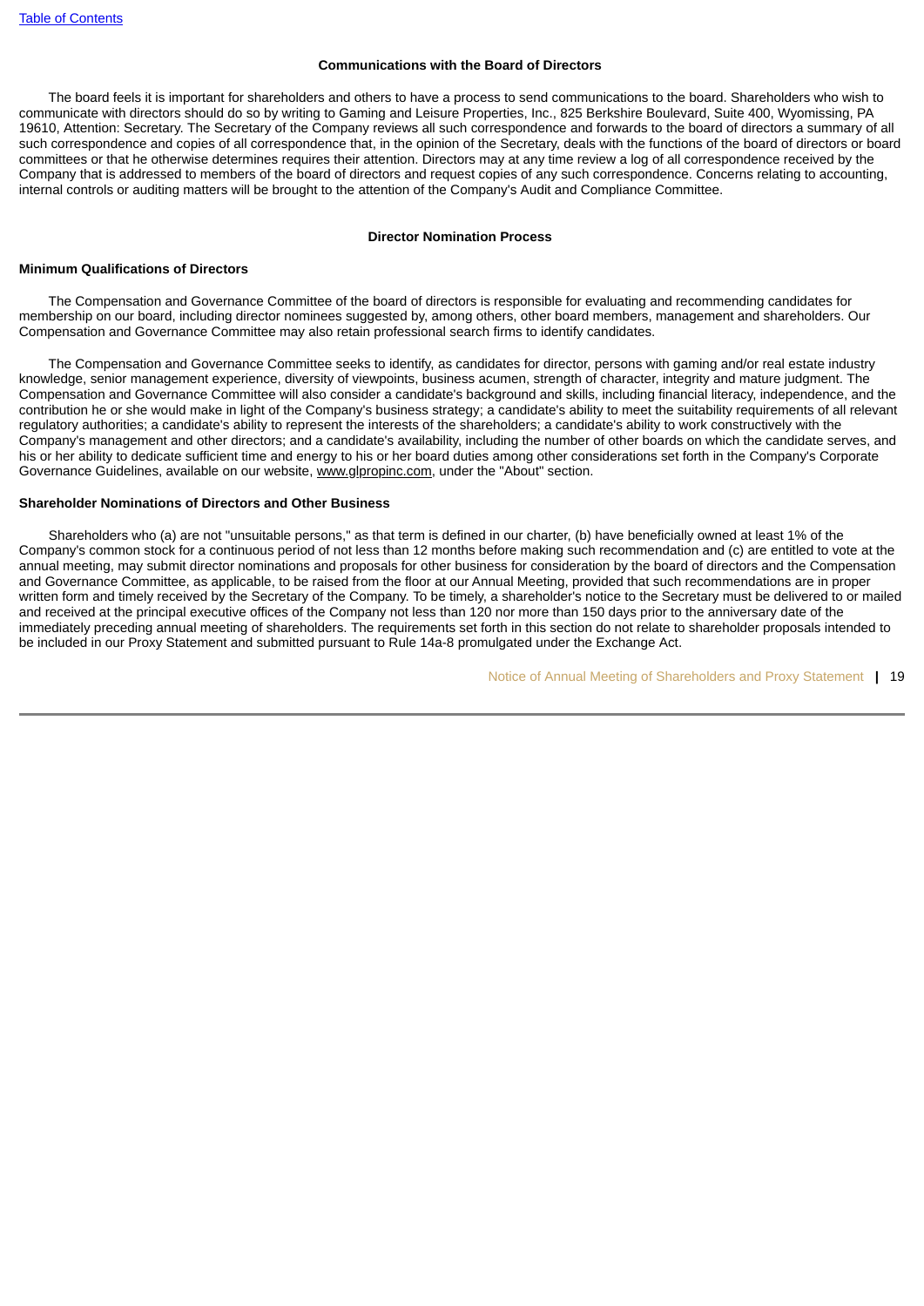## Communications with the Board of Directors

The board feels it is important for shareholders and others to have a process to send communications to the board. Shareholders who wish to communicate with directors should do so by writing to Gaming and Leisure Properties, Inc., 825 Berkshire Boulevard, Suite 400, Wyomissing, PA 19610, Attention: Secretary. The Secretary of the Company reviews all such correspondence and forwards to the board of directors a summary of all such correspondence and copies of all correspondence that, in the opinion of the Secretary, deals with the functions of the board of directors or board committees or that he otherwise determines requires their attention. Directors may at any time review a log of all correspondence received by the Company that is addressed to members of the board of directors and request copies of any such correspondence. Concerns relating to accounting, internal controls or auditing matters will be brought to the attention of the Company's Audit and Compliance Committee.

## Director Nomination Process

### Minimum Qualifications of Directors

The Compensation and Governance Committee of the board of directors is responsible for evaluating and recommending candidates for membership on our board, including director nominees suggested by, among others, other board members, management and shareholders. Our Compensation and Governance Committee may also retain professional search firms to identify candidates.

The Compensation and Governance Committee seeks to identify, as candidates for director, persons with gaming and/or real estate industry knowledge, senior management experience, diversity of viewpoints, business acumen, strength of character, integrity and mature judgment. The Compensation and Governance Committee will also consider a candidate's background and skills, including financial literacy, independence, and the contribution he or she would make in light of the Company's business strategy; a candidate's ability to meet the suitability requirements of all relevant regulatory authorities; a candidate's ability to represent the interests of the shareholders; a candidate's ability to work constructively with the Company's management and other directors; and a candidate's availability, including the number of other boards on which the candidate serves, and his or her ability to dedicate sufficient time and energy to his or her board duties among other considerations set forth in the Company's Corporate Governance Guidelines, available on our website, www.glpropinc.com, under the "About" section.

### Shareholder Nominations of Directors and Other Business

Shareholders who (a) are not "unsuitable persons," as that term is defined in our charter, (b) have beneficially owned at least 1% of the Company's common stock for a continuous period of not less than 12 months before making such recommendation and (c) are entitled to vote at the annual meeting, may submit director nominations and proposals for other business for consideration by the board of directors and the Compensation and Governance Committee, as applicable, to be raised from the floor at our Annual Meeting, provided that such recommendations are in proper written form and timely received by the Secretary of the Company. To be timely, a shareholder's notice to the Secretary must be delivered to or mailed and received at the principal executive offices of the Company not less than 120 nor more than 150 days prior to the anniversary date of the immediately preceding annual meeting of shareholders. The requirements set forth in this section do not relate to shareholder proposals intended to be included in our Proxy Statement and submitted pursuant to Rule 14a-8 promulgated under the Exchange Act.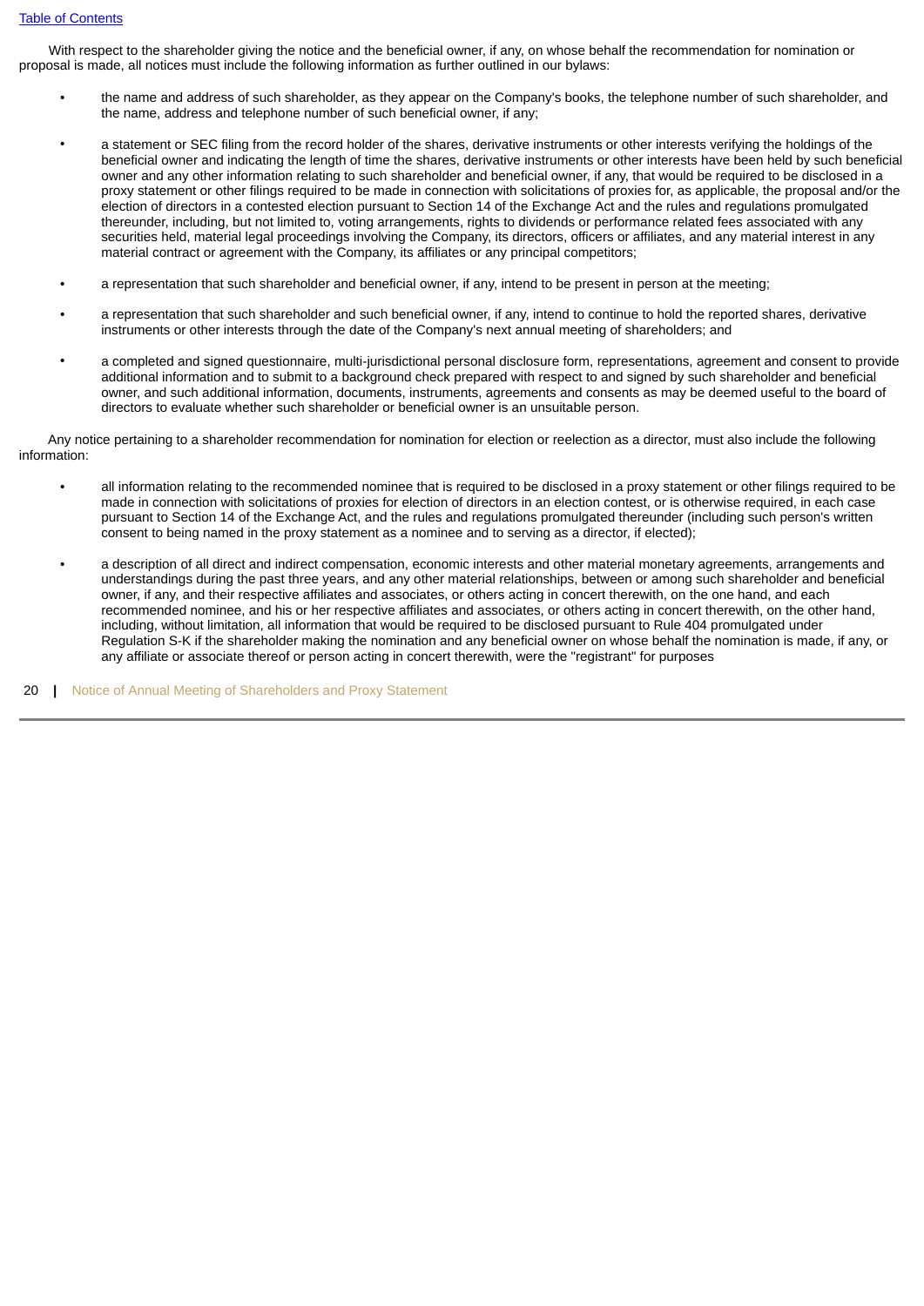With respect to the shareholder giving the notice and the beneficial owner, if any, on whose behalf the recommendation for nomination or proposal is made, all notices must include the following information as further outlined in our bylaws:

- the name and address of such shareholder, as they appear on the Company's books, the telephone number of such shareholder, and the name, address and telephone number of such beneficial owner, if any;
- a statement or SEC filing from the record holder of the shares, derivative instruments or other interests verifying the holdings of the beneficial owner and indicating the length of time the shares, derivative instruments or other interests have been held by such beneficial owner and any other information relating to such shareholder and beneficial owner, if any, that would be required to be disclosed in a proxy statement or other filings required to be made in connection with solicitations of proxies for, as applicable, the proposal and/or the election of directors in a contested election pursuant to Section 14 of the Exchange Act and the rules and regulations promulgated thereunder, including, but not limited to, voting arrangements, rights to dividends or performance related fees associated with any securities held, material legal proceedings involving the Company, its directors, officers or affiliates, and any material interest in any material contract or agreement with the Company, its affiliates or any principal competitors;
- a representation that such shareholder and beneficial owner, if any, intend to be present in person at the meeting;
- a representation that such shareholder and such beneficial owner, if any, intend to continue to hold the reported shares, derivative instruments or other interests through the date of the Company's next annual meeting of shareholders; and
- a completed and signed questionnaire, multi-jurisdictional personal disclosure form, representations, agreement and consent to provide additional information and to submit to a background check prepared with respect to and signed by such shareholder and beneficial owner, and such additional information, documents, instruments, agreements and consents as may be deemed useful to the board of directors to evaluate whether such shareholder or beneficial owner is an unsuitable person.

Any notice pertaining to a shareholder recommendation for nomination for election or reelection as a director, must also include the following information:

- all information relating to the recommended nominee that is required to be disclosed in a proxy statement or other filings required to be made in connection with solicitations of proxies for election of directors in an election contest, or is otherwise required, in each case pursuant to Section 14 of the Exchange Act, and the rules and regulations promulgated thereunder (including such person's written consent to being named in the proxy statement as a nominee and to serving as a director, if elected);
- a description of all direct and indirect compensation, economic interests and other material monetary agreements, arrangements and understandings during the past three years, and any other material relationships, between or among such shareholder and beneficial owner, if any, and their respective affiliates and associates, or others acting in concert therewith, on the one hand, and each recommended nominee, and his or her respective affiliates and associates, or others acting in concert therewith, on the other hand, including, without limitation, all information that would be required to be disclosed pursuant to Rule 404 promulgated under Regulation S-K if the shareholder making the nomination and any beneficial owner on whose behalf the nomination is made, if any, or any affiliate or associate thereof or person acting in concert therewith, were the "registrant" for purposes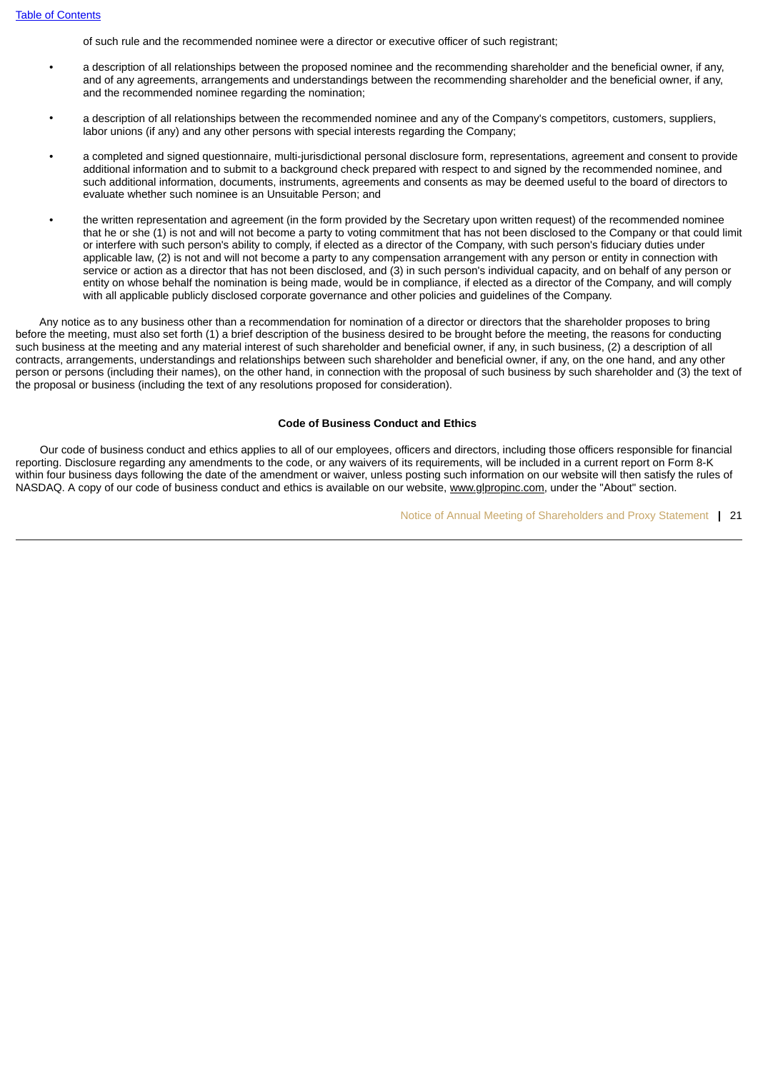of such rule and the recommended nominee were a director or executive officer of such registrant;

- a description of all relationships between the proposed nominee and the recommending shareholder and the beneficial owner, if any, and of any agreements, arrangements and understandings between the recommending shareholder and the beneficial owner, if any, and the recommended nominee regarding the nomination;

- a description of all relationships between the recommended nominee and any of the Company's competitors, customers, suppliers, labor unions (if any) and any other persons with special interests regarding the Company;

- a completed and signed questionnaire, multi-jurisdictional personal disclosure form, representations, agreement and consent to provide additional information and to submit to a background check prepared with respect to and signed by the recommended nominee, and such additional information, documents, instruments, agreements and consents as may be deemed useful to the board of directors to evaluate whether such nominee is an Unsuitable Person; and

- the written representation and agreement (in the form provided by the Secretary upon written request) of the recommended nominee that he or she (1) is not and will not become a party to voting commitment that has not been disclosed to the Company or that could limit or interfere with such person's ability to comply, if elected as a director of the Company, with such person's fiduciary duties under applicable law, (2) is not and will not become a party to any compensation arrangement with any person or entity in connection with service or action as a director that has not been disclosed, and (3) in such person's individual capacity, and on behalf of any person or entity on whose behalf the nomination is being made, would be in compliance, if elected as a director of the Company, and will comply with all applicable publicly disclosed corporate governance and other policies and guidelines of the Company.

Any notice as to any business other than a recommendation for nomination of a director or directors that the shareholder proposes to bring before the meeting, must also set forth (1) a brief description of the business desired to be brought before the meeting, the reasons for conducting such business at the meeting and any material interest of such shareholder and beneficial owner, if any, in such business, (2) a description of all contracts, arrangements, understandings and relationships between such shareholder and beneficial owner, if any, on the one hand, and any other person or persons (including their names), on the other hand, in connection with the proposal of such business by such shareholder and (3) the text of the proposal or business (including the text of any resolutions proposed for consideration).

**Code of Business Conduct and Ethics**

Our code of business conduct and ethics applies to all of our employees, officers and directors, including those officers responsible for financial reporting. Disclosure regarding any amendments to the code, or any waivers of its requirements, will be included in a current report on Form 8-K within four business days following the date of the amendment or waiver, unless posting such information on our website will then satisfy the rules of NASDAQ. A copy of our code of business conduct and ethics is available on our website, www.glpropinc.com, under the "About" section.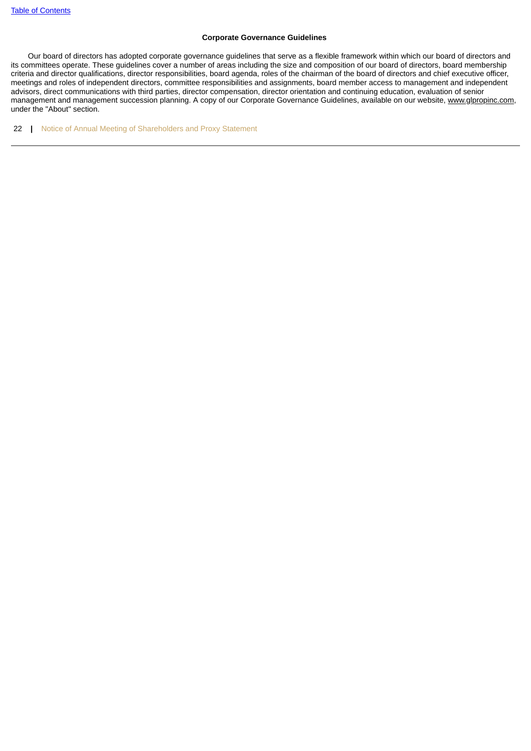### Corporate Governance Guidelines

Our board of directors has adopted corporate governance guidelines that serve as a flexible framework within which our board of directors and its committees operate. These guidelines cover a number of areas including the size and composition of our board of directors, board membership criteria and director qualifications, director responsibilities, board agenda, roles of the chairman of the board of directors and chief executive officer, meetings and roles of independent directors, committee responsibilities and assignments, board member access to management and independent advisors, direct communications with third parties, director compensation, director orientation and continuing education, evaluation of senior management and management succession planning. A copy of our Corporate Governance Guidelines, available on our website, www.glpropinc.com, under the "About" section.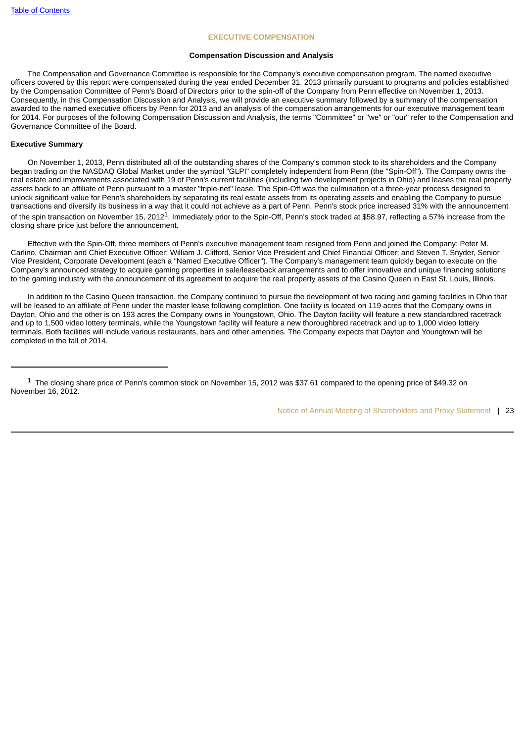# EXECUTIVE COMPENSATION

## Compensation Discussion and Analysis

The Compensation and Governance Committee is responsible for the Company's executive compensation program. The named executive officers covered by this report were compensated during the year ended December 31, 2013 primarily pursuant to programs and policies established by the Compensation Committee of Penn's Board of Directors prior to the spin-off of the Company from Penn effective on November 1, 2013. Consequently, in this Compensation Discussion and Analysis, we will provide an executive summary followed by a summary of the compensation awarded to the named executive officers by Penn for 2013 and an analysis of the compensation arrangements for our executive management team for 2014. For purposes of the following Compensation Discussion and Analysis, the terms "Committee" or "we" or "our" refer to the Compensation and Governance Committee of the Board.

### Executive Summary

On November 1, 2013, Penn distributed all of the outstanding shares of the Company's common stock to its shareholders and the Company began trading on the NASDAQ Global Market under the symbol "GLPI" completely independent from Penn (the "Spin-Off"). The Company owns the real estate and improvements associated with 19 of Penn's current facilities (including two development projects in Ohio) and leases the real property assets back to an affiliate of Penn pursuant to a master "triple-net" lease. The Spin-Off was the culmination of a three-year process designed to unlock significant value for Penn's shareholders by separating its real estate assets from its operating assets and enabling the Company to pursue transactions and diversify its business in a way that it could not achieve as a part of Penn. Penn's stock price increased 31% with the announcement of the spin transaction on November 15, 2012[1]. Immediately prior to the Spin-Off, Penn's stock traded at $58.97, reflecting a 57% increase from the closing share price just before the announcement.

Effective with the Spin-Off, three members of Penn's executive management team resigned from Penn and joined the Company: Peter M. Carlino, Chairman and Chief Executive Officer; William J. Clifford, Senior Vice President and Chief Financial Officer; and Steven T. Snyder, Senior Vice President, Corporate Development (each a "Named Executive Officer"). The Company's management team quickly began to execute on the Company's announced strategy to acquire gaming properties in sale/leaseback arrangements and to offer innovative and unique financing solutions to the gaming industry with the announcement of its agreement to acquire the real property assets of the Casino Queen in East St. Louis, Illinois.

In addition to the Casino Queen transaction, the Company continued to pursue the development of two racing and gaming facilities in Ohio that will be leased to an affiliate of Penn under the master lease following completion. One facility is located on 119 acres that the Company owns in Dayton, Ohio and the other is on 193 acres the Company owns in Youngstown, Ohio. The Dayton facility will feature a new standardbred racetrack and up to 1,500 video lottery terminals, while the Youngstown facility will feature a new thoroughbred racetrack and up to 1,000 video lottery terminals. Both facilities will include various restaurants, bars and other amenities. The Company expects that Dayton and Youngstown will be completed in the fall of 2014.

---

[1] The closing share price of Penn's common stock on November 15, 2012 was $37.61 compared to the opening price of $49.32 on November 16, 2012.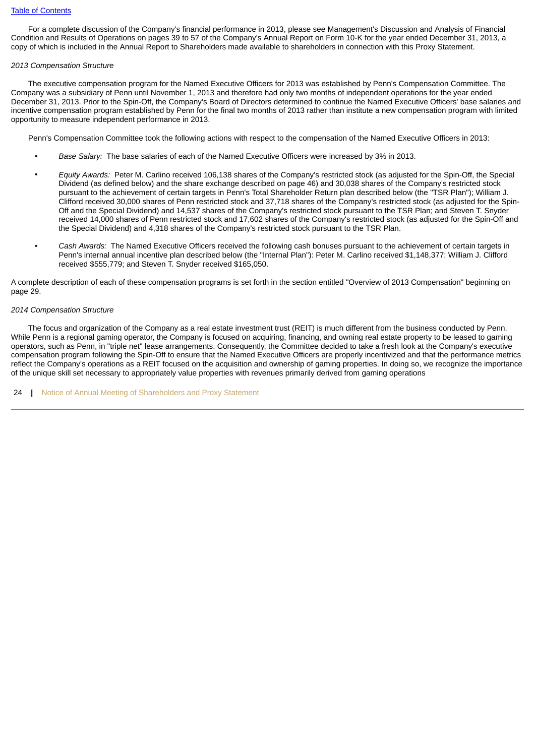For a complete discussion of the Company's financial performance in 2013, please see Management's Discussion and Analysis of Financial Condition and Results of Operations on pages 39 to 57 of the Company's Annual Report on Form 10-K for the year ended December 31, 2013, a copy of which is included in the Annual Report to Shareholders made available to shareholders in connection with this Proxy Statement.

*2013 Compensation Structure*

The executive compensation program for the Named Executive Officers for 2013 was established by Penn's Compensation Committee. The Company was a subsidiary of Penn until November 1, 2013 and therefore had only two months of independent operations for the year ended December 31, 2013. Prior to the Spin-Off, the Company's Board of Directors determined to continue the Named Executive Officers' base salaries and incentive compensation program established by Penn for the final two months of 2013 rather than institute a new compensation program with limited opportunity to measure independent performance in 2013.

Penn's Compensation Committee took the following actions with respect to the compensation of the Named Executive Officers in 2013:

- *Base Salary:* The base salaries of each of the Named Executive Officers were increased by 3% in 2013.
- *Equity Awards:* Peter M. Carlino received 106,138 shares of the Company's restricted stock (as adjusted for the Spin-Off, the Special Dividend (as defined below) and the share exchange described on page 46) and 30,038 shares of the Company's restricted stock pursuant to the achievement of certain targets in Penn's Total Shareholder Return plan described below (the "TSR Plan"); William J. Clifford received 30,000 shares of Penn restricted stock and 37,718 shares of the Company's restricted stock (as adjusted for the Spin-Off and the Special Dividend) and 14,537 shares of the Company's restricted stock pursuant to the TSR Plan; and Steven T. Snyder received 14,000 shares of Penn restricted stock and 17,602 shares of the Company's restricted stock (as adjusted for the Spin-Off and the Special Dividend) and 4,318 shares of the Company's restricted stock pursuant to the TSR Plan.
- *Cash Awards:* The Named Executive Officers received the following cash bonuses pursuant to the achievement of certain targets in Penn's internal annual incentive plan described below (the "Internal Plan"): Peter M. Carlino received $1,148,377; William J. Clifford received $555,779; and Steven T. Snyder received $165,050.

A complete description of each of these compensation programs is set forth in the section entitled "Overview of 2013 Compensation" beginning on page 29.

*2014 Compensation Structure*

The focus and organization of the Company as a real estate investment trust (REIT) is much different from the business conducted by Penn. While Penn is a regional gaming operator, the Company is focused on acquiring, financing, and owning real estate property to be leased to gaming operators, such as Penn, in "triple net" lease arrangements. Consequently, the Committee decided to take a fresh look at the Company's executive compensation program following the Spin-Off to ensure that the Named Executive Officers are properly incentivized and that the performance metrics reflect the Company's operations as a REIT focused on the acquisition and ownership of gaming properties. In doing so, we recognize the importance of the unique skill set necessary to appropriately value properties with revenues primarily derived from gaming operations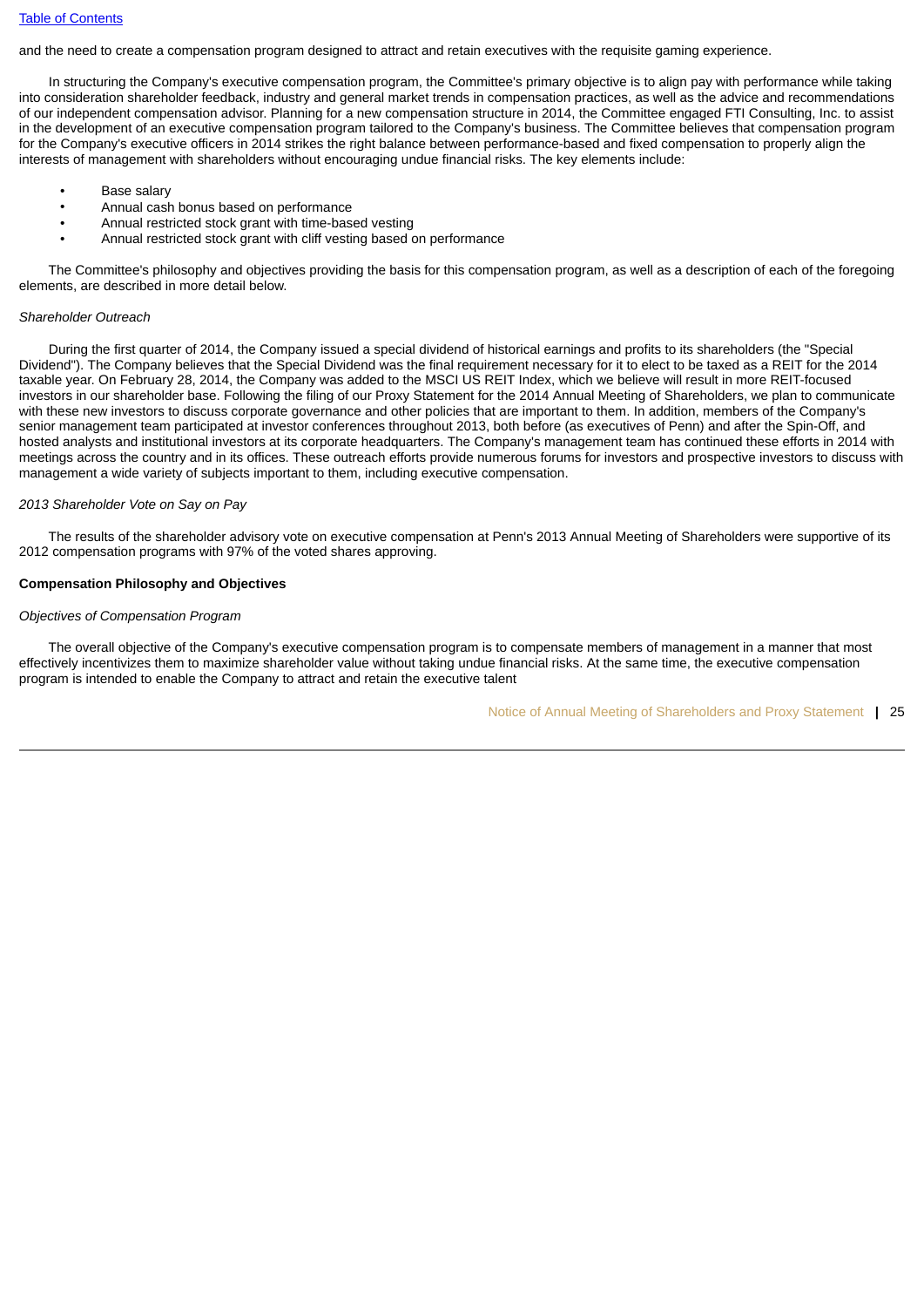and the need to create a compensation program designed to attract and retain executives with the requisite gaming experience.

In structuring the Company's executive compensation program, the Committee's primary objective is to align pay with performance while taking into consideration shareholder feedback, industry and general market trends in compensation practices, as well as the advice and recommendations of our independent compensation advisor. Planning for a new compensation structure in 2014, the Committee engaged FTI Consulting, Inc. to assist in the development of an executive compensation program tailored to the Company's business. The Committee believes that compensation program for the Company's executive officers in 2014 strikes the right balance between performance-based and fixed compensation to properly align the interests of management with shareholders without encouraging undue financial risks. The key elements include:

- Base salary
- Annual cash bonus based on performance
- Annual restricted stock grant with time-based vesting
- Annual restricted stock grant with cliff vesting based on performance

The Committee's philosophy and objectives providing the basis for this compensation program, as well as a description of each of the foregoing elements, are described in more detail below.

*Shareholder Outreach*

During the first quarter of 2014, the Company issued a special dividend of historical earnings and profits to its shareholders (the "Special Dividend"). The Company believes that the Special Dividend was the final requirement necessary for it to elect to be taxed as a REIT for the 2014 taxable year. On February 28, 2014, the Company was added to the MSCI US REIT Index, which we believe will result in more REIT-focused investors in our shareholder base. Following the filing of our Proxy Statement for the 2014 Annual Meeting of Shareholders, we plan to communicate with these new investors to discuss corporate governance and other policies that are important to them. In addition, members of the Company's senior management team participated at investor conferences throughout 2013, both before (as executives of Penn) and after the Spin-Off, and hosted analysts and institutional investors at its corporate headquarters. The Company's management team has continued these efforts in 2014 with meetings across the country and in its offices. These outreach efforts provide numerous forums for investors and prospective investors to discuss with management a wide variety of subjects important to them, including executive compensation.

*2013 Shareholder Vote on Say on Pay*

The results of the shareholder advisory vote on executive compensation at Penn's 2013 Annual Meeting of Shareholders were supportive of its 2012 compensation programs with 97% of the voted shares approving.

**Compensation Philosophy and Objectives**

*Objectives of Compensation Program*

The overall objective of the Company's executive compensation program is to compensate members of management in a manner that most effectively incentivizes them to maximize shareholder value without taking undue financial risks. At the same time, the executive compensation program is intended to enable the Company to attract and retain the executive talent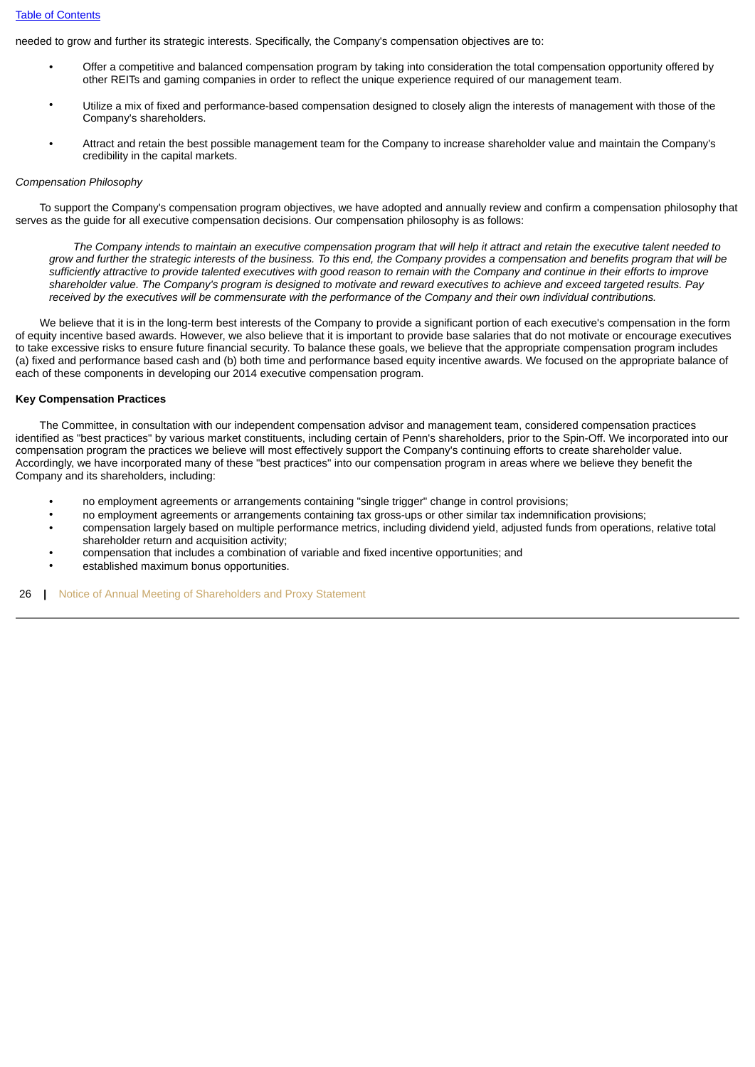needed to grow and further its strategic interests. Specifically, the Company's compensation objectives are to:

- Offer a competitive and balanced compensation program by taking into consideration the total compensation opportunity offered by other REITs and gaming companies in order to reflect the unique experience required of our management team.
- Utilize a mix of fixed and performance-based compensation designed to closely align the interests of management with those of the Company's shareholders.
- Attract and retain the best possible management team for the Company to increase shareholder value and maintain the Company's credibility in the capital markets.

*Compensation Philosophy*

To support the Company's compensation program objectives, we have adopted and annually review and confirm a compensation philosophy that serves as the guide for all executive compensation decisions. Our compensation philosophy is as follows:

> *The Company intends to maintain an executive compensation program that will help it attract and retain the executive talent needed to grow and further the strategic interests of the business. To this end, the Company provides a compensation and benefits program that will be sufficiently attractive to provide talented executives with good reason to remain with the Company and continue in their efforts to improve shareholder value. The Company's program is designed to motivate and reward executives to achieve and exceed targeted results. Pay received by the executives will be commensurate with the performance of the Company and their own individual contributions.*

We believe that it is in the long-term best interests of the Company to provide a significant portion of each executive's compensation in the form of equity incentive based awards. However, we also believe that it is important to provide base salaries that do not motivate or encourage executives to take excessive risks to ensure future financial security. To balance these goals, we believe that the appropriate compensation program includes (a) fixed and performance based cash and (b) both time and performance based equity incentive awards. We focused on the appropriate balance of each of these components in developing our 2014 executive compensation program.

**Key Compensation Practices**

The Committee, in consultation with our independent compensation advisor and management team, considered compensation practices identified as "best practices" by various market constituents, including certain of Penn's shareholders, prior to the Spin-Off. We incorporated into our compensation program the practices we believe will most effectively support the Company's continuing efforts to create shareholder value. Accordingly, we have incorporated many of these "best practices" into our compensation program in areas where we believe they benefit the Company and its shareholders, including:

- no employment agreements or arrangements containing "single trigger" change in control provisions;
- no employment agreements or arrangements containing tax gross-ups or other similar tax indemnification provisions;
- compensation largely based on multiple performance metrics, including dividend yield, adjusted funds from operations, relative total shareholder return and acquisition activity;
- compensation that includes a combination of variable and fixed incentive opportunities; and
- established maximum bonus opportunities.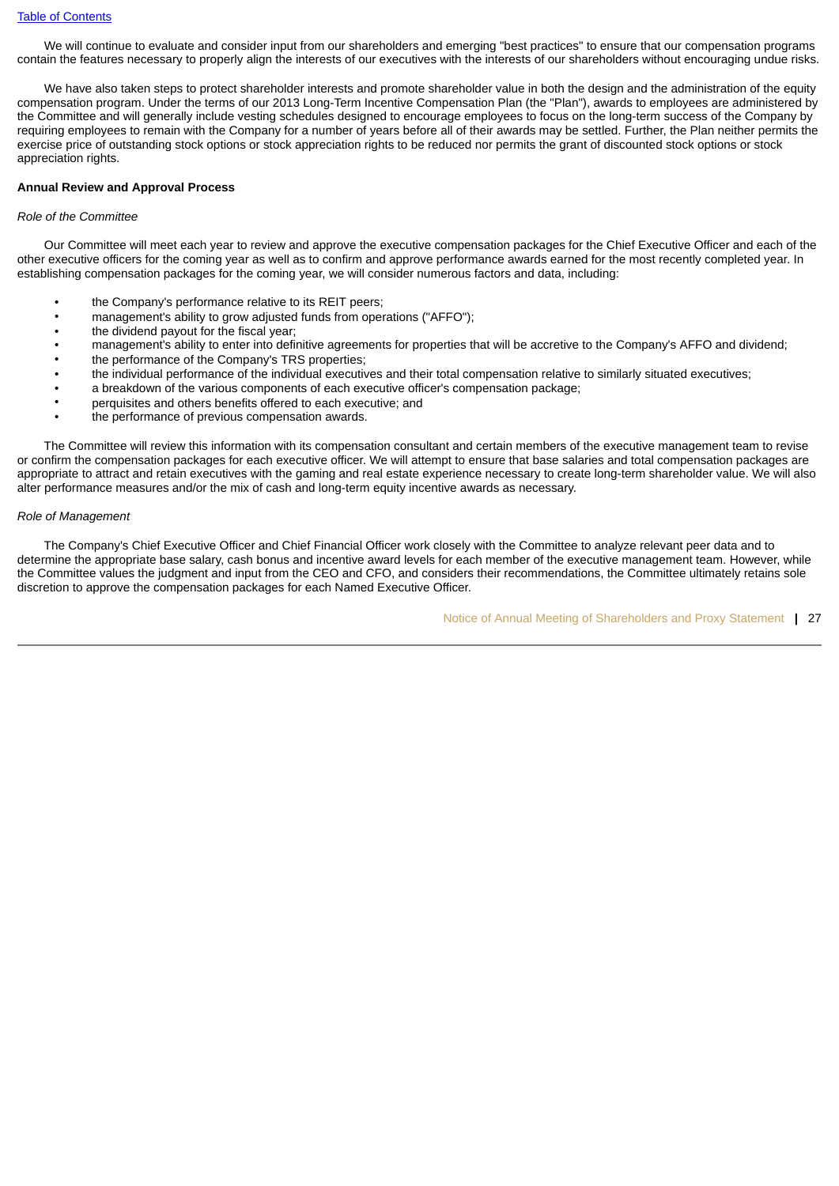We will continue to evaluate and consider input from our shareholders and emerging "best practices" to ensure that our compensation programs contain the features necessary to properly align the interests of our executives with the interests of our shareholders without encouraging undue risks.

We have also taken steps to protect shareholder interests and promote shareholder value in both the design and the administration of the equity compensation program. Under the terms of our 2013 Long-Term Incentive Compensation Plan (the "Plan"), awards to employees are administered by the Committee and will generally include vesting schedules designed to encourage employees to focus on the long-term success of the Company by requiring employees to remain with the Company for a number of years before all of their awards may be settled. Further, the Plan neither permits the exercise price of outstanding stock options or stock appreciation rights to be reduced nor permits the grant of discounted stock options or stock appreciation rights.

**Annual Review and Approval Process**

*Role of the Committee*

Our Committee will meet each year to review and approve the executive compensation packages for the Chief Executive Officer and each of the other executive officers for the coming year as well as to confirm and approve performance awards earned for the most recently completed year. In establishing compensation packages for the coming year, we will consider numerous factors and data, including:

- the Company's performance relative to its REIT peers;
- management's ability to grow adjusted funds from operations ("AFFO");
- the dividend payout for the fiscal year;
- management's ability to enter into definitive agreements for properties that will be accretive to the Company's AFFO and dividend;
- the performance of the Company's TRS properties;
- the individual performance of the individual executives and their total compensation relative to similarly situated executives;
- a breakdown of the various components of each executive officer's compensation package;
- perquisites and others benefits offered to each executive; and
- the performance of previous compensation awards.

The Committee will review this information with its compensation consultant and certain members of the executive management team to revise or confirm the compensation packages for each executive officer. We will attempt to ensure that base salaries and total compensation packages are appropriate to attract and retain executives with the gaming and real estate experience necessary to create long-term shareholder value. We will also alter performance measures and/or the mix of cash and long-term equity incentive awards as necessary.

*Role of Management*

The Company's Chief Executive Officer and Chief Financial Officer work closely with the Committee to analyze relevant peer data and to determine the appropriate base salary, cash bonus and incentive award levels for each member of the executive management team. However, while the Committee values the judgment and input from the CEO and CFO, and considers their recommendations, the Committee ultimately retains sole discretion to approve the compensation packages for each Named Executive Officer.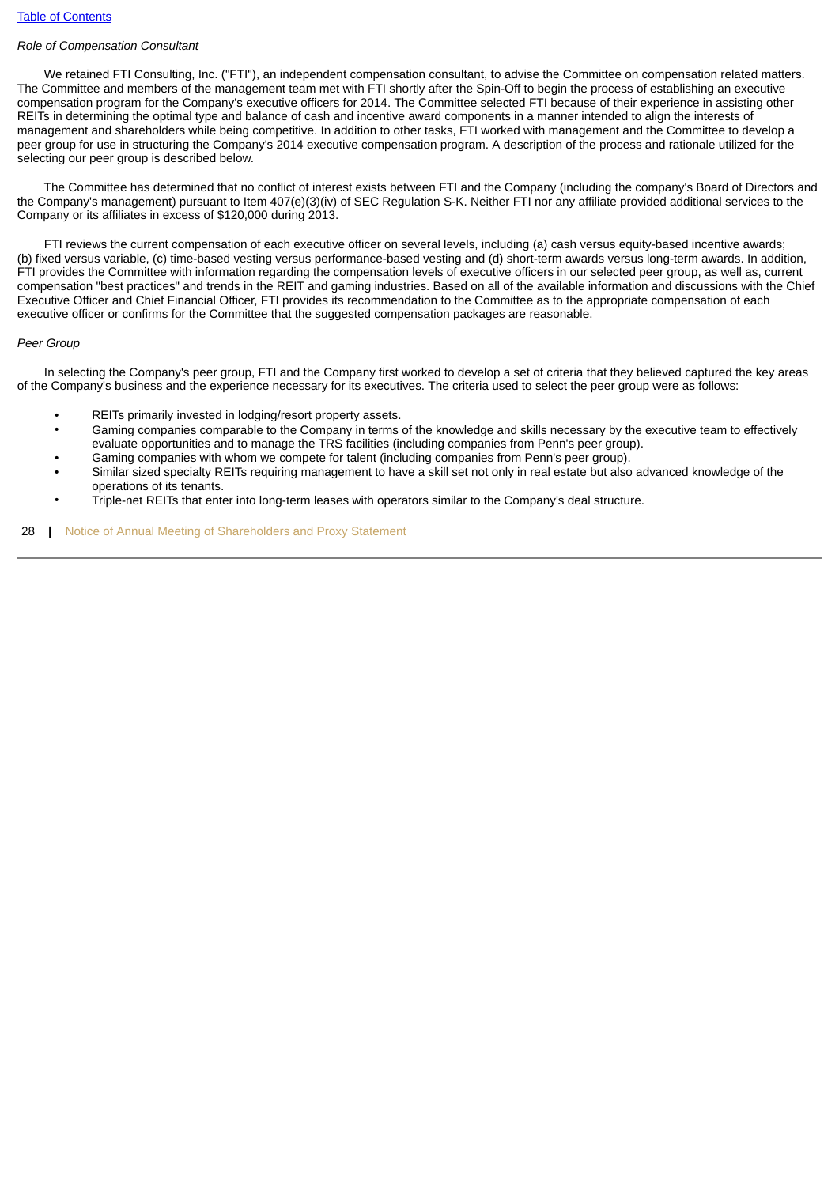*Role of Compensation Consultant*

We retained FTI Consulting, Inc. ("FTI"), an independent compensation consultant, to advise the Committee on compensation related matters. The Committee and members of the management team met with FTI shortly after the Spin-Off to begin the process of establishing an executive compensation program for the Company's executive officers for 2014. The Committee selected FTI because of their experience in assisting other REITs in determining the optimal type and balance of cash and incentive award components in a manner intended to align the interests of management and shareholders while being competitive. In addition to other tasks, FTI worked with management and the Committee to develop a peer group for use in structuring the Company's 2014 executive compensation program. A description of the process and rationale utilized for the selecting our peer group is described below.

The Committee has determined that no conflict of interest exists between FTI and the Company (including the company's Board of Directors and the Company's management) pursuant to Item 407(e)(3)(iv) of SEC Regulation S-K. Neither FTI nor any affiliate provided additional services to the Company or its affiliates in excess of $120,000 during 2013.

FTI reviews the current compensation of each executive officer on several levels, including (a) cash versus equity-based incentive awards; (b) fixed versus variable, (c) time-based vesting versus performance-based vesting and (d) short-term awards versus long-term awards. In addition, FTI provides the Committee with information regarding the compensation levels of executive officers in our selected peer group, as well as, current compensation "best practices" and trends in the REIT and gaming industries. Based on all of the available information and discussions with the Chief Executive Officer and Chief Financial Officer, FTI provides its recommendation to the Committee as to the appropriate compensation of each executive officer or confirms for the Committee that the suggested compensation packages are reasonable.

*Peer Group*

In selecting the Company's peer group, FTI and the Company first worked to develop a set of criteria that they believed captured the key areas of the Company's business and the experience necessary for its executives. The criteria used to select the peer group were as follows:

- REITs primarily invested in lodging/resort property assets.
- Gaming companies comparable to the Company in terms of the knowledge and skills necessary by the executive team to effectively evaluate opportunities and to manage the TRS facilities (including companies from Penn's peer group).
- Gaming companies with whom we compete for talent (including companies from Penn's peer group).
- Similar sized specialty REITs requiring management to have a skill set not only in real estate but also advanced knowledge of the operations of its tenants.
- Triple-net REITs that enter into long-term leases with operators similar to the Company's deal structure.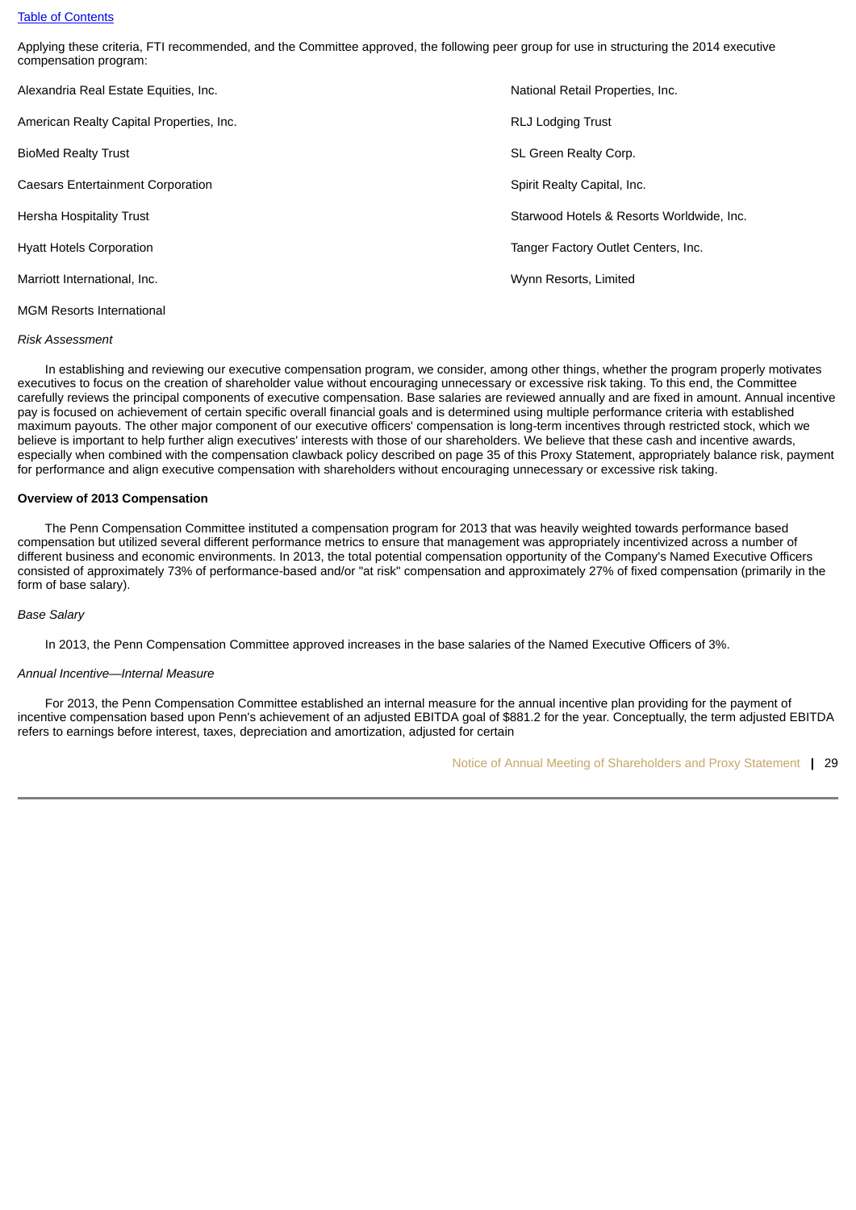Applying these criteria, FTI recommended, and the Committee approved, the following peer group for use in structuring the 2014 executive compensation program:

| | |
|---|---|
| Alexandria Real Estate Equities, Inc. | National Retail Properties, Inc. |
| American Realty Capital Properties, Inc. | RLJ Lodging Trust |
| BioMed Realty Trust | SL Green Realty Corp. |
| Caesars Entertainment Corporation | Spirit Realty Capital, Inc. |
| Hersha Hospitality Trust | Starwood Hotels & Resorts Worldwide, Inc. |
| Hyatt Hotels Corporation | Tanger Factory Outlet Centers, Inc. |
| Marriott International, Inc. | Wynn Resorts, Limited |
| MGM Resorts International | |

*Risk Assessment*

In establishing and reviewing our executive compensation program, we consider, among other things, whether the program properly motivates executives to focus on the creation of shareholder value without encouraging unnecessary or excessive risk taking. To this end, the Committee carefully reviews the principal components of executive compensation. Base salaries are reviewed annually and are fixed in amount. Annual incentive pay is focused on achievement of certain specific overall financial goals and is determined using multiple performance criteria with established maximum payouts. The other major component of our executive officers' compensation is long-term incentives through restricted stock, which we believe is important to help further align executives' interests with those of our shareholders. We believe that these cash and incentive awards, especially when combined with the compensation clawback policy described on page 35 of this Proxy Statement, appropriately balance risk, payment for performance and align executive compensation with shareholders without encouraging unnecessary or excessive risk taking.

**Overview of 2013 Compensation**

The Penn Compensation Committee instituted a compensation program for 2013 that was heavily weighted towards performance based compensation but utilized several different performance metrics to ensure that management was appropriately incentivized across a number of different business and economic environments. In 2013, the total potential compensation opportunity of the Company's Named Executive Officers consisted of approximately 73% of performance-based and/or "at risk" compensation and approximately 27% of fixed compensation (primarily in the form of base salary).

*Base Salary*

In 2013, the Penn Compensation Committee approved increases in the base salaries of the Named Executive Officers of 3%.

*Annual Incentive—Internal Measure*

For 2013, the Penn Compensation Committee established an internal measure for the annual incentive plan providing for the payment of incentive compensation based upon Penn's achievement of an adjusted EBITDA goal of $881.2 for the year. Conceptually, the term adjusted EBITDA refers to earnings before interest, taxes, depreciation and amortization, adjusted for certain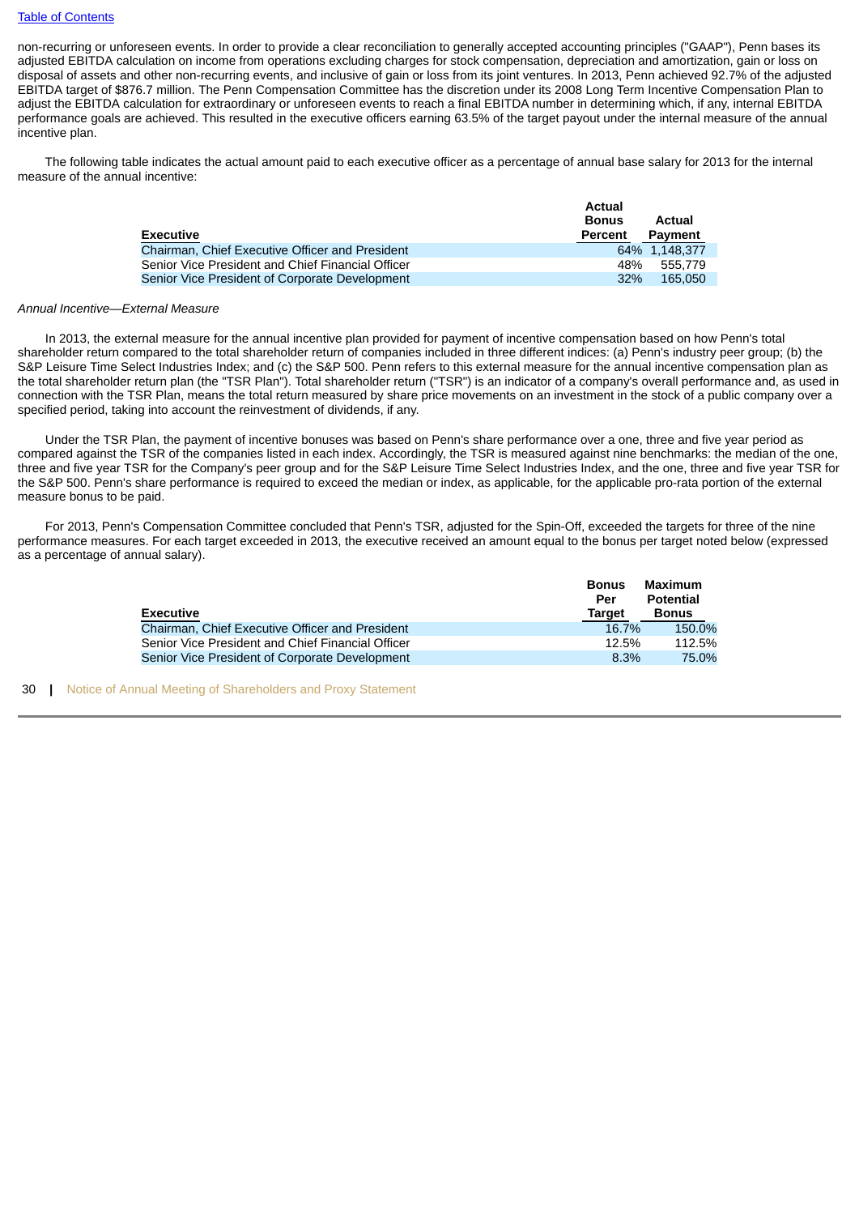non-recurring or unforeseen events. In order to provide a clear reconciliation to generally accepted accounting principles ("GAAP"), Penn bases its adjusted EBITDA calculation on income from operations excluding charges for stock compensation, depreciation and amortization, gain or loss on disposal of assets and other non-recurring events, and inclusive of gain or loss from its joint ventures. In 2013, Penn achieved 92.7% of the adjusted EBITDA target of $876.7 million. The Penn Compensation Committee has the discretion under its 2008 Long Term Incentive Compensation Plan to adjust the EBITDA calculation for extraordinary or unforeseen events to reach a final EBITDA number in determining which, if any, internal EBITDA performance goals are achieved. This resulted in the executive officers earning 63.5% of the target payout under the internal measure of the annual incentive plan.

The following table indicates the actual amount paid to each executive officer as a percentage of annual base salary for 2013 for the internal measure of the annual incentive:

| Executive | Actual Bonus Percent | Actual Payment |
|---|---|---|
| Chairman, Chief Executive Officer and President | 64% | 1,148,377 |
| Senior Vice President and Chief Financial Officer | 48% | 555,779 |
| Senior Vice President of Corporate Development | 32% | 165,050 |

*Annual Incentive—External Measure*

In 2013, the external measure for the annual incentive plan provided for payment of incentive compensation based on how Penn's total shareholder return compared to the total shareholder return of companies included in three different indices: (a) Penn's industry peer group; (b) the S&P Leisure Time Select Industries Index; and (c) the S&P 500. Penn refers to this external measure for the annual incentive compensation plan as the total shareholder return plan (the "TSR Plan"). Total shareholder return ("TSR") is an indicator of a company's overall performance and, as used in connection with the TSR Plan, means the total return measured by share price movements on an investment in the stock of a public company over a specified period, taking into account the reinvestment of dividends, if any.

Under the TSR Plan, the payment of incentive bonuses was based on Penn's share performance over a one, three and five year period as compared against the TSR of the companies listed in each index. Accordingly, the TSR is measured against nine benchmarks: the median of the one, three and five year TSR for the Company's peer group and for the S&P Leisure Time Select Industries Index, and the one, three and five year TSR for the S&P 500. Penn's share performance is required to exceed the median or index, as applicable, for the applicable pro-rata portion of the external measure bonus to be paid.

For 2013, Penn's Compensation Committee concluded that Penn's TSR, adjusted for the Spin-Off, exceeded the targets for three of the nine performance measures. For each target exceeded in 2013, the executive received an amount equal to the bonus per target noted below (expressed as a percentage of annual salary).

| Executive | Bonus Per Target | Maximum Potential Bonus |
|---|---|---|
| Chairman, Chief Executive Officer and President | 16.7% | 150.0% |
| Senior Vice President and Chief Financial Officer | 12.5% | 112.5% |
| Senior Vice President of Corporate Development | 8.3% | 75.0% |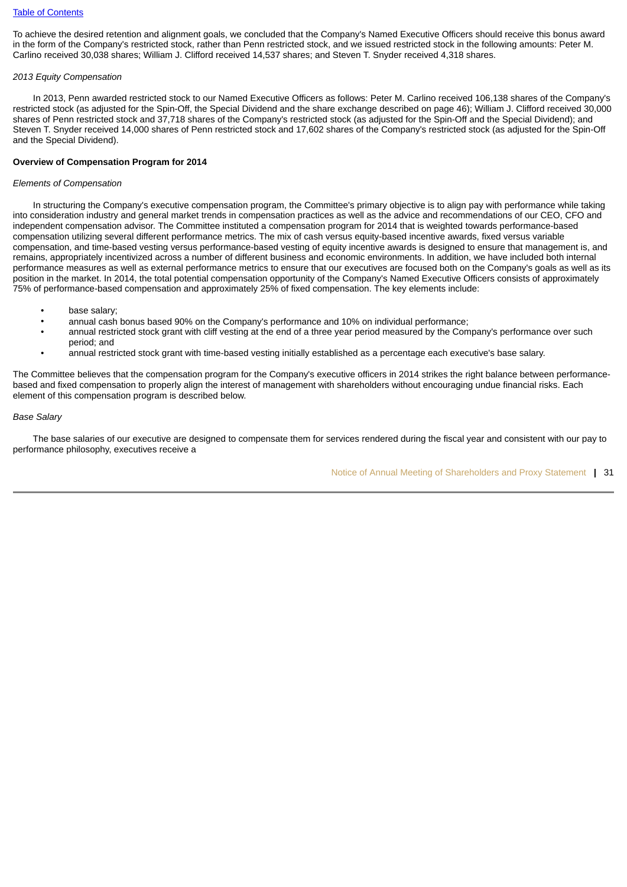To achieve the desired retention and alignment goals, we concluded that the Company's Named Executive Officers should receive this bonus award in the form of the Company's restricted stock, rather than Penn restricted stock, and we issued restricted stock in the following amounts: Peter M. Carlino received 30,038 shares; William J. Clifford received 14,537 shares; and Steven T. Snyder received 4,318 shares.

*2013 Equity Compensation*

In 2013, Penn awarded restricted stock to our Named Executive Officers as follows: Peter M. Carlino received 106,138 shares of the Company's restricted stock (as adjusted for the Spin-Off, the Special Dividend and the share exchange described on page 46); William J. Clifford received 30,000 shares of Penn restricted stock and 37,718 shares of the Company's restricted stock (as adjusted for the Spin-Off and the Special Dividend); and Steven T. Snyder received 14,000 shares of Penn restricted stock and 17,602 shares of the Company's restricted stock (as adjusted for the Spin-Off and the Special Dividend).

**Overview of Compensation Program for 2014**

*Elements of Compensation*

In structuring the Company's executive compensation program, the Committee's primary objective is to align pay with performance while taking into consideration industry and general market trends in compensation practices as well as the advice and recommendations of our CEO, CFO and independent compensation advisor. The Committee instituted a compensation program for 2014 that is weighted towards performance-based compensation utilizing several different performance metrics. The mix of cash versus equity-based incentive awards, fixed versus variable compensation, and time-based vesting versus performance-based vesting of equity incentive awards is designed to ensure that management is, and remains, appropriately incentivized across a number of different business and economic environments. In addition, we have included both internal performance measures as well as external performance metrics to ensure that our executives are focused both on the Company's goals as well as its position in the market. In 2014, the total potential compensation opportunity of the Company's Named Executive Officers consists of approximately 75% of performance-based compensation and approximately 25% of fixed compensation. The key elements include:

- base salary;
- annual cash bonus based 90% on the Company's performance and 10% on individual performance;
- annual restricted stock grant with cliff vesting at the end of a three year period measured by the Company's performance over such period; and
- annual restricted stock grant with time-based vesting initially established as a percentage each executive's base salary.

The Committee believes that the compensation program for the Company's executive officers in 2014 strikes the right balance between performance-based and fixed compensation to properly align the interest of management with shareholders without encouraging undue financial risks. Each element of this compensation program is described below.

*Base Salary*

The base salaries of our executive are designed to compensate them for services rendered during the fiscal year and consistent with our pay to performance philosophy, executives receive a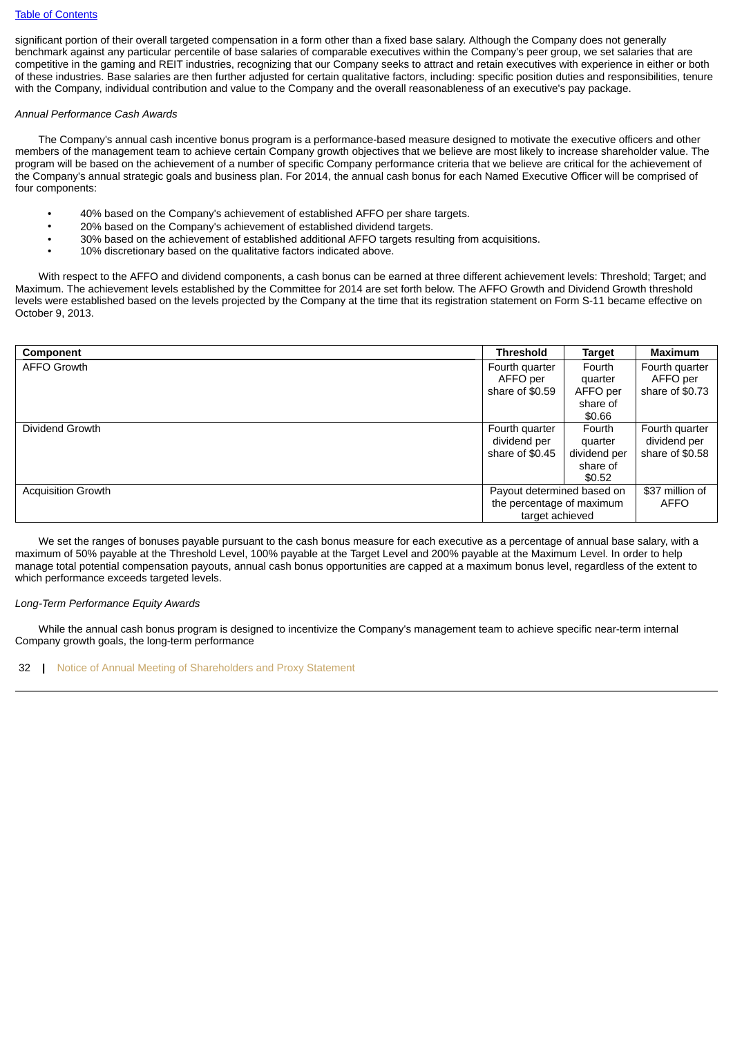significant portion of their overall targeted compensation in a form other than a fixed base salary. Although the Company does not generally benchmark against any particular percentile of base salaries of comparable executives within the Company's peer group, we set salaries that are competitive in the gaming and REIT industries, recognizing that our Company seeks to attract and retain executives with experience in either or both of these industries. Base salaries are then further adjusted for certain qualitative factors, including: specific position duties and responsibilities, tenure with the Company, individual contribution and value to the Company and the overall reasonableness of an executive's pay package.

*Annual Performance Cash Awards*

The Company's annual cash incentive bonus program is a performance-based measure designed to motivate the executive officers and other members of the management team to achieve certain Company growth objectives that we believe are most likely to increase shareholder value. The program will be based on the achievement of a number of specific Company performance criteria that we believe are critical for the achievement of the Company's annual strategic goals and business plan. For 2014, the annual cash bonus for each Named Executive Officer will be comprised of four components:

- 40% based on the Company's achievement of established AFFO per share targets.
- 20% based on the Company's achievement of established dividend targets.
- 30% based on the achievement of established additional AFFO targets resulting from acquisitions.
- 10% discretionary based on the qualitative factors indicated above.

With respect to the AFFO and dividend components, a cash bonus can be earned at three different achievement levels: Threshold; Target; and Maximum. The achievement levels established by the Committee for 2014 are set forth below. The AFFO Growth and Dividend Growth threshold levels were established based on the levels projected by the Company at the time that its registration statement on Form S-11 became effective on October 9, 2013.

| Component | Threshold | Target | Maximum |
|---|---|---|---|
| AFFO Growth | Fourth quarter AFFO per share of $0.59 | Fourth quarter AFFO per share of $0.66 | Fourth quarter AFFO per share of $0.73 |
| Dividend Growth | Fourth quarter dividend per share of $0.45 | Fourth quarter dividend per share of $0.52 | Fourth quarter dividend per share of $0.58 |
| Acquisition Growth | Payout determined based on the percentage of maximum target achieved | | $37 million of AFFO |

We set the ranges of bonuses payable pursuant to the cash bonus measure for each executive as a percentage of annual base salary, with a maximum of 50% payable at the Threshold Level, 100% payable at the Target Level and 200% payable at the Maximum Level. In order to help manage total potential compensation payouts, annual cash bonus opportunities are capped at a maximum bonus level, regardless of the extent to which performance exceeds targeted levels.

*Long-Term Performance Equity Awards*

While the annual cash bonus program is designed to incentivize the Company's management team to achieve specific near-term internal Company growth goals, the long-term performance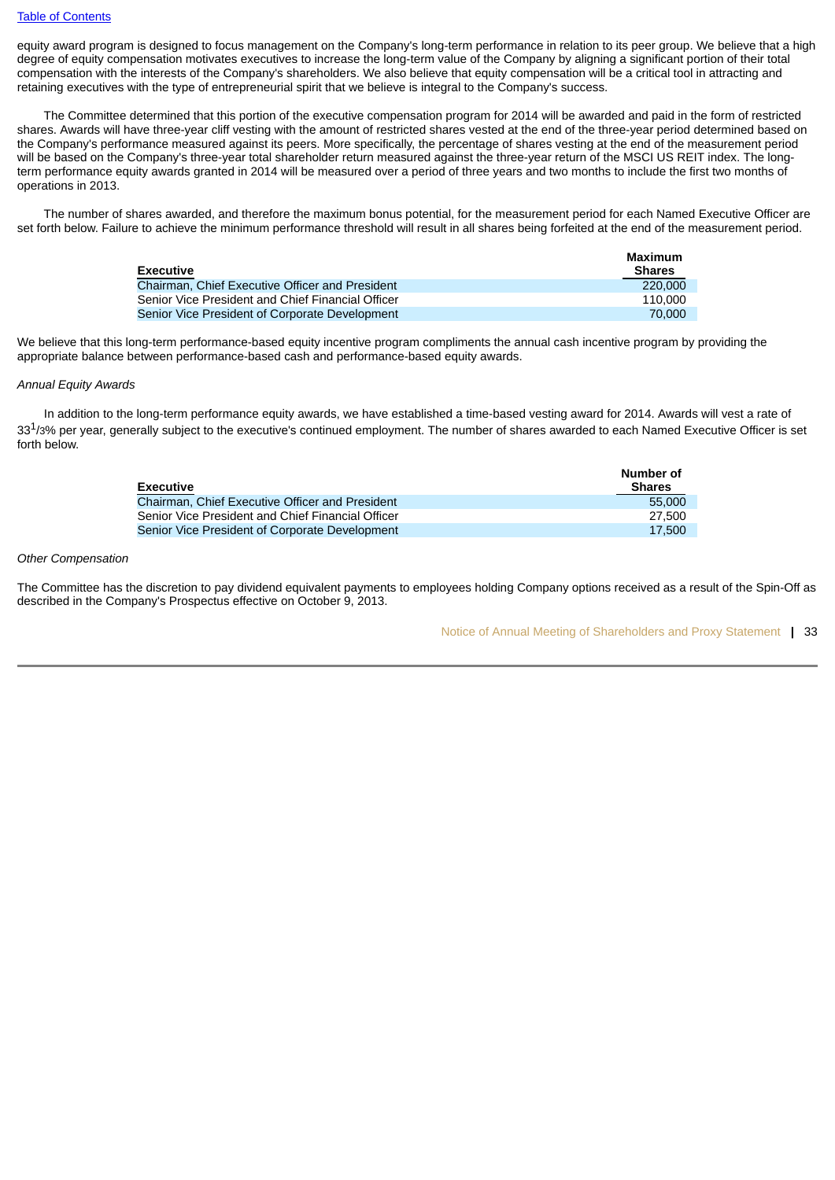equity award program is designed to focus management on the Company's long-term performance in relation to its peer group. We believe that a high degree of equity compensation motivates executives to increase the long-term value of the Company by aligning a significant portion of their total compensation with the interests of the Company's shareholders. We also believe that equity compensation will be a critical tool in attracting and retaining executives with the type of entrepreneurial spirit that we believe is integral to the Company's success.

The Committee determined that this portion of the executive compensation program for 2014 will be awarded and paid in the form of restricted shares. Awards will have three-year cliff vesting with the amount of restricted shares vested at the end of the three-year period determined based on the Company's performance measured against its peers. More specifically, the percentage of shares vesting at the end of the measurement period will be based on the Company's three-year total shareholder return measured against the three-year return of the MSCI US REIT index. The long-term performance equity awards granted in 2014 will be measured over a period of three years and two months to include the first two months of operations in 2013.

The number of shares awarded, and therefore the maximum bonus potential, for the measurement period for each Named Executive Officer are set forth below. Failure to achieve the minimum performance threshold will result in all shares being forfeited at the end of the measurement period.

| Executive | Maximum Shares |
|---|---|
| Chairman, Chief Executive Officer and President | 220,000 |
| Senior Vice President and Chief Financial Officer | 110,000 |
| Senior Vice President of Corporate Development | 70,000 |

We believe that this long-term performance-based equity incentive program compliments the annual cash incentive program by providing the appropriate balance between performance-based cash and performance-based equity awards.

*Annual Equity Awards*

In addition to the long-term performance equity awards, we have established a time-based vesting award for 2014. Awards will vest a rate of 33 1/3% per year, generally subject to the executive's continued employment. The number of shares awarded to each Named Executive Officer is set forth below.

| Executive | Number of Shares |
|---|---|
| Chairman, Chief Executive Officer and President | 55,000 |
| Senior Vice President and Chief Financial Officer | 27,500 |
| Senior Vice President of Corporate Development | 17,500 |

*Other Compensation*

The Committee has the discretion to pay dividend equivalent payments to employees holding Company options received as a result of the Spin-Off as described in the Company's Prospectus effective on October 9, 2013.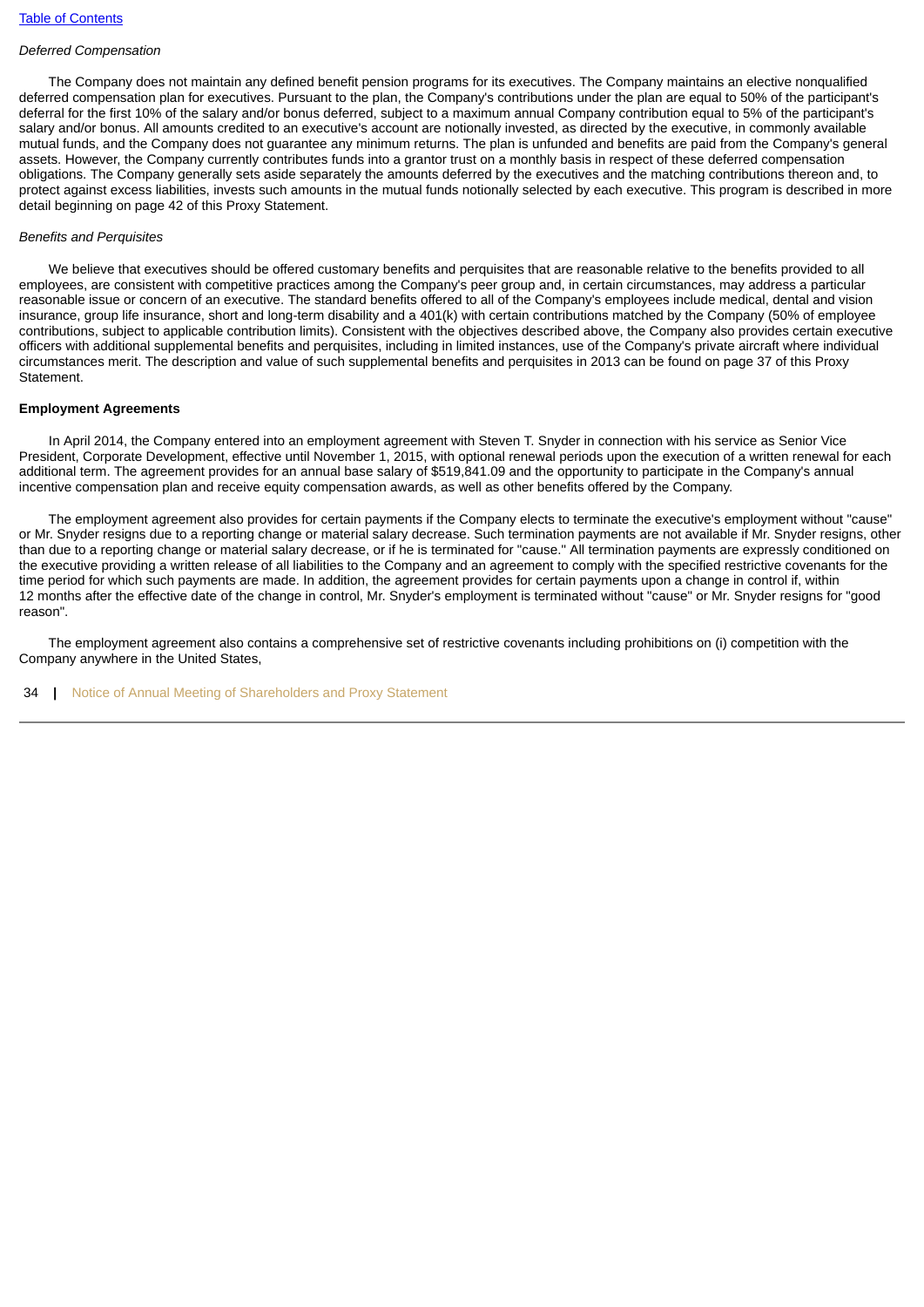*Deferred Compensation*

The Company does not maintain any defined benefit pension programs for its executives. The Company maintains an elective nonqualified deferred compensation plan for executives. Pursuant to the plan, the Company's contributions under the plan are equal to 50% of the participant's deferral for the first 10% of the salary and/or bonus deferred, subject to a maximum annual Company contribution equal to 5% of the participant's salary and/or bonus. All amounts credited to an executive's account are notionally invested, as directed by the executive, in commonly available mutual funds, and the Company does not guarantee any minimum returns. The plan is unfunded and benefits are paid from the Company's general assets. However, the Company currently contributes funds into a grantor trust on a monthly basis in respect of these deferred compensation obligations. The Company generally sets aside separately the amounts deferred by the executives and the matching contributions thereon and, to protect against excess liabilities, invests such amounts in the mutual funds notionally selected by each executive. This program is described in more detail beginning on page 42 of this Proxy Statement.

*Benefits and Perquisites*

We believe that executives should be offered customary benefits and perquisites that are reasonable relative to the benefits provided to all employees, are consistent with competitive practices among the Company's peer group and, in certain circumstances, may address a particular reasonable issue or concern of an executive. The standard benefits offered to all of the Company's employees include medical, dental and vision insurance, group life insurance, short and long-term disability and a 401(k) with certain contributions matched by the Company (50% of employee contributions, subject to applicable contribution limits). Consistent with the objectives described above, the Company also provides certain executive officers with additional supplemental benefits and perquisites, including in limited instances, use of the Company's private aircraft where individual circumstances merit. The description and value of such supplemental benefits and perquisites in 2013 can be found on page 37 of this Proxy Statement.

**Employment Agreements**

In April 2014, the Company entered into an employment agreement with Steven T. Snyder in connection with his service as Senior Vice President, Corporate Development, effective until November 1, 2015, with optional renewal periods upon the execution of a written renewal for each additional term. The agreement provides for an annual base salary of $519,841.09 and the opportunity to participate in the Company's annual incentive compensation plan and receive equity compensation awards, as well as other benefits offered by the Company.

The employment agreement also provides for certain payments if the Company elects to terminate the executive's employment without "cause" or Mr. Snyder resigns due to a reporting change or material salary decrease. Such termination payments are not available if Mr. Snyder resigns, other than due to a reporting change or material salary decrease, or if he is terminated for "cause." All termination payments are expressly conditioned on the executive providing a written release of all liabilities to the Company and an agreement to comply with the specified restrictive covenants for the time period for which such payments are made. In addition, the agreement provides for certain payments upon a change in control if, within 12 months after the effective date of the change in control, Mr. Snyder's employment is terminated without "cause" or Mr. Snyder resigns for "good reason".

The employment agreement also contains a comprehensive set of restrictive covenants including prohibitions on (i) competition with the Company anywhere in the United States,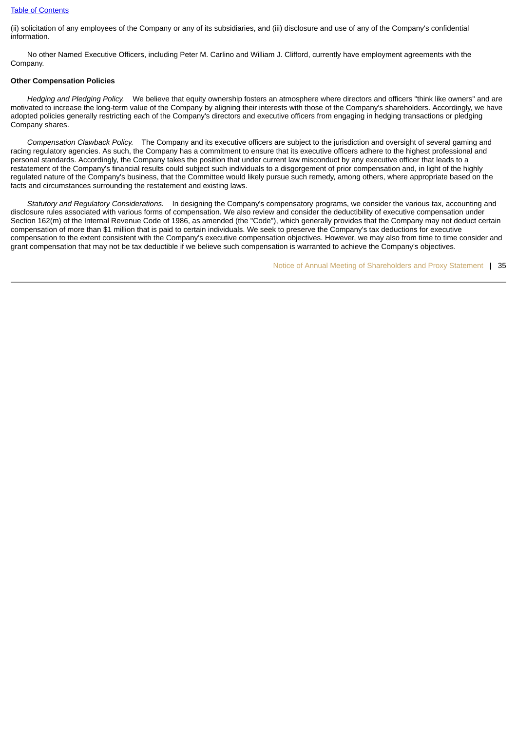(ii) solicitation of any employees of the Company or any of its subsidiaries, and (iii) disclosure and use of any of the Company's confidential information.

No other Named Executive Officers, including Peter M. Carlino and William J. Clifford, currently have employment agreements with the Company.

**Other Compensation Policies**

*Hedging and Pledging Policy.* We believe that equity ownership fosters an atmosphere where directors and officers "think like owners" and are motivated to increase the long-term value of the Company by aligning their interests with those of the Company's shareholders. Accordingly, we have adopted policies generally restricting each of the Company's directors and executive officers from engaging in hedging transactions or pledging Company shares.

*Compensation Clawback Policy.* The Company and its executive officers are subject to the jurisdiction and oversight of several gaming and racing regulatory agencies. As such, the Company has a commitment to ensure that its executive officers adhere to the highest professional and personal standards. Accordingly, the Company takes the position that under current law misconduct by any executive officer that leads to a restatement of the Company's financial results could subject such individuals to a disgorgement of prior compensation and, in light of the highly regulated nature of the Company's business, that the Committee would likely pursue such remedy, among others, where appropriate based on the facts and circumstances surrounding the restatement and existing laws.

*Statutory and Regulatory Considerations.* In designing the Company's compensatory programs, we consider the various tax, accounting and disclosure rules associated with various forms of compensation. We also review and consider the deductibility of executive compensation under Section 162(m) of the Internal Revenue Code of 1986, as amended (the "Code"), which generally provides that the Company may not deduct certain compensation of more than $1 million that is paid to certain individuals. We seek to preserve the Company's tax deductions for executive compensation to the extent consistent with the Company's executive compensation objectives. However, we may also from time to time consider and grant compensation that may not be tax deductible if we believe such compensation is warranted to achieve the Company's objectives.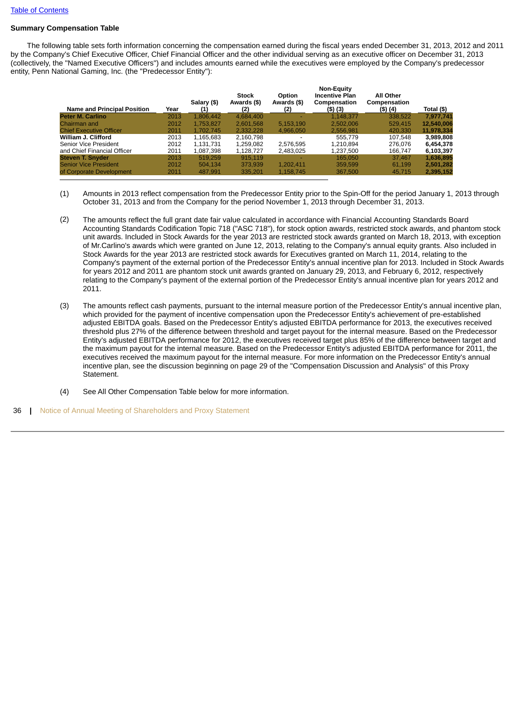[Table of Contents](#)

**Summary Compensation Table**

The following table sets forth information concerning the compensation earned during the fiscal years ended December 31, 2013, 2012 and 2011 by the Company's Chief Executive Officer, Chief Financial Officer and the other individual serving as an executive officer on December 31, 2013 (collectively, the "Named Executive Officers") and includes amounts earned while the executives were employed by the Company's predecessor entity, Penn National Gaming, Inc. (the "Predecessor Entity"):

| Name and Principal Position | Year | Salary ($) (1) | Stock Awards ($) (2) | Option Awards ($) (2) | Non-Equity Incentive Plan Compensation ($) (3) | All Other Compensation ($) (4) | Total ($) |
|---|---|---|---|---|---|---|---|
| **Peter M. Carlino** | 2013 | 1,806,442 | 4,684,400 | - | 1,148,377 | 338,522 | **7,977,741** |
| Chairman and | 2012 | 1,753,827 | 2,601,568 | 5,153,190 | 2,502,006 | 529,415 | **12,540,006** |
| Chief Executive Officer | 2011 | 1,702,745 | 2,332,228 | 4,966,050 | 2,556,981 | 420,330 | **11,978,334** |
| **William J. Clifford** | 2013 | 1,165,683 | 2,160,798 | - | 555,779 | 107,548 | **3,989,808** |
| Senior Vice President | 2012 | 1,131,731 | 1,259,082 | 2,576,595 | 1,210,894 | 276,076 | **6,454,378** |
| and Chief Financial Officer | 2011 | 1,087,398 | 1,128,727 | 2,483,025 | 1,237,500 | 166,747 | **6,103,397** |
| **Steven T. Snyder** | 2013 | 519,259 | 915,119 | - | 165,050 | 37,467 | **1,636,895** |
| Senior Vice President | 2012 | 504,134 | 373,939 | 1,202,411 | 359,599 | 61,199 | **2,501,282** |
| of Corporate Development | 2011 | 487,991 | 335,201 | 1,158,745 | 367,500 | 45,715 | **2,395,152** |

(1) Amounts in 2013 reflect compensation from the Predecessor Entity prior to the Spin-Off for the period January 1, 2013 through October 31, 2013 and from the Company for the period November 1, 2013 through December 31, 2013.

(2) The amounts reflect the full grant date fair value calculated in accordance with Financial Accounting Standards Board Accounting Standards Codification Topic 718 ("ASC 718"), for stock option awards, restricted stock awards, and phantom stock unit awards. Included in Stock Awards for the year 2013 are restricted stock awards granted on March 18, 2013, with exception of Mr.Carlino's awards which were granted on June 12, 2013, relating to the Company's annual equity grants. Also included in Stock Awards for the year 2013 are restricted stock awards for Executives granted on March 11, 2014, relating to the Company's payment of the external portion of the Predecessor Entity's annual incentive plan for 2013. Included in Stock Awards for years 2012 and 2011 are phantom stock unit awards granted on January 29, 2013, and February 6, 2012, respectively relating to the Company's payment of the external portion of the Predecessor Entity's annual incentive plan for years 2012 and 2011.

(3) The amounts reflect cash payments, pursuant to the internal measure portion of the Predecessor Entity's annual incentive plan, which provided for the payment of incentive compensation upon the Predecessor Entity's achievement of pre-established adjusted EBITDA goals. Based on the Predecessor Entity's adjusted EBITDA performance for 2013, the executives received threshold plus 27% of the difference between threshold and target payout for the internal measure. Based on the Predecessor Entity's adjusted EBITDA performance for 2012, the executives received target plus 85% of the difference between target and the maximum payout for the internal measure. Based on the Predecessor Entity's adjusted EBITDA performance for 2011, the executives received the maximum payout for the internal measure. For more information on the Predecessor Entity's annual incentive plan, see the discussion beginning on page 29 of the "Compensation Discussion and Analysis" of this Proxy Statement.

(4) See All Other Compensation Table below for more information.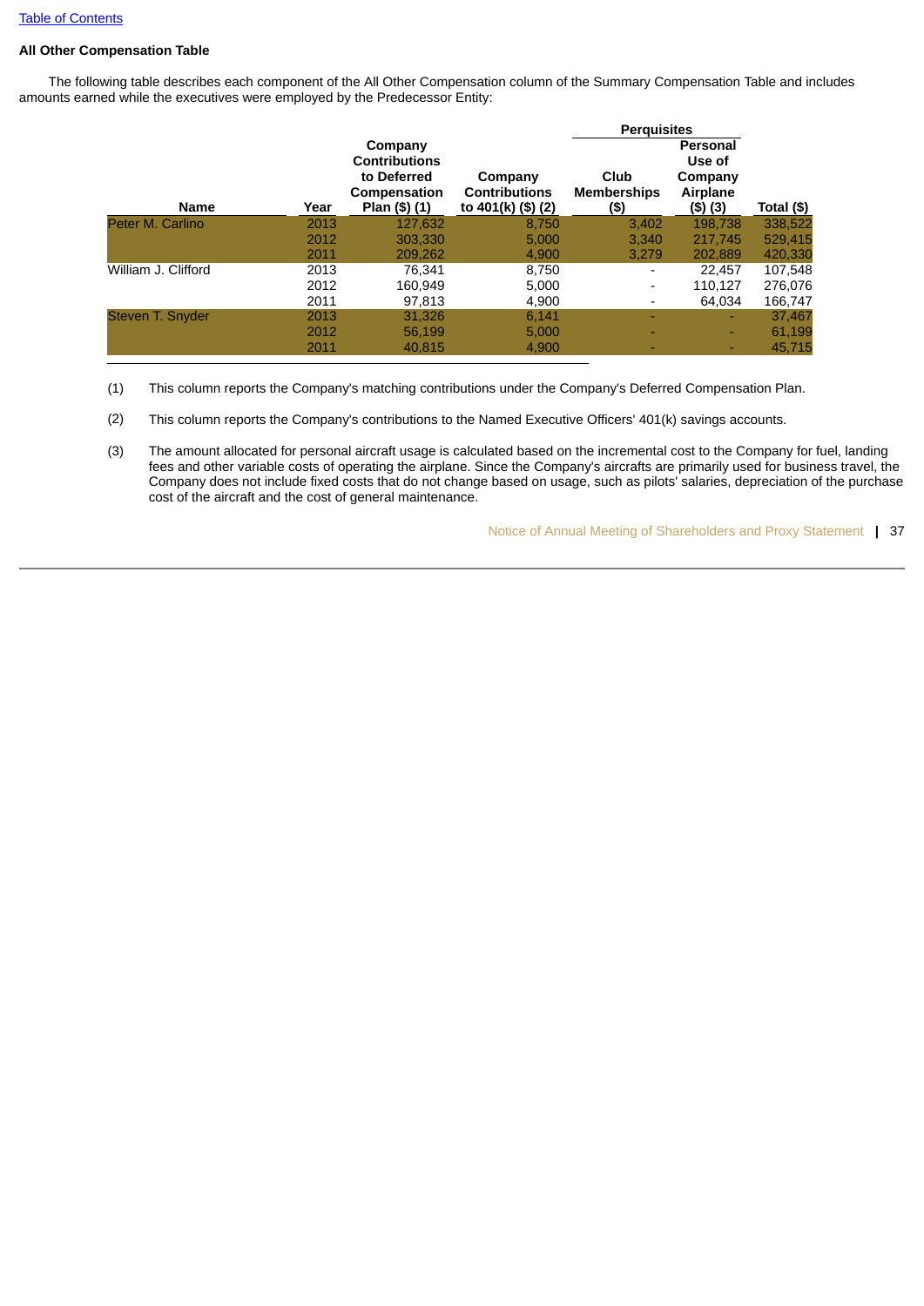[Table of Contents](#)

**All Other Compensation Table**

The following table describes each component of the All Other Compensation column of the Summary Compensation Table and includes amounts earned while the executives were employed by the Predecessor Entity:

| | | | | Perquisites | | |
|---|---|---|---|---|---|---|
| Name | Year | Company Contributions to Deferred Compensation Plan ($) (1) | Company Contributions to 401(k) ($) (2) | Club Memberships ($) | Personal Use of Company Airplane ($) (3) | Total ($) |
| Peter M. Carlino | 2013 | 127,632 | 8,750 | 3,402 | 198,738 | 338,522 |
| | 2012 | 303,330 | 5,000 | 3,340 | 217,745 | 529,415 |
| | 2011 | 209,262 | 4,900 | 3,279 | 202,889 | 420,330 |
| William J. Clifford | 2013 | 76,341 | 8,750 | - | 22,457 | 107,548 |
| | 2012 | 160,949 | 5,000 | - | 110,127 | 276,076 |
| | 2011 | 97,813 | 4,900 | - | 64,034 | 166,747 |
| Steven T. Snyder | 2013 | 31,326 | 6,141 | - | - | 37,467 |
| | 2012 | 56,199 | 5,000 | - | - | 61,199 |
| | 2011 | 40,815 | 4,900 | - | - | 45,715 |

(1) This column reports the Company's matching contributions under the Company's Deferred Compensation Plan.

(2) This column reports the Company's contributions to the Named Executive Officers' 401(k) savings accounts.

(3) The amount allocated for personal aircraft usage is calculated based on the incremental cost to the Company for fuel, landing fees and other variable costs of operating the airplane. Since the Company's aircrafts are primarily used for business travel, the Company does not include fixed costs that do not change based on usage, such as pilots' salaries, depreciation of the purchase cost of the aircraft and the cost of general maintenance.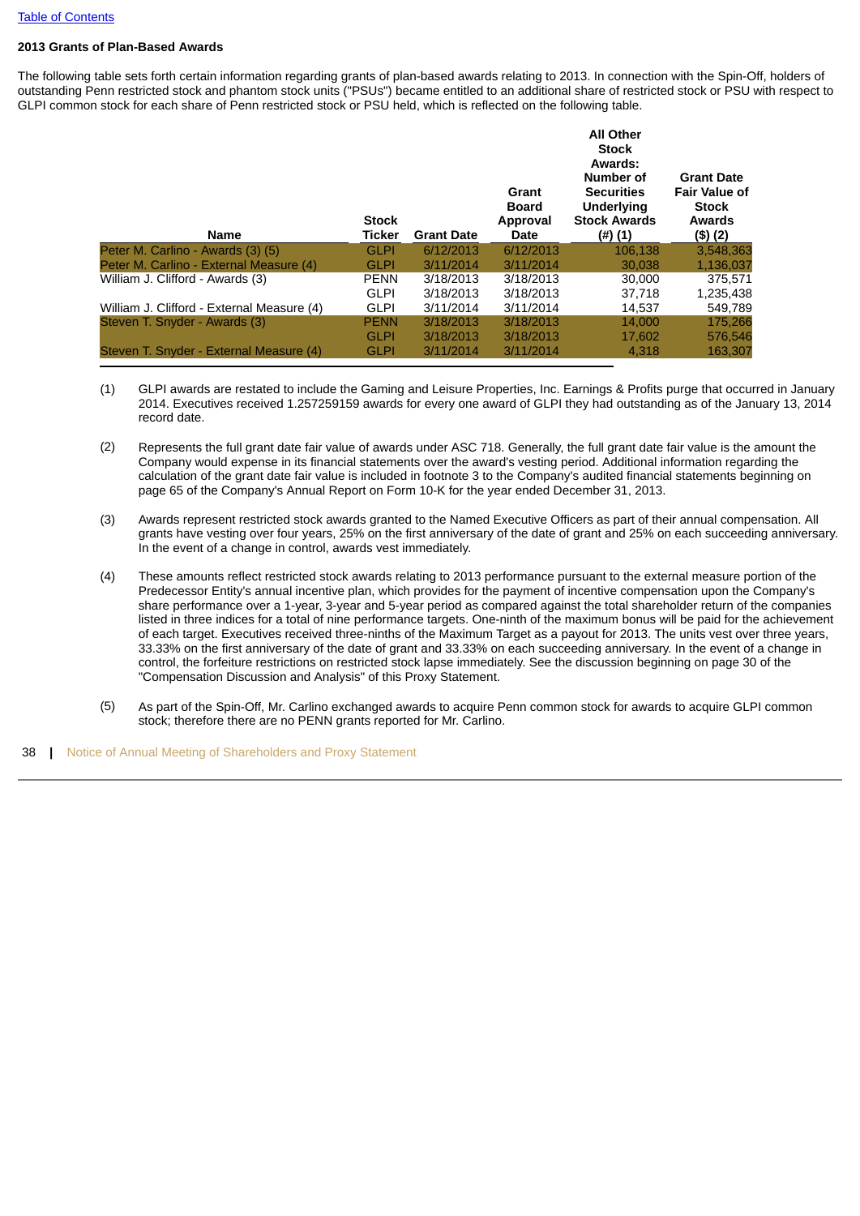[Table of Contents](#)

**2013 Grants of Plan-Based Awards**

The following table sets forth certain information regarding grants of plan-based awards relating to 2013. In connection with the Spin-Off, holders of outstanding Penn restricted stock and phantom stock units ("PSUs") became entitled to an additional share of restricted stock or PSU with respect to GLPI common stock for each share of Penn restricted stock or PSU held, which is reflected on the following table.

| Name | Stock Ticker | Grant Date | Grant Board Approval Date | All Other Stock Awards: Number of Securities Underlying Stock Awards (#) (1) | Grant Date Fair Value of Stock Awards ($) (2) |
|---|---|---|---|---|---|
| Peter M. Carlino - Awards (3) (5) | GLPI | 6/12/2013 | 6/12/2013 | 106,138 | 3,548,363 |
| Peter M. Carlino - External Measure (4) | GLPI | 3/11/2014 | 3/11/2014 | 30,038 | 1,136,037 |
| William J. Clifford - Awards (3) | PENN | 3/18/2013 | 3/18/2013 | 30,000 | 375,571 |
| | GLPI | 3/18/2013 | 3/18/2013 | 37,718 | 1,235,438 |
| William J. Clifford - External Measure (4) | GLPI | 3/11/2014 | 3/11/2014 | 14,537 | 549,789 |
| Steven T. Snyder - Awards (3) | PENN | 3/18/2013 | 3/18/2013 | 14,000 | 175,266 |
| | GLPI | 3/18/2013 | 3/18/2013 | 17,602 | 576,546 |
| Steven T. Snyder - External Measure (4) | GLPI | 3/11/2014 | 3/11/2014 | 4,318 | 163,307 |

(1) GLPI awards are restated to include the Gaming and Leisure Properties, Inc. Earnings & Profits purge that occurred in January 2014. Executives received 1.257259159 awards for every one award of GLPI they had outstanding as of the January 13, 2014 record date.

(2) Represents the full grant date fair value of awards under ASC 718. Generally, the full grant date fair value is the amount the Company would expense in its financial statements over the award's vesting period. Additional information regarding the calculation of the grant date fair value is included in footnote 3 to the Company's audited financial statements beginning on page 65 of the Company's Annual Report on Form 10-K for the year ended December 31, 2013.

(3) Awards represent restricted stock awards granted to the Named Executive Officers as part of their annual compensation. All grants have vesting over four years, 25% on the first anniversary of the date of grant and 25% on each succeeding anniversary. In the event of a change in control, awards vest immediately.

(4) These amounts reflect restricted stock awards relating to 2013 performance pursuant to the external measure portion of the Predecessor Entity's annual incentive plan, which provides for the payment of incentive compensation upon the Company's share performance over a 1-year, 3-year and 5-year period as compared against the total shareholder return of the companies listed in three indices for a total of nine performance targets. One-ninth of the maximum bonus will be paid for the achievement of each target. Executives received three-ninths of the Maximum Target as a payout for 2013. The units vest over three years, 33.33% on the first anniversary of the date of grant and 33.33% on each succeeding anniversary. In the event of a change in control, the forfeiture restrictions on restricted stock lapse immediately. See the discussion beginning on page 30 of the "Compensation Discussion and Analysis" of this Proxy Statement.

(5) As part of the Spin-Off, Mr. Carlino exchanged awards to acquire Penn common stock for awards to acquire GLPI common stock; therefore there are no PENN grants reported for Mr. Carlino.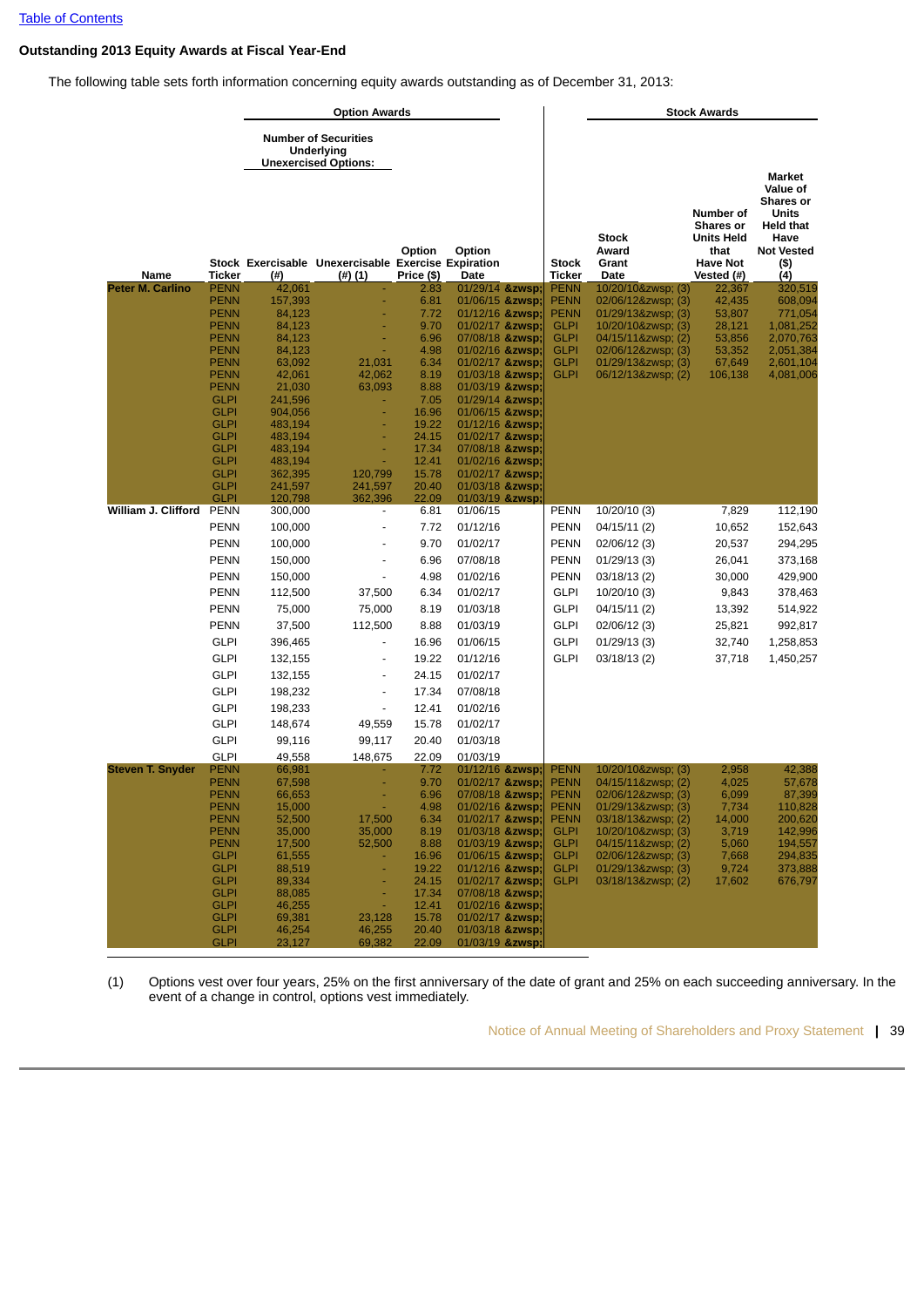**Outstanding 2013 Equity Awards at Fiscal Year-End**

The following table sets forth information concerning equity awards outstanding as of December 31, 2013:

| | Option Awards | | | | | Stock Awards | | | |
|---|---|---|---|---|---|---|---|---|---|
| | | Number of Securities Underlying Unexercised Options: | | | | | | | |
| Name | Stock Ticker | Exercisable (#) | Unexercisable (#) (1) | Option Exercise Price ($) | Option Expiration Date | Stock Ticker | Stock Award Grant Date | Number of Shares or Units Held that Have Not Vested (#) | Market Value of Shares or Units Held that Have Not Vested ($) (4) |
| Peter M. Carlino | PENN | 42,061 | - | 2.83 | 01/29/14 | PENN | 10/20/10 (3) | 22,367 | 320,519 |
| | PENN | 157,393 | - | 6.81 | 01/06/15 | PENN | 02/06/12 (3) | 42,435 | 608,094 |
| | PENN | 84,123 | - | 7.72 | 01/12/16 | PENN | 01/29/13 (3) | 53,807 | 771,054 |
| | PENN | 84,123 | - | 9.70 | 01/02/17 | GLPI | 10/20/10 (3) | 28,121 | 1,081,252 |
| | PENN | 84,123 | - | 6.96 | 07/08/18 | GLPI | 04/15/11 (2) | 53,856 | 2,070,763 |
| | PENN | 84,123 | - | 4.98 | 01/02/16 | GLPI | 02/06/12 (3) | 53,352 | 2,051,384 |
| | PENN | 63,092 | 21,031 | 6.34 | 01/02/17 | GLPI | 01/29/13 (3) | 67,649 | 2,601,104 |
| | PENN | 42,061 | 42,062 | 8.19 | 01/03/18 | GLPI | 06/12/13 (2) | 106,138 | 4,081,006 |
| | PENN | 21,030 | 63,093 | 8.88 | 01/03/19 | | | | |
| | GLPI | 241,596 | - | 7.05 | 01/29/14 | | | | |
| | GLPI | 904,056 | - | 16.96 | 01/06/15 | | | | |
| | GLPI | 483,194 | - | 19.22 | 01/12/16 | | | | |
| | GLPI | 483,194 | - | 24.15 | 01/02/17 | | | | |
| | GLPI | 483,194 | - | 17.34 | 07/08/18 | | | | |
| | GLPI | 483,194 | - | 12.41 | 01/02/16 | | | | |
| | GLPI | 362,395 | 120,799 | 15.78 | 01/02/17 | | | | |
| | GLPI | 241,597 | 241,597 | 20.40 | 01/03/18 | | | | |
| | GLPI | 120,798 | 362,396 | 22.09 | 01/03/19 | | | | |
| William J. Clifford | PENN | 300,000 | - | 6.81 | 01/06/15 | PENN | 10/20/10 (3) | 7,829 | 112,190 |
| | PENN | 100,000 | - | 7.72 | 01/12/16 | PENN | 04/15/11 (2) | 10,652 | 152,643 |
| | PENN | 100,000 | - | 9.70 | 01/02/17 | PENN | 02/06/12 (3) | 20,537 | 294,295 |
| | PENN | 150,000 | - | 6.96 | 07/08/18 | PENN | 01/29/13 (3) | 26,041 | 373,168 |
| | PENN | 150,000 | - | 4.98 | 01/02/16 | PENN | 03/18/13 (2) | 30,000 | 429,900 |
| | PENN | 112,500 | 37,500 | 6.34 | 01/02/17 | GLPI | 10/20/10 (3) | 9,843 | 378,463 |
| | PENN | 75,000 | 75,000 | 8.19 | 01/03/18 | GLPI | 04/15/11 (2) | 13,392 | 514,922 |
| | PENN | 37,500 | 112,500 | 8.88 | 01/03/19 | GLPI | 02/06/12 (3) | 25,821 | 992,817 |
| | GLPI | 396,465 | - | 16.96 | 01/06/15 | GLPI | 01/29/13 (3) | 32,740 | 1,258,853 |
| | GLPI | 132,155 | - | 19.22 | 01/12/16 | GLPI | 03/18/13 (2) | 37,718 | 1,450,257 |
| | GLPI | 132,155 | - | 24.15 | 01/02/17 | | | | |
| | GLPI | 198,232 | - | 17.34 | 07/08/18 | | | | |
| | GLPI | 198,233 | - | 12.41 | 01/02/16 | | | | |
| | GLPI | 148,674 | 49,559 | 15.78 | 01/02/17 | | | | |
| | GLPI | 99,116 | 99,117 | 20.40 | 01/03/18 | | | | |
| | GLPI | 49,558 | 148,675 | 22.09 | 01/03/19 | | | | |
| Steven T. Snyder | PENN | 66,981 | - | 7.72 | 01/12/16 | PENN | 10/20/10 (3) | 2,958 | 42,388 |
| | PENN | 67,598 | - | 9.70 | 01/02/17 | PENN | 04/15/11 (2) | 4,025 | 57,678 |
| | PENN | 66,653 | - | 6.96 | 07/08/18 | PENN | 02/06/12 (3) | 6,099 | 87,399 |
| | PENN | 15,000 | - | 4.98 | 01/02/16 | PENN | 01/29/13 (3) | 7,734 | 110,828 |
| | PENN | 52,500 | 17,500 | 6.34 | 01/02/17 | PENN | 03/18/13 (2) | 14,000 | 200,620 |
| | PENN | 35,000 | 35,000 | 8.19 | 01/03/18 | GLPI | 10/20/10 (3) | 3,719 | 142,996 |
| | PENN | 17,500 | 52,500 | 8.88 | 01/03/19 | GLPI | 04/15/11 (2) | 5,060 | 194,557 |
| | GLPI | 61,555 | - | 16.96 | 01/06/15 | GLPI | 02/06/12 (3) | 7,668 | 294,835 |
| | GLPI | 88,519 | - | 19.22 | 01/12/16 | GLPI | 01/29/13 (3) | 9,724 | 373,888 |
| | GLPI | 89,334 | - | 24.15 | 01/02/17 | GLPI | 03/18/13 (2) | 17,602 | 676,797 |
| | GLPI | 88,085 | - | 17.34 | 07/08/18 | | | | |
| | GLPI | 46,255 | - | 12.41 | 01/02/16 | | | | |
| | GLPI | 69,381 | 23,128 | 15.78 | 01/02/17 | | | | |
| | GLPI | 46,254 | 46,255 | 20.40 | 01/03/18 | | | | |
| | GLPI | 23,127 | 69,382 | 22.09 | 01/03/19 | | | | |

(1) Options vest over four years, 25% on the first anniversary of the date of grant and 25% on each succeeding anniversary. In the event of a change in control, options vest immediately.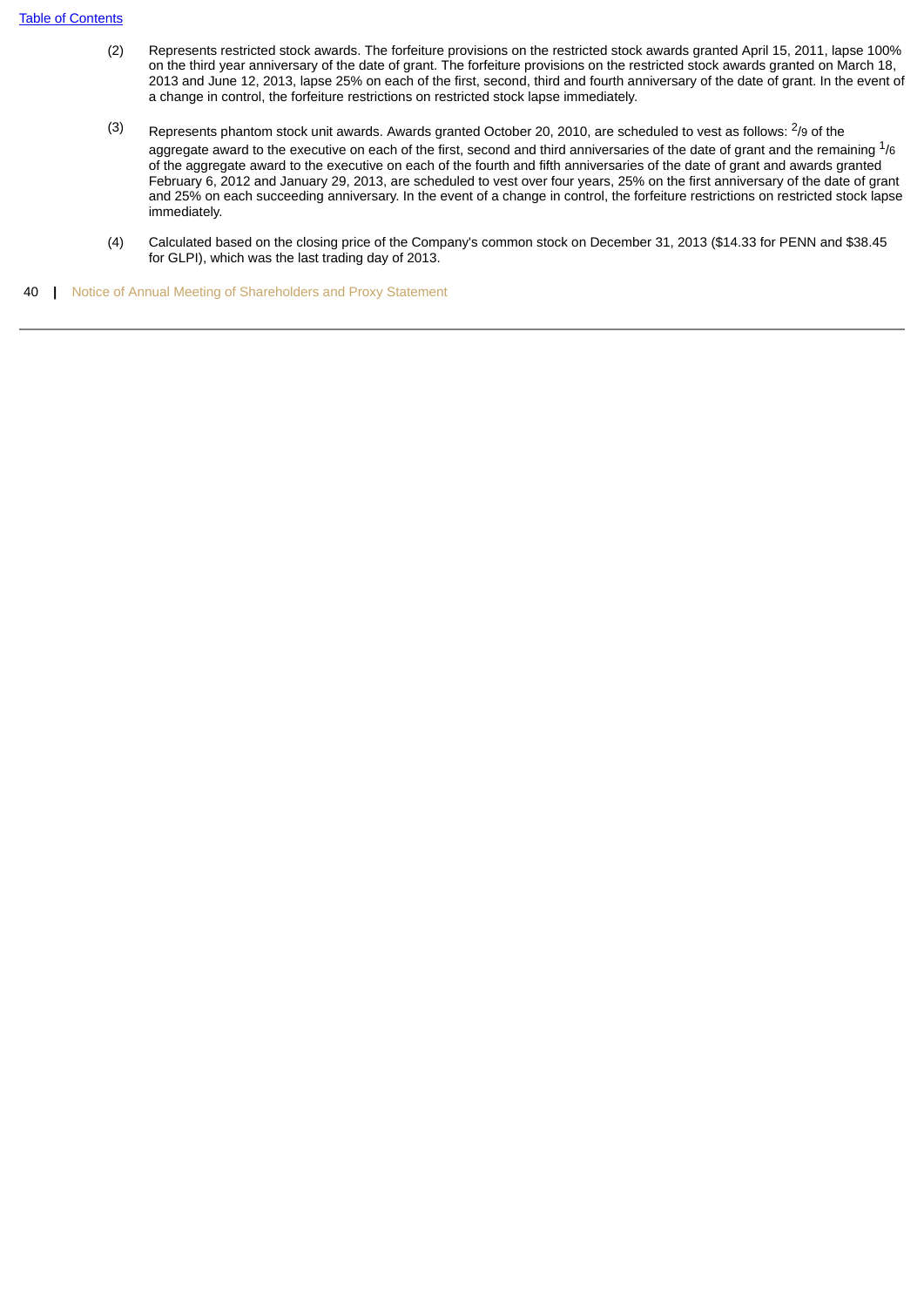(2) Represents restricted stock awards. The forfeiture provisions on the restricted stock awards granted April 15, 2011, lapse 100% on the third year anniversary of the date of grant. The forfeiture provisions on the restricted stock awards granted on March 18, 2013 and June 12, 2013, lapse 25% on each of the first, second, third and fourth anniversary of the date of grant. In the event of a change in control, the forfeiture restrictions on restricted stock lapse immediately.

(3) Represents phantom stock unit awards. Awards granted October 20, 2010, are scheduled to vest as follows: $^{2}/_{9}$ of the aggregate award to the executive on each of the first, second and third anniversaries of the date of grant and the remaining $^{1}/_{6}$ of the aggregate award to the executive on each of the fourth and fifth anniversaries of the date of grant and awards granted February 6, 2012 and January 29, 2013, are scheduled to vest over four years, 25% on the first anniversary of the date of grant and 25% on each succeeding anniversary. In the event of a change in control, the forfeiture restrictions on restricted stock lapse immediately.

(4) Calculated based on the closing price of the Company's common stock on December 31, 2013 ($14.33 for PENN and $38.45 for GLPI), which was the last trading day of 2013.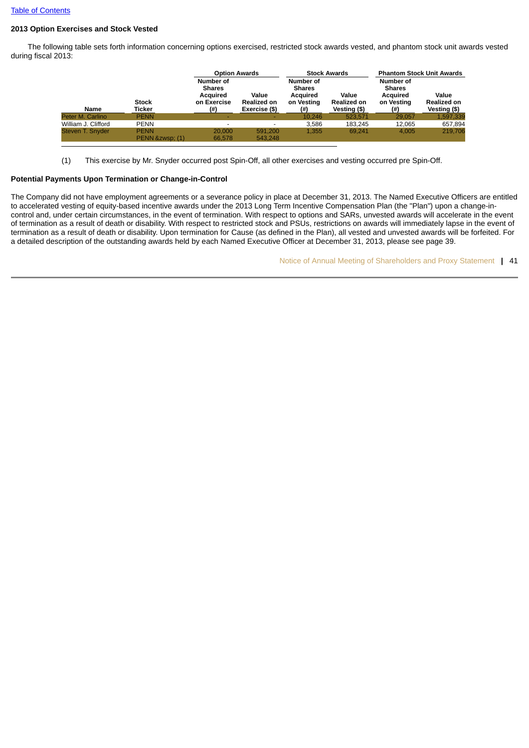## 2013 Option Exercises and Stock Vested

The following table sets forth information concerning options exercised, restricted stock awards vested, and phantom stock unit awards vested during fiscal 2013:

| | | Option Awards | | Stock Awards | | Phantom Stock Unit Awards | |
|---|---|---|---|---|---|---|---|
| Name | Stock Ticker | Number of Shares Acquired on Exercise (#) | Value Realized on Exercise ($) | Number of Shares Acquired on Vesting (#) | Value Realized on Vesting ($) | Number of Shares Acquired on Vesting (#) | Value Realized on Vesting ($) |
| Peter M. Carlino | PENN | - | - | 10,246 | 523,571 | 29,057 | 1,597,339 |
| William J. Clifford | PENN | - | - | 3,586 | 183,245 | 12,065 | 657,894 |
| Steven T. Snyder | PENN | 20,000 | 591,200 | 1,355 | 69,241 | 4,005 | 219,706 |
| | PENN &zwsp; (1) | 66,578 | 543,248 | | | | |

(1) This exercise by Mr. Snyder occurred post Spin-Off, all other exercises and vesting occurred pre Spin-Off.

### Potential Payments Upon Termination or Change-in-Control

The Company did not have employment agreements or a severance policy in place at December 31, 2013. The Named Executive Officers are entitled to accelerated vesting of equity-based incentive awards under the 2013 Long Term Incentive Compensation Plan (the "Plan") upon a change-in-control and, under certain circumstances, in the event of termination. With respect to options and SARs, unvested awards will accelerate in the event of termination as a result of death or disability. With respect to restricted stock and PSUs, restrictions on awards will immediately lapse in the event of termination as a result of death or disability. Upon termination for Cause (as defined in the Plan), all vested and unvested awards will be forfeited. For a detailed description of the outstanding awards held by each Named Executive Officer at December 31, 2013, please see page 39.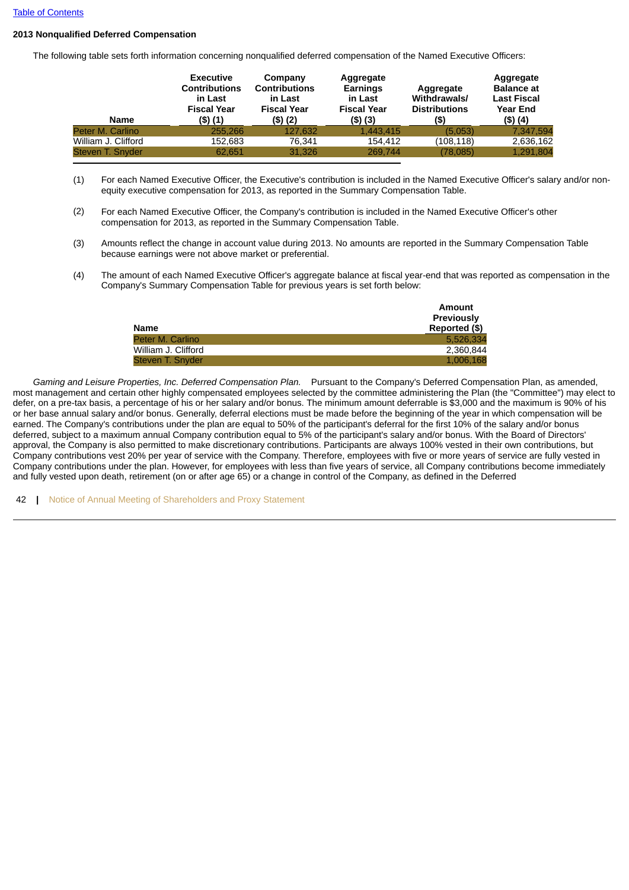[Table of Contents](#)

**2013 Nonqualified Deferred Compensation**

The following table sets forth information concerning nonqualified deferred compensation of the Named Executive Officers:

| Name | Executive Contributions in Last Fiscal Year ($) (1) | Company Contributions in Last Fiscal Year ($) (2) | Aggregate Earnings in Last Fiscal Year ($) (3) | Aggregate Withdrawals/ Distributions ($) | Aggregate Balance at Last Fiscal Year End ($) (4) |
|---|---|---|---|---|---|
| Peter M. Carlino | 255,266 | 127,632 | 1,443,415 | (5,053) | 7,347,594 |
| William J. Clifford | 152,683 | 76,341 | 154,412 | (108,118) | 2,636,162 |
| Steven T. Snyder | 62,651 | 31,326 | 269,744 | (78,085) | 1,291,804 |

(1) For each Named Executive Officer, the Executive's contribution is included in the Named Executive Officer's salary and/or non-equity executive compensation for 2013, as reported in the Summary Compensation Table.

(2) For each Named Executive Officer, the Company's contribution is included in the Named Executive Officer's other compensation for 2013, as reported in the Summary Compensation Table.

(3) Amounts reflect the change in account value during 2013. No amounts are reported in the Summary Compensation Table because earnings were not above market or preferential.

(4) The amount of each Named Executive Officer's aggregate balance at fiscal year-end that was reported as compensation in the Company's Summary Compensation Table for previous years is set forth below:

| Name | Amount Previously Reported ($) |
|---|---|
| Peter M. Carlino | 5,526,334 |
| William J. Clifford | 2,360,844 |
| Steven T. Snyder | 1,006,168 |

*Gaming and Leisure Properties, Inc. Deferred Compensation Plan.* Pursuant to the Company's Deferred Compensation Plan, as amended, most management and certain other highly compensated employees selected by the committee administering the Plan (the "Committee") may elect to defer, on a pre-tax basis, a percentage of his or her salary and/or bonus. The minimum amount deferrable is $3,000 and the maximum is 90% of his or her base annual salary and/or bonus. Generally, deferral elections must be made before the beginning of the year in which compensation will be earned. The Company's contributions under the plan are equal to 50% of the participant's deferral for the first 10% of the salary and/or bonus deferred, subject to a maximum annual Company contribution equal to 5% of the participant's salary and/or bonus. With the Board of Directors' approval, the Company is also permitted to make discretionary contributions. Participants are always 100% vested in their own contributions, but Company contributions vest 20% per year of service with the Company. Therefore, employees with five or more years of service are fully vested in Company contributions under the plan. However, for employees with less than five years of service, all Company contributions become immediately and fully vested upon death, retirement (on or after age 65) or a change in control of the Company, as defined in the Deferred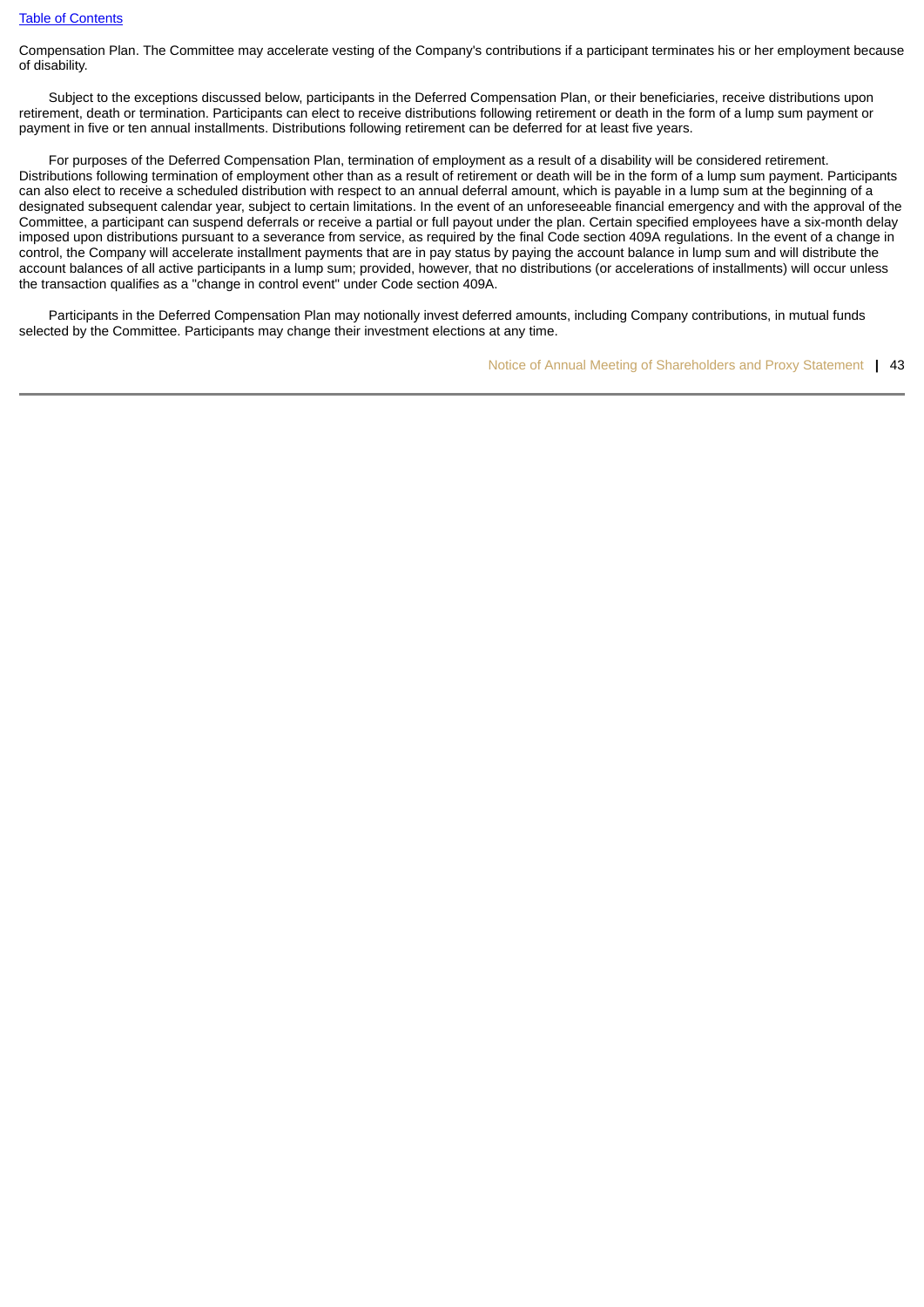Compensation Plan. The Committee may accelerate vesting of the Company's contributions if a participant terminates his or her employment because of disability.

Subject to the exceptions discussed below, participants in the Deferred Compensation Plan, or their beneficiaries, receive distributions upon retirement, death or termination. Participants can elect to receive distributions following retirement or death in the form of a lump sum payment or payment in five or ten annual installments. Distributions following retirement can be deferred for at least five years.

For purposes of the Deferred Compensation Plan, termination of employment as a result of a disability will be considered retirement. Distributions following termination of employment other than as a result of retirement or death will be in the form of a lump sum payment. Participants can also elect to receive a scheduled distribution with respect to an annual deferral amount, which is payable in a lump sum at the beginning of a designated subsequent calendar year, subject to certain limitations. In the event of an unforeseeable financial emergency and with the approval of the Committee, a participant can suspend deferrals or receive a partial or full payout under the plan. Certain specified employees have a six-month delay imposed upon distributions pursuant to a severance from service, as required by the final Code section 409A regulations. In the event of a change in control, the Company will accelerate installment payments that are in pay status by paying the account balance in lump sum and will distribute the account balances of all active participants in a lump sum; provided, however, that no distributions (or accelerations of installments) will occur unless the transaction qualifies as a "change in control event" under Code section 409A.

Participants in the Deferred Compensation Plan may notionally invest deferred amounts, including Company contributions, in mutual funds selected by the Committee. Participants may change their investment elections at any time.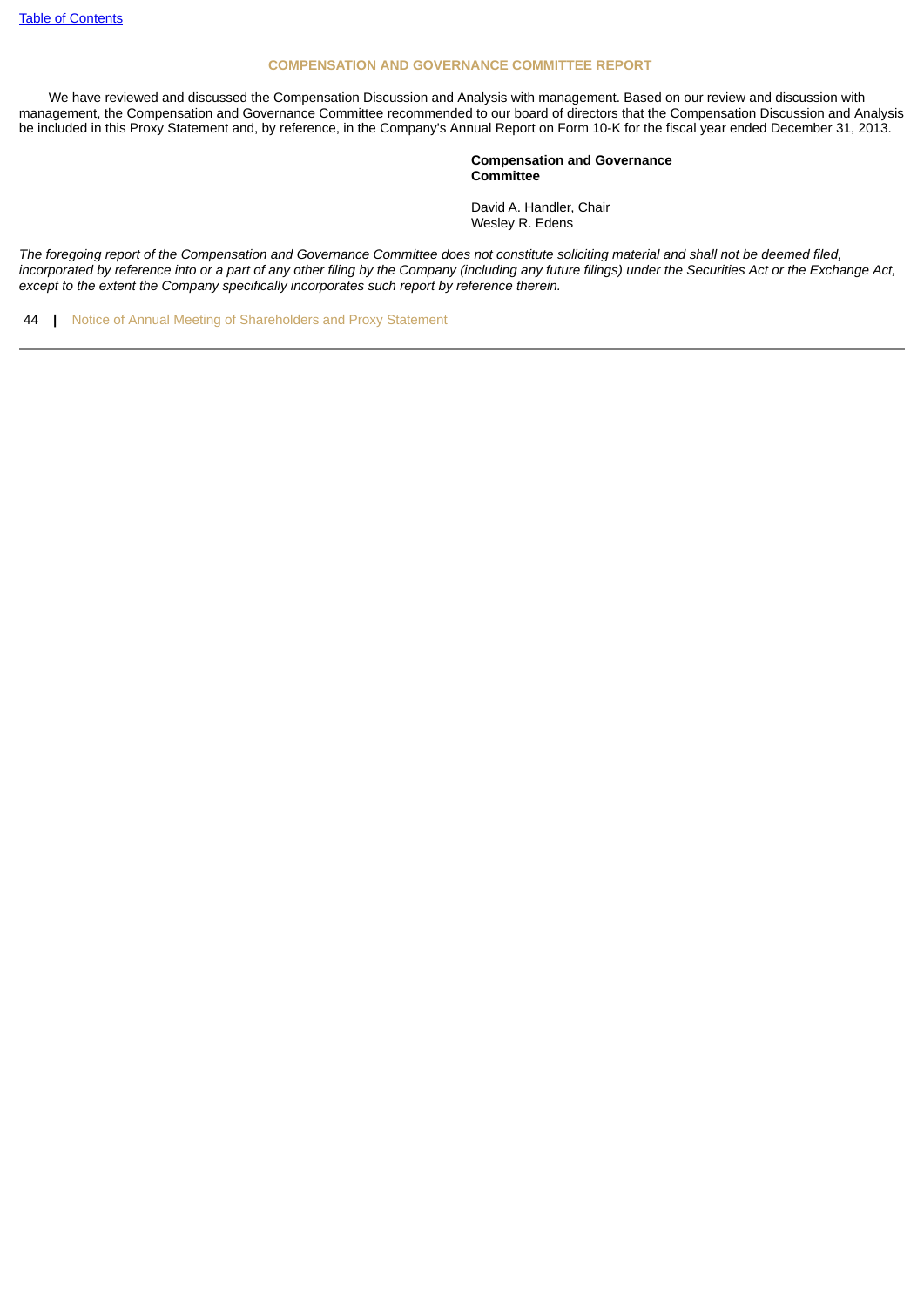## COMPENSATION AND GOVERNANCE COMMITTEE REPORT

We have reviewed and discussed the Compensation Discussion and Analysis with management. Based on our review and discussion with management, the Compensation and Governance Committee recommended to our board of directors that the Compensation Discussion and Analysis be included in this Proxy Statement and, by reference, in the Company's Annual Report on Form 10-K for the fiscal year ended December 31, 2013.

**Compensation and Governance Committee**

David A. Handler, Chair
Wesley R. Edens

*The foregoing report of the Compensation and Governance Committee does not constitute soliciting material and shall not be deemed filed, incorporated by reference into or a part of any other filing by the Company (including any future filings) under the Securities Act or the Exchange Act, except to the extent the Company specifically incorporates such report by reference therein.*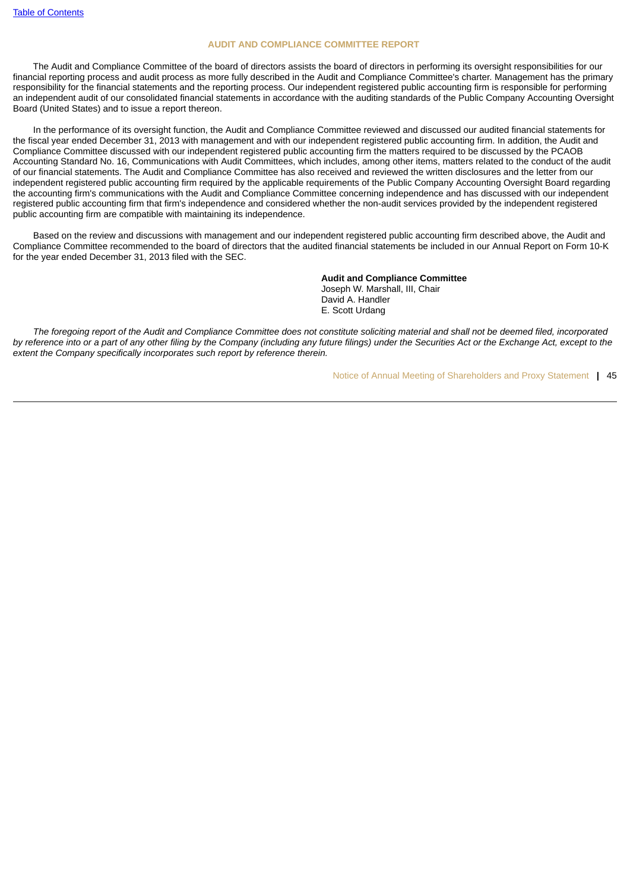## AUDIT AND COMPLIANCE COMMITTEE REPORT

The Audit and Compliance Committee of the board of directors assists the board of directors in performing its oversight responsibilities for our financial reporting process and audit process as more fully described in the Audit and Compliance Committee's charter. Management has the primary responsibility for the financial statements and the reporting process. Our independent registered public accounting firm is responsible for performing an independent audit of our consolidated financial statements in accordance with the auditing standards of the Public Company Accounting Oversight Board (United States) and to issue a report thereon.

In the performance of its oversight function, the Audit and Compliance Committee reviewed and discussed our audited financial statements for the fiscal year ended December 31, 2013 with management and with our independent registered public accounting firm. In addition, the Audit and Compliance Committee discussed with our independent registered public accounting firm the matters required to be discussed by the PCAOB Accounting Standard No. 16, Communications with Audit Committees, which includes, among other items, matters related to the conduct of the audit of our financial statements. The Audit and Compliance Committee has also received and reviewed the written disclosures and the letter from our independent registered public accounting firm required by the applicable requirements of the Public Company Accounting Oversight Board regarding the accounting firm's communications with the Audit and Compliance Committee concerning independence and has discussed with our independent registered public accounting firm that firm's independence and considered whether the non-audit services provided by the independent registered public accounting firm are compatible with maintaining its independence.

Based on the review and discussions with management and our independent registered public accounting firm described above, the Audit and Compliance Committee recommended to the board of directors that the audited financial statements be included in our Annual Report on Form 10-K for the year ended December 31, 2013 filed with the SEC.

**Audit and Compliance Committee**
Joseph W. Marshall, III, Chair
David A. Handler
E. Scott Urdang

*The foregoing report of the Audit and Compliance Committee does not constitute soliciting material and shall not be deemed filed, incorporated by reference into or a part of any other filing by the Company (including any future filings) under the Securities Act or the Exchange Act, except to the extent the Company specifically incorporates such report by reference therein.*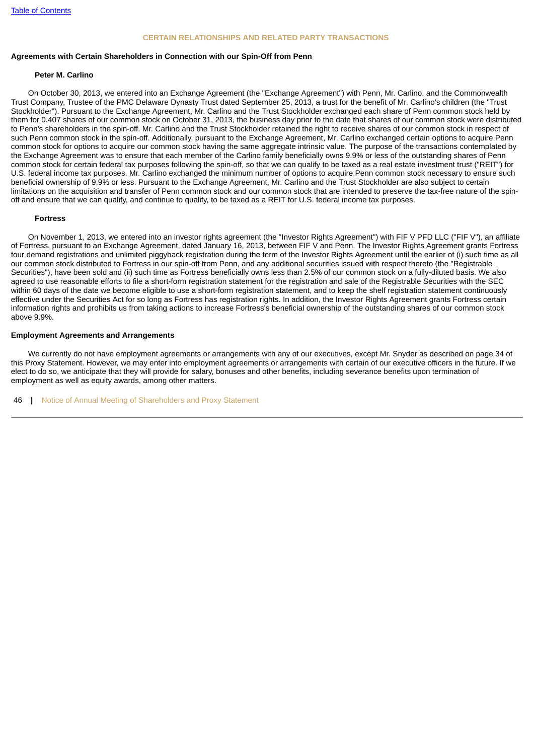## CERTAIN RELATIONSHIPS AND RELATED PARTY TRANSACTIONS

### Agreements with Certain Shareholders in Connection with our Spin-Off from Penn

#### Peter M. Carlino

On October 30, 2013, we entered into an Exchange Agreement (the "Exchange Agreement") with Penn, Mr. Carlino, and the Commonwealth Trust Company, Trustee of the PMC Delaware Dynasty Trust dated September 25, 2013, a trust for the benefit of Mr. Carlino's children (the "Trust Stockholder"). Pursuant to the Exchange Agreement, Mr. Carlino and the Trust Stockholder exchanged each share of Penn common stock held by them for 0.407 shares of our common stock on October 31, 2013, the business day prior to the date that shares of our common stock were distributed to Penn's shareholders in the spin-off. Mr. Carlino and the Trust Stockholder retained the right to receive shares of our common stock in respect of such Penn common stock in the spin-off. Additionally, pursuant to the Exchange Agreement, Mr. Carlino exchanged certain options to acquire Penn common stock for options to acquire our common stock having the same aggregate intrinsic value. The purpose of the transactions contemplated by the Exchange Agreement was to ensure that each member of the Carlino family beneficially owns 9.9% or less of the outstanding shares of Penn common stock for certain federal tax purposes following the spin-off, so that we can qualify to be taxed as a real estate investment trust ("REIT") for U.S. federal income tax purposes. Mr. Carlino exchanged the minimum number of options to acquire Penn common stock necessary to ensure such beneficial ownership of 9.9% or less. Pursuant to the Exchange Agreement, Mr. Carlino and the Trust Stockholder are also subject to certain limitations on the acquisition and transfer of Penn common stock and our common stock that are intended to preserve the tax-free nature of the spin-off and ensure that we can qualify, and continue to qualify, to be taxed as a REIT for U.S. federal income tax purposes.

#### Fortress

On November 1, 2013, we entered into an investor rights agreement (the "Investor Rights Agreement") with FIF V PFD LLC ("FIF V"), an affiliate of Fortress, pursuant to an Exchange Agreement, dated January 16, 2013, between FIF V and Penn. The Investor Rights Agreement grants Fortress four demand registrations and unlimited piggyback registration during the term of the Investor Rights Agreement until the earlier of (i) such time as all our common stock distributed to Fortress in our spin-off from Penn, and any additional securities issued with respect thereto (the "Registrable Securities"), have been sold and (ii) such time as Fortress beneficially owns less than 2.5% of our common stock on a fully-diluted basis. We also agreed to use reasonable efforts to file a short-form registration statement for the registration and sale of the Registrable Securities with the SEC within 60 days of the date we become eligible to use a short-form registration statement, and to keep the shelf registration statement continuously effective under the Securities Act for so long as Fortress has registration rights. In addition, the Investor Rights Agreement grants Fortress certain information rights and prohibits us from taking actions to increase Fortress's beneficial ownership of the outstanding shares of our common stock above 9.9%.

### Employment Agreements and Arrangements

We currently do not have employment agreements or arrangements with any of our executives, except Mr. Snyder as described on page 34 of this Proxy Statement. However, we may enter into employment agreements or arrangements with certain of our executive officers in the future. If we elect to do so, we anticipate that they will provide for salary, bonuses and other benefits, including severance benefits upon termination of employment as well as equity awards, among other matters.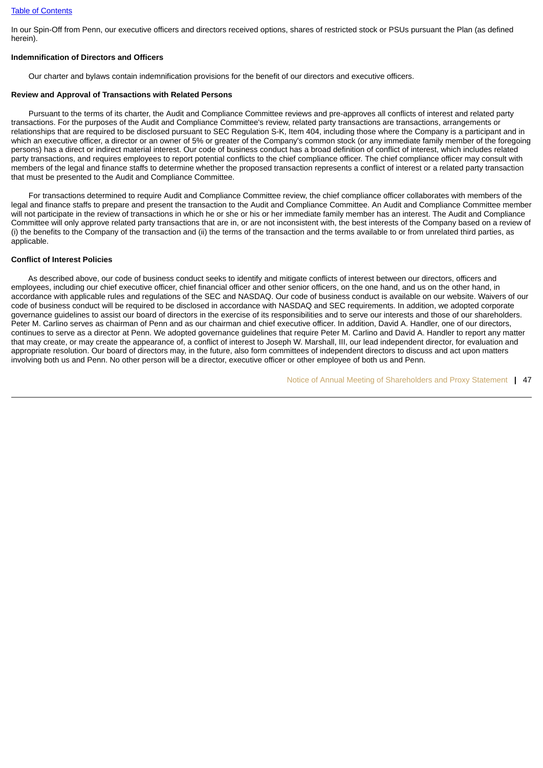In our Spin-Off from Penn, our executive officers and directors received options, shares of restricted stock or PSUs pursuant the Plan (as defined herein).

**Indemnification of Directors and Officers**

Our charter and bylaws contain indemnification provisions for the benefit of our directors and executive officers.

**Review and Approval of Transactions with Related Persons**

Pursuant to the terms of its charter, the Audit and Compliance Committee reviews and pre-approves all conflicts of interest and related party transactions. For the purposes of the Audit and Compliance Committee's review, related party transactions are transactions, arrangements or relationships that are required to be disclosed pursuant to SEC Regulation S-K, Item 404, including those where the Company is a participant and in which an executive officer, a director or an owner of 5% or greater of the Company's common stock (or any immediate family member of the foregoing persons) has a direct or indirect material interest. Our code of business conduct has a broad definition of conflict of interest, which includes related party transactions, and requires employees to report potential conflicts to the chief compliance officer. The chief compliance officer may consult with members of the legal and finance staffs to determine whether the proposed transaction represents a conflict of interest or a related party transaction that must be presented to the Audit and Compliance Committee.

For transactions determined to require Audit and Compliance Committee review, the chief compliance officer collaborates with members of the legal and finance staffs to prepare and present the transaction to the Audit and Compliance Committee. An Audit and Compliance Committee member will not participate in the review of transactions in which he or she or his or her immediate family member has an interest. The Audit and Compliance Committee will only approve related party transactions that are in, or are not inconsistent with, the best interests of the Company based on a review of (i) the benefits to the Company of the transaction and (ii) the terms of the transaction and the terms available to or from unrelated third parties, as applicable.

**Conflict of Interest Policies**

As described above, our code of business conduct seeks to identify and mitigate conflicts of interest between our directors, officers and employees, including our chief executive officer, chief financial officer and other senior officers, on the one hand, and us on the other hand, in accordance with applicable rules and regulations of the SEC and NASDAQ. Our code of business conduct is available on our website. Waivers of our code of business conduct will be required to be disclosed in accordance with NASDAQ and SEC requirements. In addition, we adopted corporate governance guidelines to assist our board of directors in the exercise of its responsibilities and to serve our interests and those of our shareholders. Peter M. Carlino serves as chairman of Penn and as our chairman and chief executive officer. In addition, David A. Handler, one of our directors, continues to serve as a director at Penn. We adopted governance guidelines that require Peter M. Carlino and David A. Handler to report any matter that may create, or may create the appearance of, a conflict of interest to Joseph W. Marshall, III, our lead independent director, for evaluation and appropriate resolution. Our board of directors may, in the future, also form committees of independent directors to discuss and act upon matters involving both us and Penn. No other person will be a director, executive officer or other employee of both us and Penn.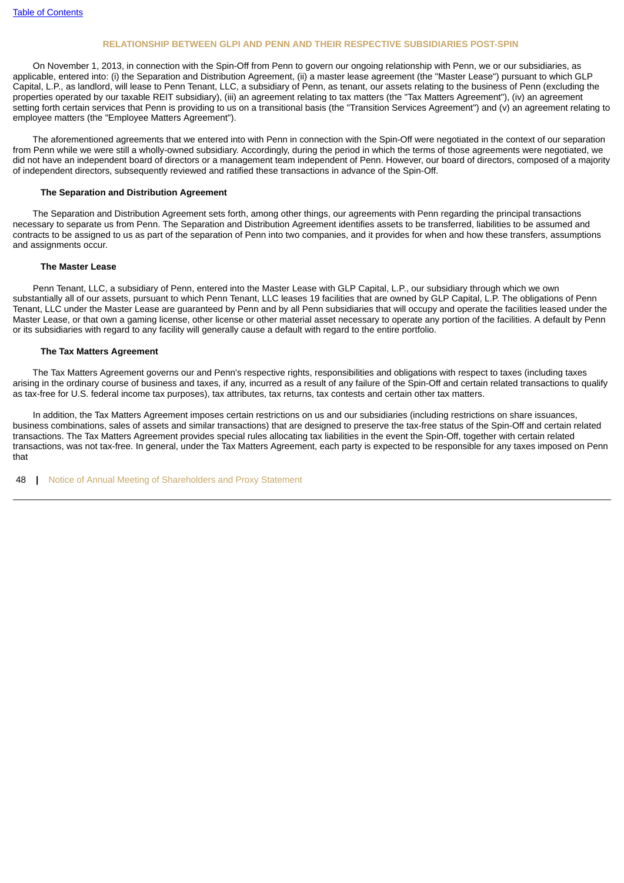## RELATIONSHIP BETWEEN GLPI AND PENN AND THEIR RESPECTIVE SUBSIDIARIES POST-SPIN

On November 1, 2013, in connection with the Spin-Off from Penn to govern our ongoing relationship with Penn, we or our subsidiaries, as applicable, entered into: (i) the Separation and Distribution Agreement, (ii) a master lease agreement (the "Master Lease") pursuant to which GLP Capital, L.P., as landlord, will lease to Penn Tenant, LLC, a subsidiary of Penn, as tenant, our assets relating to the business of Penn (excluding the properties operated by our taxable REIT subsidiary), (iii) an agreement relating to tax matters (the "Tax Matters Agreement"), (iv) an agreement setting forth certain services that Penn is providing to us on a transitional basis (the "Transition Services Agreement") and (v) an agreement relating to employee matters (the "Employee Matters Agreement").

The aforementioned agreements that we entered into with Penn in connection with the Spin-Off were negotiated in the context of our separation from Penn while we were still a wholly-owned subsidiary. Accordingly, during the period in which the terms of those agreements were negotiated, we did not have an independent board of directors or a management team independent of Penn. However, our board of directors, composed of a majority of independent directors, subsequently reviewed and ratified these transactions in advance of the Spin-Off.

### The Separation and Distribution Agreement

The Separation and Distribution Agreement sets forth, among other things, our agreements with Penn regarding the principal transactions necessary to separate us from Penn. The Separation and Distribution Agreement identifies assets to be transferred, liabilities to be assumed and contracts to be assigned to us as part of the separation of Penn into two companies, and it provides for when and how these transfers, assumptions and assignments occur.

### The Master Lease

Penn Tenant, LLC, a subsidiary of Penn, entered into the Master Lease with GLP Capital, L.P., our subsidiary through which we own substantially all of our assets, pursuant to which Penn Tenant, LLC leases 19 facilities that are owned by GLP Capital, L.P. The obligations of Penn Tenant, LLC under the Master Lease are guaranteed by Penn and by all Penn subsidiaries that will occupy and operate the facilities leased under the Master Lease, or that own a gaming license, other license or other material asset necessary to operate any portion of the facilities. A default by Penn or its subsidiaries with regard to any facility will generally cause a default with regard to the entire portfolio.

### The Tax Matters Agreement

The Tax Matters Agreement governs our and Penn's respective rights, responsibilities and obligations with respect to taxes (including taxes arising in the ordinary course of business and taxes, if any, incurred as a result of any failure of the Spin-Off and certain related transactions to qualify as tax-free for U.S. federal income tax purposes), tax attributes, tax returns, tax contests and certain other tax matters.

In addition, the Tax Matters Agreement imposes certain restrictions on us and our subsidiaries (including restrictions on share issuances, business combinations, sales of assets and similar transactions) that are designed to preserve the tax-free status of the Spin-Off and certain related transactions. The Tax Matters Agreement provides special rules allocating tax liabilities in the event the Spin-Off, together with certain related transactions, was not tax-free. In general, under the Tax Matters Agreement, each party is expected to be responsible for any taxes imposed on Penn that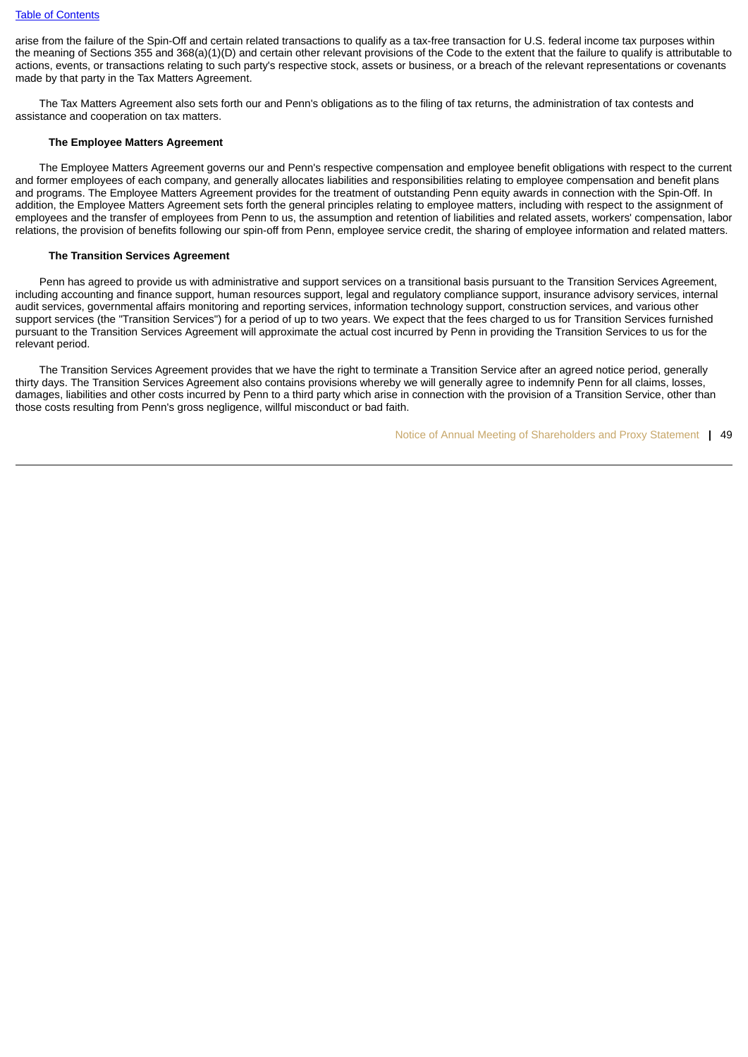arise from the failure of the Spin-Off and certain related transactions to qualify as a tax-free transaction for U.S. federal income tax purposes within the meaning of Sections 355 and 368(a)(1)(D) and certain other relevant provisions of the Code to the extent that the failure to qualify is attributable to actions, events, or transactions relating to such party's respective stock, assets or business, or a breach of the relevant representations or covenants made by that party in the Tax Matters Agreement.

The Tax Matters Agreement also sets forth our and Penn's obligations as to the filing of tax returns, the administration of tax contests and assistance and cooperation on tax matters.

**The Employee Matters Agreement**

The Employee Matters Agreement governs our and Penn's respective compensation and employee benefit obligations with respect to the current and former employees of each company, and generally allocates liabilities and responsibilities relating to employee compensation and benefit plans and programs. The Employee Matters Agreement provides for the treatment of outstanding Penn equity awards in connection with the Spin-Off. In addition, the Employee Matters Agreement sets forth the general principles relating to employee matters, including with respect to the assignment of employees and the transfer of employees from Penn to us, the assumption and retention of liabilities and related assets, workers' compensation, labor relations, the provision of benefits following our spin-off from Penn, employee service credit, the sharing of employee information and related matters.

**The Transition Services Agreement**

Penn has agreed to provide us with administrative and support services on a transitional basis pursuant to the Transition Services Agreement, including accounting and finance support, human resources support, legal and regulatory compliance support, insurance advisory services, internal audit services, governmental affairs monitoring and reporting services, information technology support, construction services, and various other support services (the "Transition Services") for a period of up to two years. We expect that the fees charged to us for Transition Services furnished pursuant to the Transition Services Agreement will approximate the actual cost incurred by Penn in providing the Transition Services to us for the relevant period.

The Transition Services Agreement provides that we have the right to terminate a Transition Service after an agreed notice period, generally thirty days. The Transition Services Agreement also contains provisions whereby we will generally agree to indemnify Penn for all claims, losses, damages, liabilities and other costs incurred by Penn to a third party which arise in connection with the provision of a Transition Service, other than those costs resulting from Penn's gross negligence, willful misconduct or bad faith.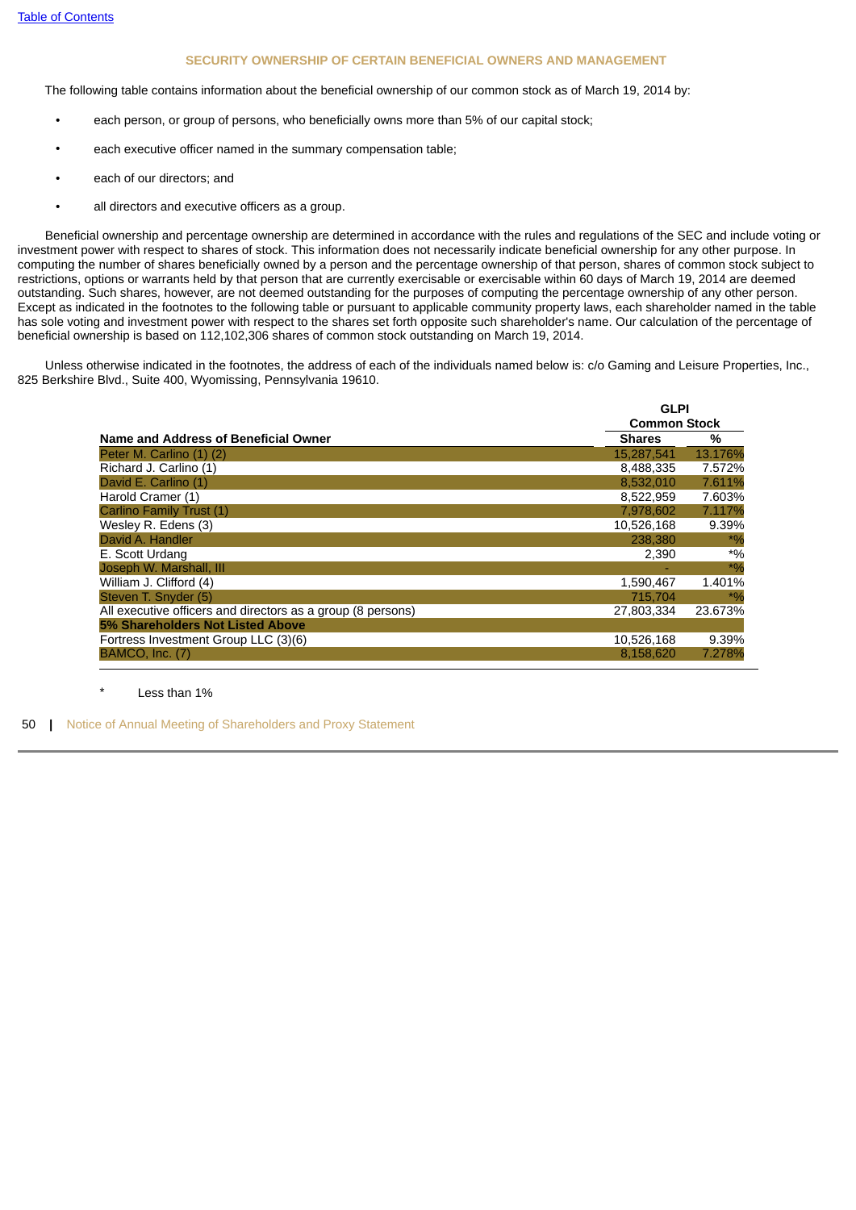[Table of Contents]

## SECURITY OWNERSHIP OF CERTAIN BENEFICIAL OWNERS AND MANAGEMENT

The following table contains information about the beneficial ownership of our common stock as of March 19, 2014 by:

- each person, or group of persons, who beneficially owns more than 5% of our capital stock;
- each executive officer named in the summary compensation table;
- each of our directors; and
- all directors and executive officers as a group.

Beneficial ownership and percentage ownership are determined in accordance with the rules and regulations of the SEC and include voting or investment power with respect to shares of stock. This information does not necessarily indicate beneficial ownership for any other purpose. In computing the number of shares beneficially owned by a person and the percentage ownership of that person, shares of common stock subject to restrictions, options or warrants held by that person that are currently exercisable or exercisable within 60 days of March 19, 2014 are deemed outstanding. Such shares, however, are not deemed outstanding for the purposes of computing the percentage ownership of any other person. Except as indicated in the footnotes to the following table or pursuant to applicable community property laws, each shareholder named in the table has sole voting and investment power with respect to the shares set forth opposite such shareholder's name. Our calculation of the percentage of beneficial ownership is based on 112,102,306 shares of common stock outstanding on March 19, 2014.

Unless otherwise indicated in the footnotes, the address of each of the individuals named below is: c/o Gaming and Leisure Properties, Inc., 825 Berkshire Blvd., Suite 400, Wyomissing, Pennsylvania 19610.

| | GLPI Common Stock | |
|---|---|---|
| **Name and Address of Beneficial Owner** | **Shares** | **%** |
| Peter M. Carlino (1) (2) | 15,287,541 | 13.176% |
| Richard J. Carlino (1) | 8,488,335 | 7.572% |
| David E. Carlino (1) | 8,532,010 | 7.611% |
| Harold Cramer (1) | 8,522,959 | 7.603% |
| Carlino Family Trust (1) | 7,978,602 | 7.117% |
| Wesley R. Edens (3) | 10,526,168 | 9.39% |
| David A. Handler | 238,380 | *% |
| E. Scott Urdang | 2,390 | *% |
| Joseph W. Marshall, III | - | *% |
| William J. Clifford (4) | 1,590,467 | 1.401% |
| Steven T. Snyder (5) | 715,704 | *% |
| All executive officers and directors as a group (8 persons) | 27,803,334 | 23.673% |
| **5% Shareholders Not Listed Above** | | |
| Fortress Investment Group LLC (3)(6) | 10,526,168 | 9.39% |
| BAMCO, Inc. (7) | 8,158,620 | 7.278% |

\* Less than 1%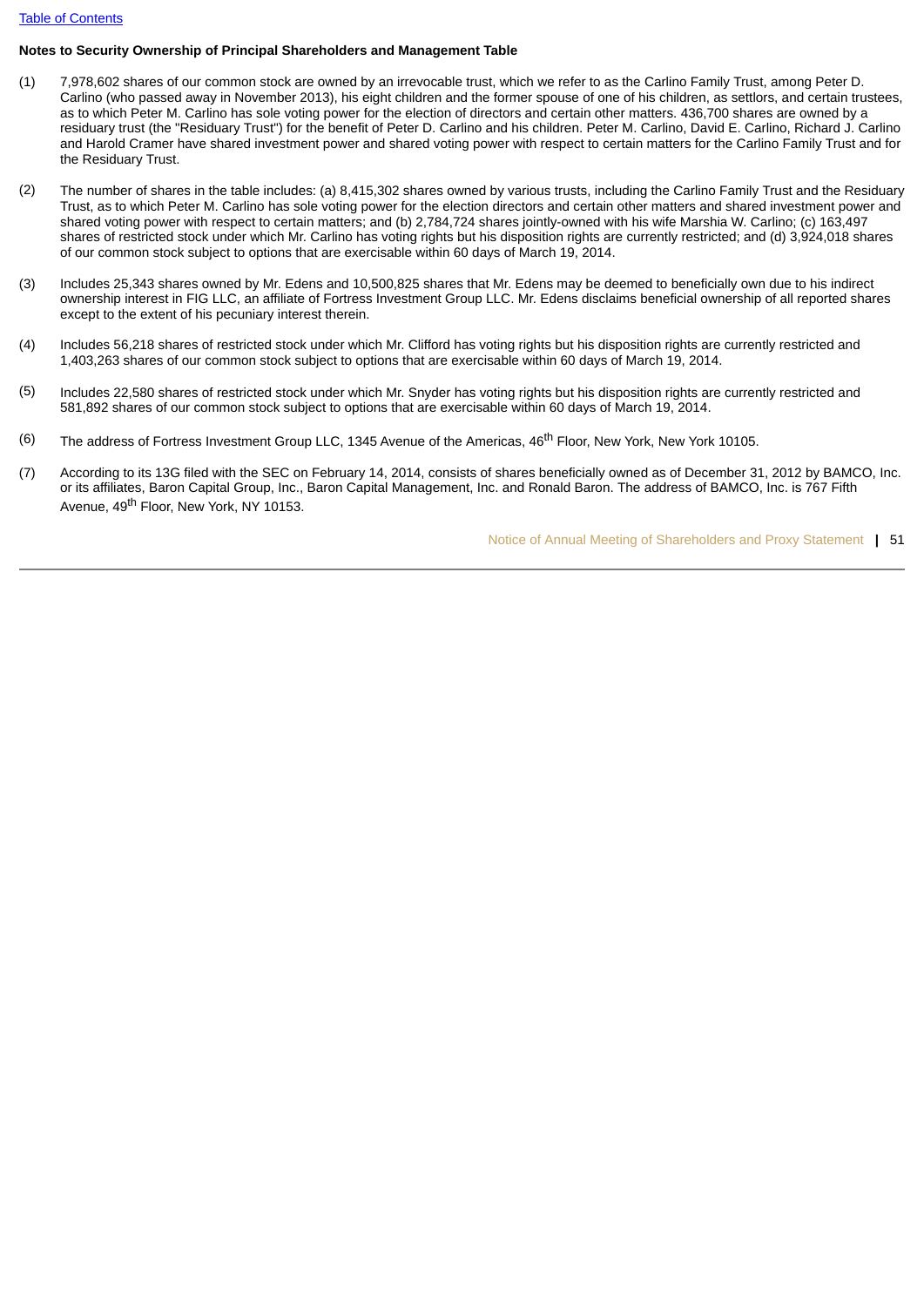Table of Contents

**Notes to Security Ownership of Principal Shareholders and Management Table**

(1) 7,978,602 shares of our common stock are owned by an irrevocable trust, which we refer to as the Carlino Family Trust, among Peter D. Carlino (who passed away in November 2013), his eight children and the former spouse of one of his children, as settlors, and certain trustees, as to which Peter M. Carlino has sole voting power for the election of directors and certain other matters. 436,700 shares are owned by a residuary trust (the "Residuary Trust") for the benefit of Peter D. Carlino and his children. Peter M. Carlino, David E. Carlino, Richard J. Carlino and Harold Cramer have shared investment power and shared voting power with respect to certain matters for the Carlino Family Trust and for the Residuary Trust.

(2) The number of shares in the table includes: (a) 8,415,302 shares owned by various trusts, including the Carlino Family Trust and the Residuary Trust, as to which Peter M. Carlino has sole voting power for the election directors and certain other matters and shared investment power and shared voting power with respect to certain matters; and (b) 2,784,724 shares jointly-owned with his wife Marshia W. Carlino; (c) 163,497 shares of restricted stock under which Mr. Carlino has voting rights but his disposition rights are currently restricted; and (d) 3,924,018 shares of our common stock subject to options that are exercisable within 60 days of March 19, 2014.

(3) Includes 25,343 shares owned by Mr. Edens and 10,500,825 shares that Mr. Edens may be deemed to beneficially own due to his indirect ownership interest in FIG LLC, an affiliate of Fortress Investment Group LLC. Mr. Edens disclaims beneficial ownership of all reported shares except to the extent of his pecuniary interest therein.

(4) Includes 56,218 shares of restricted stock under which Mr. Clifford has voting rights but his disposition rights are currently restricted and 1,403,263 shares of our common stock subject to options that are exercisable within 60 days of March 19, 2014.

(5) Includes 22,580 shares of restricted stock under which Mr. Snyder has voting rights but his disposition rights are currently restricted and 581,892 shares of our common stock subject to options that are exercisable within 60 days of March 19, 2014.

(6) The address of Fortress Investment Group LLC, 1345 Avenue of the Americas, 46th Floor, New York, New York 10105.

(7) According to its 13G filed with the SEC on February 14, 2014, consists of shares beneficially owned as of December 31, 2012 by BAMCO, Inc. or its affiliates, Baron Capital Group, Inc., Baron Capital Management, Inc. and Ronald Baron. The address of BAMCO, Inc. is 767 Fifth Avenue, 49th Floor, New York, NY 10153.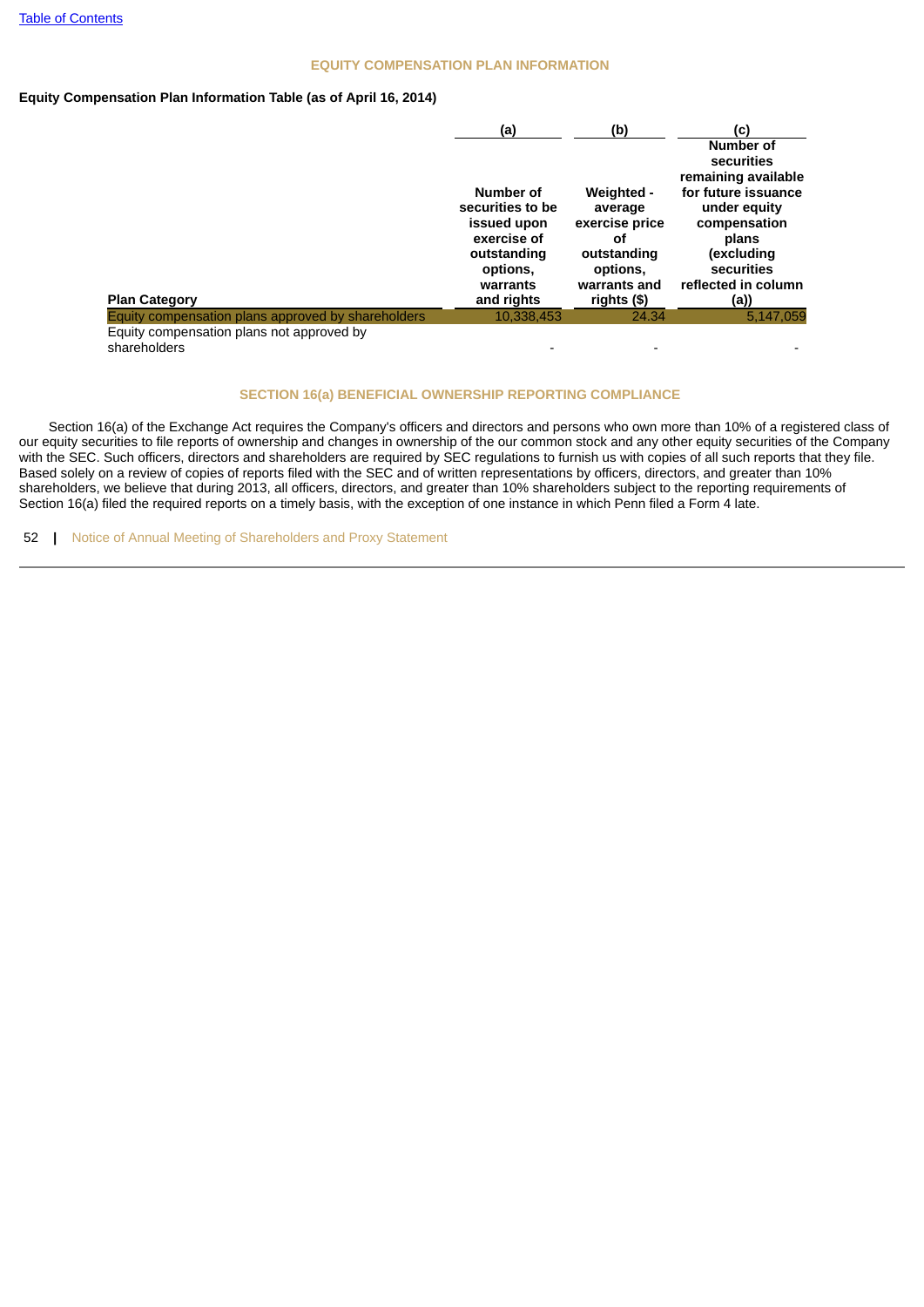## EQUITY COMPENSATION PLAN INFORMATION

**Equity Compensation Plan Information Table (as of April 16, 2014)**

| Plan Category | (a) Number of securities to be issued upon exercise of outstanding options, warrants and rights | (b) Weighted - average exercise price of outstanding options, warrants and rights ($) | (c) Number of securities remaining available for future issuance under equity compensation plans (excluding securities reflected in column (a)) |
|---|---|---|---|
| Equity compensation plans approved by shareholders | 10,338,453 | 24.34 | 5,147,059 |
| Equity compensation plans not approved by shareholders | - | - | - |

## SECTION 16(a) BENEFICIAL OWNERSHIP REPORTING COMPLIANCE

Section 16(a) of the Exchange Act requires the Company's officers and directors and persons who own more than 10% of a registered class of our equity securities to file reports of ownership and changes in ownership of the our common stock and any other equity securities of the Company with the SEC. Such officers, directors and shareholders are required by SEC regulations to furnish us with copies of all such reports that they file. Based solely on a review of copies of reports filed with the SEC and of written representations by officers, directors, and greater than 10% shareholders, we believe that during 2013, all officers, directors, and greater than 10% shareholders subject to the reporting requirements of Section 16(a) filed the required reports on a timely basis, with the exception of one instance in which Penn filed a Form 4 late.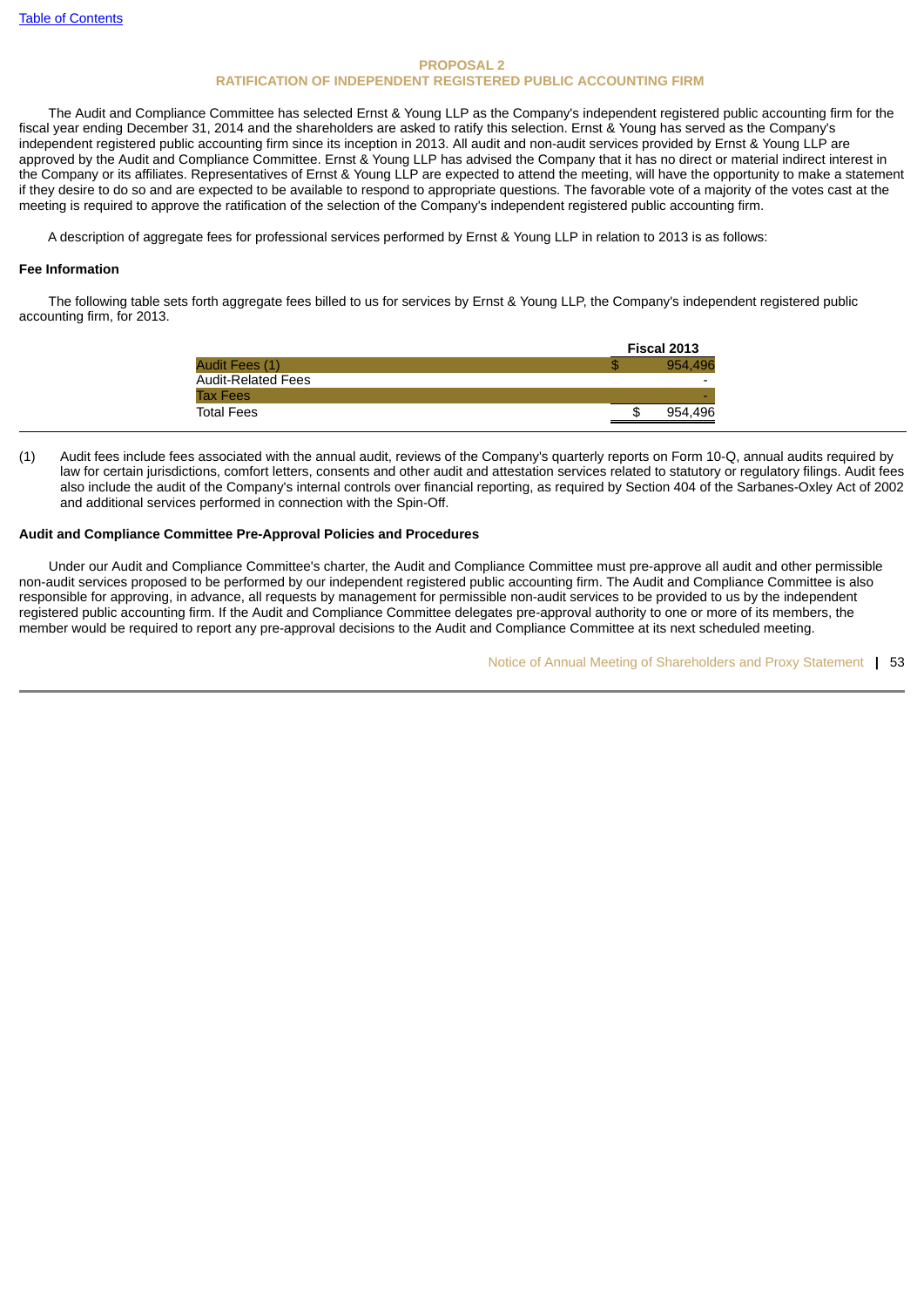## PROPOSAL 2
## RATIFICATION OF INDEPENDENT REGISTERED PUBLIC ACCOUNTING FIRM

The Audit and Compliance Committee has selected Ernst & Young LLP as the Company's independent registered public accounting firm for the fiscal year ending December 31, 2014 and the shareholders are asked to ratify this selection. Ernst & Young has served as the Company's independent registered public accounting firm since its inception in 2013. All audit and non-audit services provided by Ernst & Young LLP are approved by the Audit and Compliance Committee. Ernst & Young LLP has advised the Company that it has no direct or material indirect interest in the Company or its affiliates. Representatives of Ernst & Young LLP are expected to attend the meeting, will have the opportunity to make a statement if they desire to do so and are expected to be available to respond to appropriate questions. The favorable vote of a majority of the votes cast at the meeting is required to approve the ratification of the selection of the Company's independent registered public accounting firm.

A description of aggregate fees for professional services performed by Ernst & Young LLP in relation to 2013 is as follows:

### Fee Information

The following table sets forth aggregate fees billed to us for services by Ernst & Young LLP, the Company's independent registered public accounting firm, for 2013.

| | Fiscal 2013 |
|---|---|
| Audit Fees (1) | $ 954,496 |
| Audit-Related Fees | - |
| Tax Fees | - |
| Total Fees | $ 954,496 |

(1) Audit fees include fees associated with the annual audit, reviews of the Company's quarterly reports on Form 10-Q, annual audits required by law for certain jurisdictions, comfort letters, consents and other audit and attestation services related to statutory or regulatory filings. Audit fees also include the audit of the Company's internal controls over financial reporting, as required by Section 404 of the Sarbanes-Oxley Act of 2002 and additional services performed in connection with the Spin-Off.

### Audit and Compliance Committee Pre-Approval Policies and Procedures

Under our Audit and Compliance Committee's charter, the Audit and Compliance Committee must pre-approve all audit and other permissible non-audit services proposed to be performed by our independent registered public accounting firm. The Audit and Compliance Committee is also responsible for approving, in advance, all requests by management for permissible non-audit services to be provided to us by the independent registered public accounting firm. If the Audit and Compliance Committee delegates pre-approval authority to one or more of its members, the member would be required to report any pre-approval decisions to the Audit and Compliance Committee at its next scheduled meeting.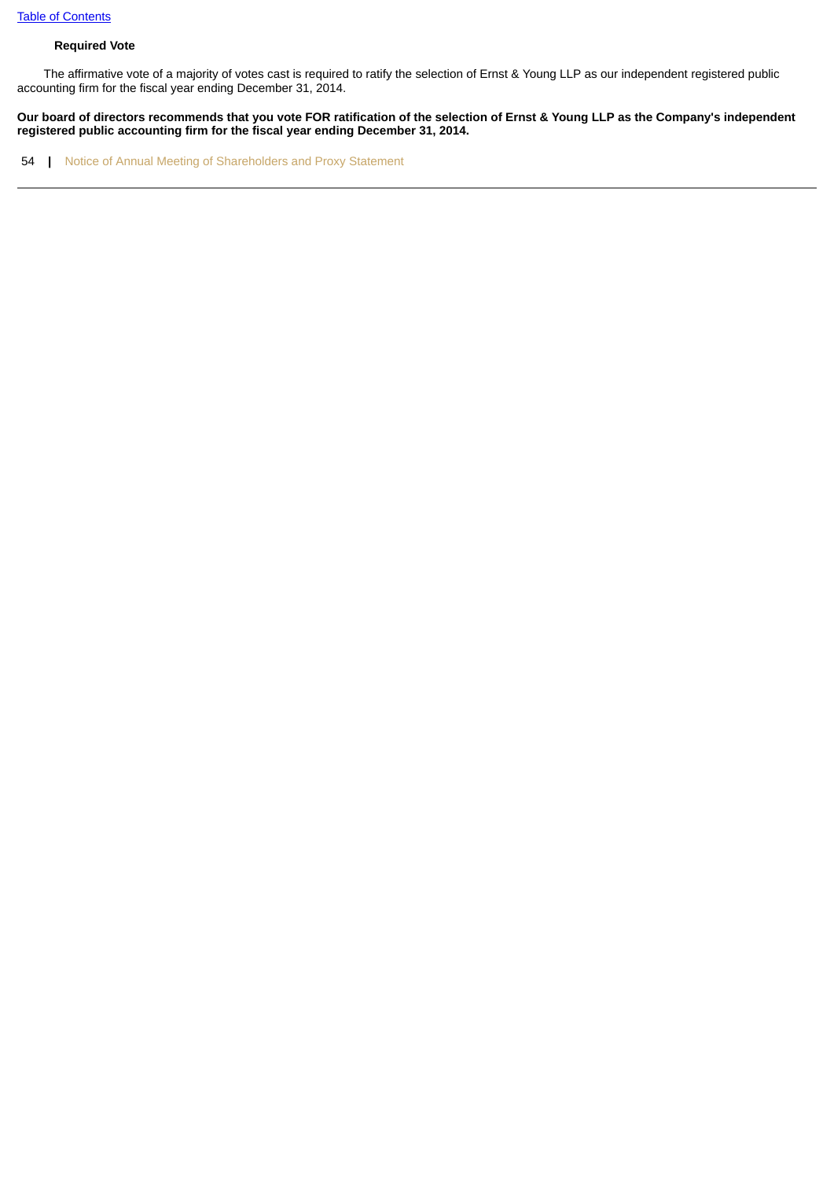### Required Vote

The affirmative vote of a majority of votes cast is required to ratify the selection of Ernst & Young LLP as our independent registered public accounting firm for the fiscal year ending December 31, 2014.

**Our board of directors recommends that you vote FOR ratification of the selection of Ernst & Young LLP as the Company's independent registered public accounting firm for the fiscal year ending December 31, 2014.**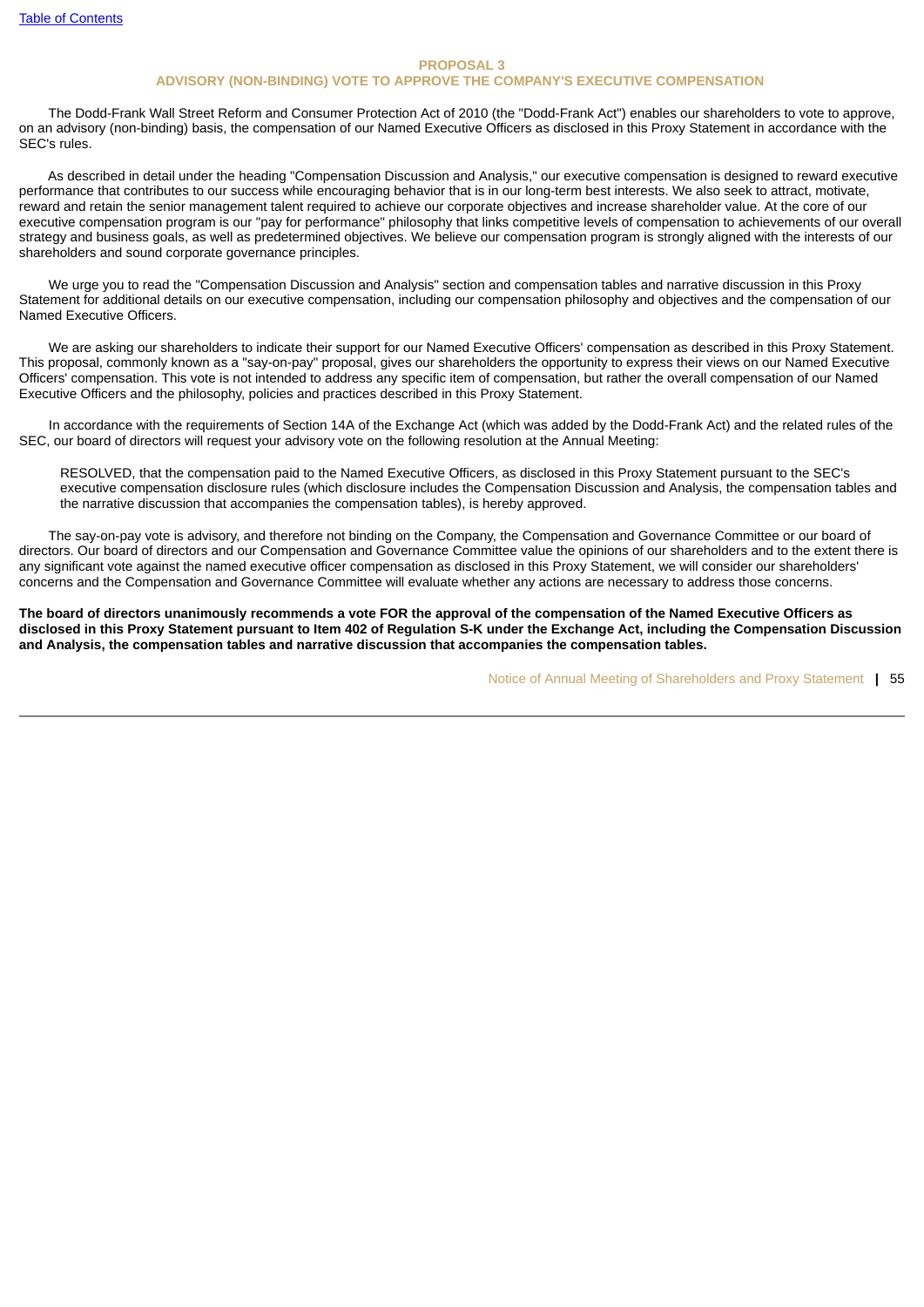## PROPOSAL 3
## ADVISORY (NON-BINDING) VOTE TO APPROVE THE COMPANY'S EXECUTIVE COMPENSATION

The Dodd-Frank Wall Street Reform and Consumer Protection Act of 2010 (the "Dodd-Frank Act") enables our shareholders to vote to approve, on an advisory (non-binding) basis, the compensation of our Named Executive Officers as disclosed in this Proxy Statement in accordance with the SEC's rules.

As described in detail under the heading "Compensation Discussion and Analysis," our executive compensation is designed to reward executive performance that contributes to our success while encouraging behavior that is in our long-term best interests. We also seek to attract, motivate, reward and retain the senior management talent required to achieve our corporate objectives and increase shareholder value. At the core of our executive compensation program is our "pay for performance" philosophy that links competitive levels of compensation to achievements of our overall strategy and business goals, as well as predetermined objectives. We believe our compensation program is strongly aligned with the interests of our shareholders and sound corporate governance principles.

We urge you to read the "Compensation Discussion and Analysis" section and compensation tables and narrative discussion in this Proxy Statement for additional details on our executive compensation, including our compensation philosophy and objectives and the compensation of our Named Executive Officers.

We are asking our shareholders to indicate their support for our Named Executive Officers' compensation as described in this Proxy Statement. This proposal, commonly known as a "say-on-pay" proposal, gives our shareholders the opportunity to express their views on our Named Executive Officers' compensation. This vote is not intended to address any specific item of compensation, but rather the overall compensation of our Named Executive Officers and the philosophy, policies and practices described in this Proxy Statement.

In accordance with the requirements of Section 14A of the Exchange Act (which was added by the Dodd-Frank Act) and the related rules of the SEC, our board of directors will request your advisory vote on the following resolution at the Annual Meeting:

> RESOLVED, that the compensation paid to the Named Executive Officers, as disclosed in this Proxy Statement pursuant to the SEC's executive compensation disclosure rules (which disclosure includes the Compensation Discussion and Analysis, the compensation tables and the narrative discussion that accompanies the compensation tables), is hereby approved.

The say-on-pay vote is advisory, and therefore not binding on the Company, the Compensation and Governance Committee or our board of directors. Our board of directors and our Compensation and Governance Committee value the opinions of our shareholders and to the extent there is any significant vote against the named executive officer compensation as disclosed in this Proxy Statement, we will consider our shareholders' concerns and the Compensation and Governance Committee will evaluate whether any actions are necessary to address those concerns.

**The board of directors unanimously recommends a vote FOR the approval of the compensation of the Named Executive Officers as disclosed in this Proxy Statement pursuant to Item 402 of Regulation S-K under the Exchange Act, including the Compensation Discussion and Analysis, the compensation tables and narrative discussion that accompanies the compensation tables.**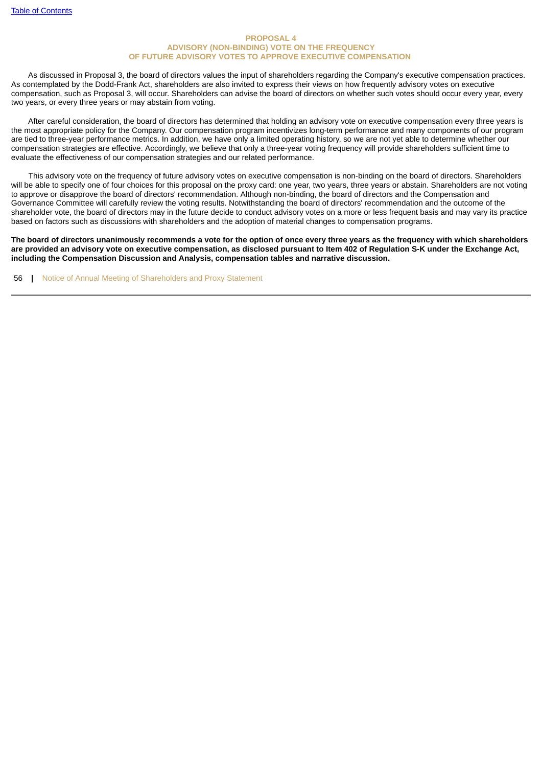## PROPOSAL 4
## ADVISORY (NON-BINDING) VOTE ON THE FREQUENCY OF FUTURE ADVISORY VOTES TO APPROVE EXECUTIVE COMPENSATION

As discussed in Proposal 3, the board of directors values the input of shareholders regarding the Company's executive compensation practices. As contemplated by the Dodd-Frank Act, shareholders are also invited to express their views on how frequently advisory votes on executive compensation, such as Proposal 3, will occur. Shareholders can advise the board of directors on whether such votes should occur every year, every two years, or every three years or may abstain from voting.

After careful consideration, the board of directors has determined that holding an advisory vote on executive compensation every three years is the most appropriate policy for the Company. Our compensation program incentivizes long-term performance and many components of our program are tied to three-year performance metrics. In addition, we have only a limited operating history, so we are not yet able to determine whether our compensation strategies are effective. Accordingly, we believe that only a three-year voting frequency will provide shareholders sufficient time to evaluate the effectiveness of our compensation strategies and our related performance.

This advisory vote on the frequency of future advisory votes on executive compensation is non-binding on the board of directors. Shareholders will be able to specify one of four choices for this proposal on the proxy card: one year, two years, three years or abstain. Shareholders are not voting to approve or disapprove the board of directors' recommendation. Although non-binding, the board of directors and the Compensation and Governance Committee will carefully review the voting results. Notwithstanding the board of directors' recommendation and the outcome of the shareholder vote, the board of directors may in the future decide to conduct advisory votes on a more or less frequent basis and may vary its practice based on factors such as discussions with shareholders and the adoption of material changes to compensation programs.

**The board of directors unanimously recommends a vote for the option of once every three years as the frequency with which shareholders are provided an advisory vote on executive compensation, as disclosed pursuant to Item 402 of Regulation S-K under the Exchange Act, including the Compensation Discussion and Analysis, compensation tables and narrative discussion.**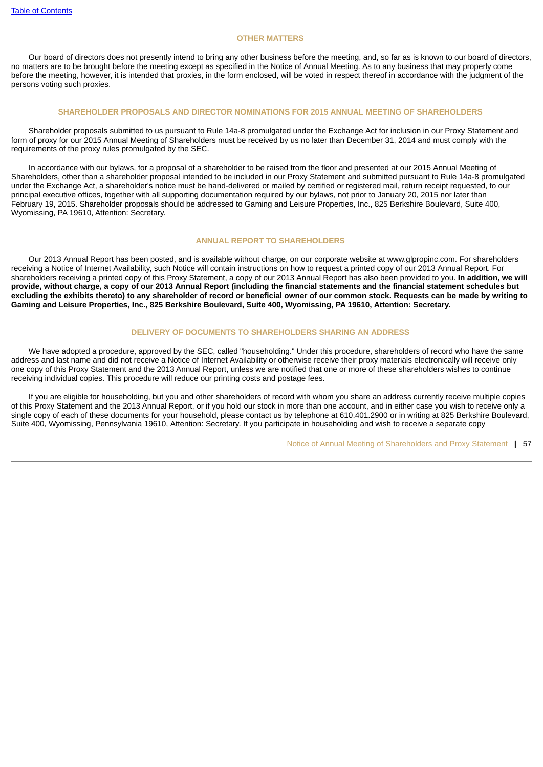## OTHER MATTERS

Our board of directors does not presently intend to bring any other business before the meeting, and, so far as is known to our board of directors, no matters are to be brought before the meeting except as specified in the Notice of Annual Meeting. As to any business that may properly come before the meeting, however, it is intended that proxies, in the form enclosed, will be voted in respect thereof in accordance with the judgment of the persons voting such proxies.

## SHAREHOLDER PROPOSALS AND DIRECTOR NOMINATIONS FOR 2015 ANNUAL MEETING OF SHAREHOLDERS

Shareholder proposals submitted to us pursuant to Rule 14a-8 promulgated under the Exchange Act for inclusion in our Proxy Statement and form of proxy for our 2015 Annual Meeting of Shareholders must be received by us no later than December 31, 2014 and must comply with the requirements of the proxy rules promulgated by the SEC.

In accordance with our bylaws, for a proposal of a shareholder to be raised from the floor and presented at our 2015 Annual Meeting of Shareholders, other than a shareholder proposal intended to be included in our Proxy Statement and submitted pursuant to Rule 14a-8 promulgated under the Exchange Act, a shareholder's notice must be hand-delivered or mailed by certified or registered mail, return receipt requested, to our principal executive offices, together with all supporting documentation required by our bylaws, not prior to January 20, 2015 nor later than February 19, 2015. Shareholder proposals should be addressed to Gaming and Leisure Properties, Inc., 825 Berkshire Boulevard, Suite 400, Wyomissing, PA 19610, Attention: Secretary.

## ANNUAL REPORT TO SHAREHOLDERS

Our 2013 Annual Report has been posted, and is available without charge, on our corporate website at www.glpropinc.com. For shareholders receiving a Notice of Internet Availability, such Notice will contain instructions on how to request a printed copy of our 2013 Annual Report. For shareholders receiving a printed copy of this Proxy Statement, a copy of our 2013 Annual Report has also been provided to you. **In addition, we will provide, without charge, a copy of our 2013 Annual Report (including the financial statements and the financial statement schedules but excluding the exhibits thereto) to any shareholder of record or beneficial owner of our common stock. Requests can be made by writing to Gaming and Leisure Properties, Inc., 825 Berkshire Boulevard, Suite 400, Wyomissing, PA 19610, Attention: Secretary.**

## DELIVERY OF DOCUMENTS TO SHAREHOLDERS SHARING AN ADDRESS

We have adopted a procedure, approved by the SEC, called "householding." Under this procedure, shareholders of record who have the same address and last name and did not receive a Notice of Internet Availability or otherwise receive their proxy materials electronically will receive only one copy of this Proxy Statement and the 2013 Annual Report, unless we are notified that one or more of these shareholders wishes to continue receiving individual copies. This procedure will reduce our printing costs and postage fees.

If you are eligible for householding, but you and other shareholders of record with whom you share an address currently receive multiple copies of this Proxy Statement and the 2013 Annual Report, or if you hold our stock in more than one account, and in either case you wish to receive only a single copy of each of these documents for your household, please contact us by telephone at 610.401.2900 or in writing at 825 Berkshire Boulevard, Suite 400, Wyomissing, Pennsylvania 19610, Attention: Secretary. If you participate in householding and wish to receive a separate copy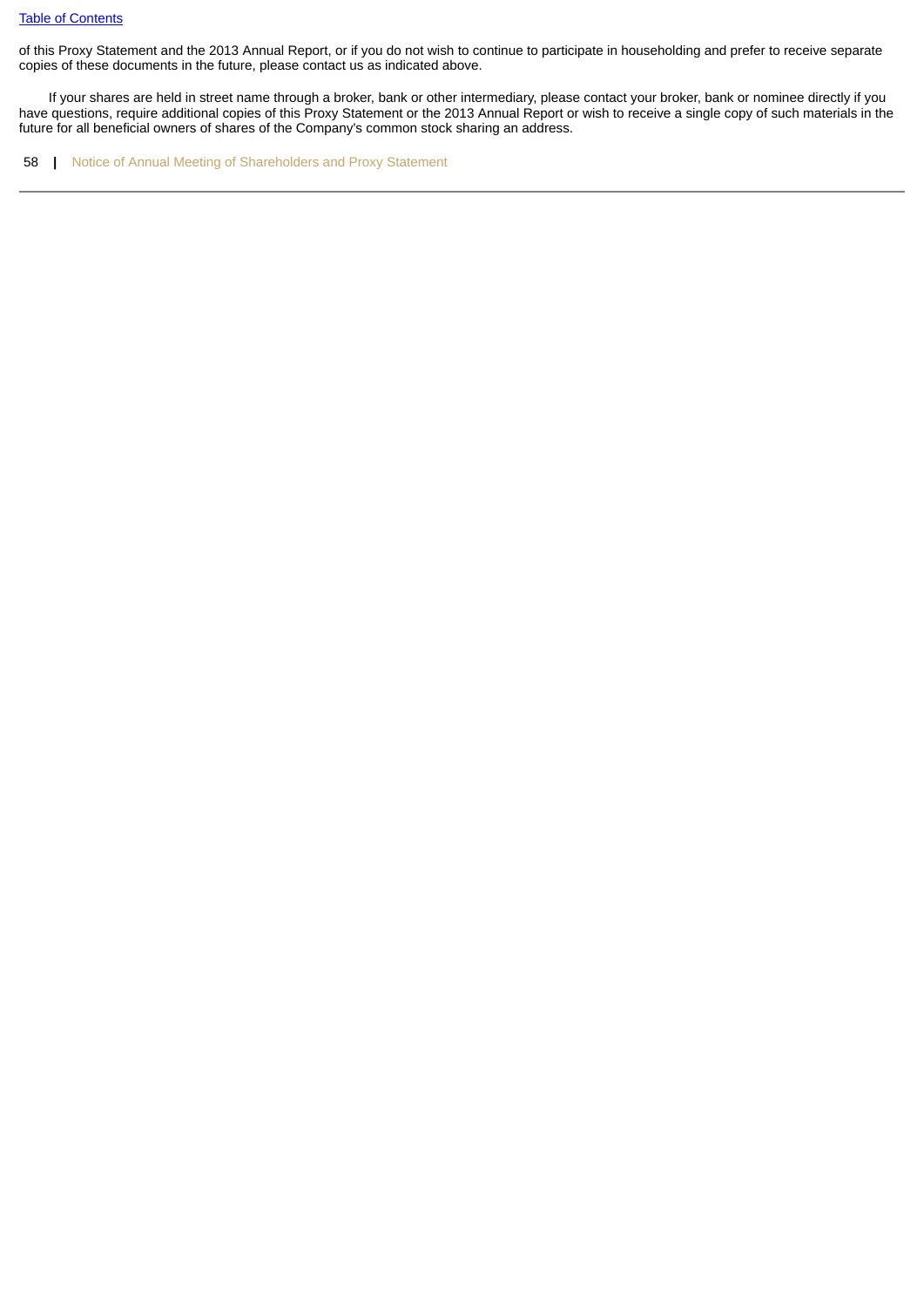of this Proxy Statement and the 2013 Annual Report, or if you do not wish to continue to participate in householding and prefer to receive separate copies of these documents in the future, please contact us as indicated above.

If your shares are held in street name through a broker, bank or other intermediary, please contact your broker, bank or nominee directly if you have questions, require additional copies of this Proxy Statement or the 2013 Annual Report or wish to receive a single copy of such materials in the future for all beneficial owners of shares of the Company's common stock sharing an address.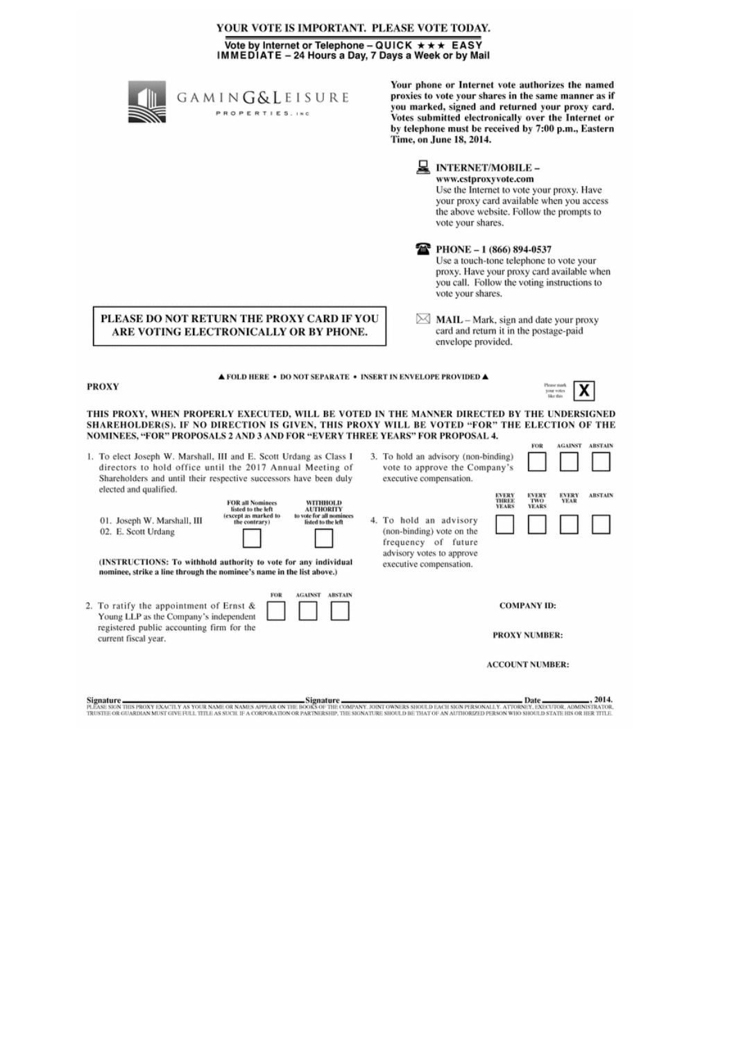**YOUR VOTE IS IMPORTANT. PLEASE VOTE TODAY.**

**Vote by Internet or Telephone – QUICK ★★★ EASY IMMEDIATE – 24 Hours a Day, 7 Days a Week or by Mail**

GAMING&LEISURE PROPERTIES, INC

**Your phone or Internet vote authorizes the named proxies to vote your shares in the same manner as if you marked, signed and returned your proxy card. Votes submitted electronically over the Internet or by telephone must be received by 7:00 p.m., Eastern Time, on June 18, 2014.**

**INTERNET/MOBILE – www.cstproxyvote.com**
Use the Internet to vote your proxy. Have your proxy card available when you access the above website. Follow the prompts to vote your shares.

**PHONE – 1 (866) 894-0537**
Use a touch-tone telephone to vote your proxy. Have your proxy card available when you call. Follow the voting instructions to vote your shares.

**MAIL** – Mark, sign and date your proxy card and return it in the postage-paid envelope provided.

**PLEASE DO NOT RETURN THE PROXY CARD IF YOU ARE VOTING ELECTRONICALLY OR BY PHONE.**

▲ FOLD HERE • DO NOT SEPARATE • INSERT IN ENVELOPE PROVIDED ▲

**PROXY**

Please mark your votes like this **X**

**THIS PROXY, WHEN PROPERLY EXECUTED, WILL BE VOTED IN THE MANNER DIRECTED BY THE UNDERSIGNED SHAREHOLDER(S). IF NO DIRECTION IS GIVEN, THIS PROXY WILL BE VOTED "FOR" THE ELECTION OF THE NOMINEES, "FOR" PROPOSALS 2 AND 3 AND FOR "EVERY THREE YEARS" FOR PROPOSAL 4.**

1. To elect Joseph W. Marshall, III and E. Scott Urdang as Class I directors to hold office until the 2017 Annual Meeting of Shareholders and until their respective successors have been duly elected and qualified.

   01. Joseph W. Marshall, III
   02. E. Scott Urdang

   FOR all Nominees listed to the left (except as marked to the contrary) ☐ WITHHOLD AUTHORITY to vote for all nominees listed to the left ☐

   **(INSTRUCTIONS: To withhold authority to vote for any individual nominee, strike a line through the nominee's name in the list above.)**

2. To ratify the appointment of Ernst & Young LLP as the Company's independent registered public accounting firm for the current fiscal year. FOR ☐ AGAINST ☐ ABSTAIN ☐

3. To hold an advisory (non-binding) vote to approve the Company's executive compensation. FOR ☐ AGAINST ☐ ABSTAIN ☐

4. To hold an advisory (non-binding) vote on the frequency of future advisory votes to approve executive compensation. EVERY THREE YEARS ☐ EVERY TWO YEARS ☐ EVERY YEAR ☐ ABSTAIN ☐

**COMPANY ID:**

**PROXY NUMBER:**

**ACCOUNT NUMBER:**

**Signature** \_\_\_\_\_\_\_\_\_\_\_\_\_\_\_\_ **Signature** \_\_\_\_\_\_\_\_\_\_\_\_\_\_\_\_ **Date** \_\_\_\_\_\_\_\_, **2014.**

PLEASE SIGN THIS PROXY EXACTLY AS YOUR NAME OR NAMES APPEAR ON THE BOOKS OF THE COMPANY. JOINT OWNERS SHOULD EACH SIGN PERSONALLY. ATTORNEY, EXECUTOR, ADMINISTRATOR, TRUSTEE OR GUARDIAN MUST GIVE FULL TITLE AS SUCH. IF A CORPORATION OR PARTNERSHIP, THE SIGNATURE SHOULD BE THAT OF AN AUTHORIZED PERSON WHO SHOULD STATE HIS OR HER TITLE.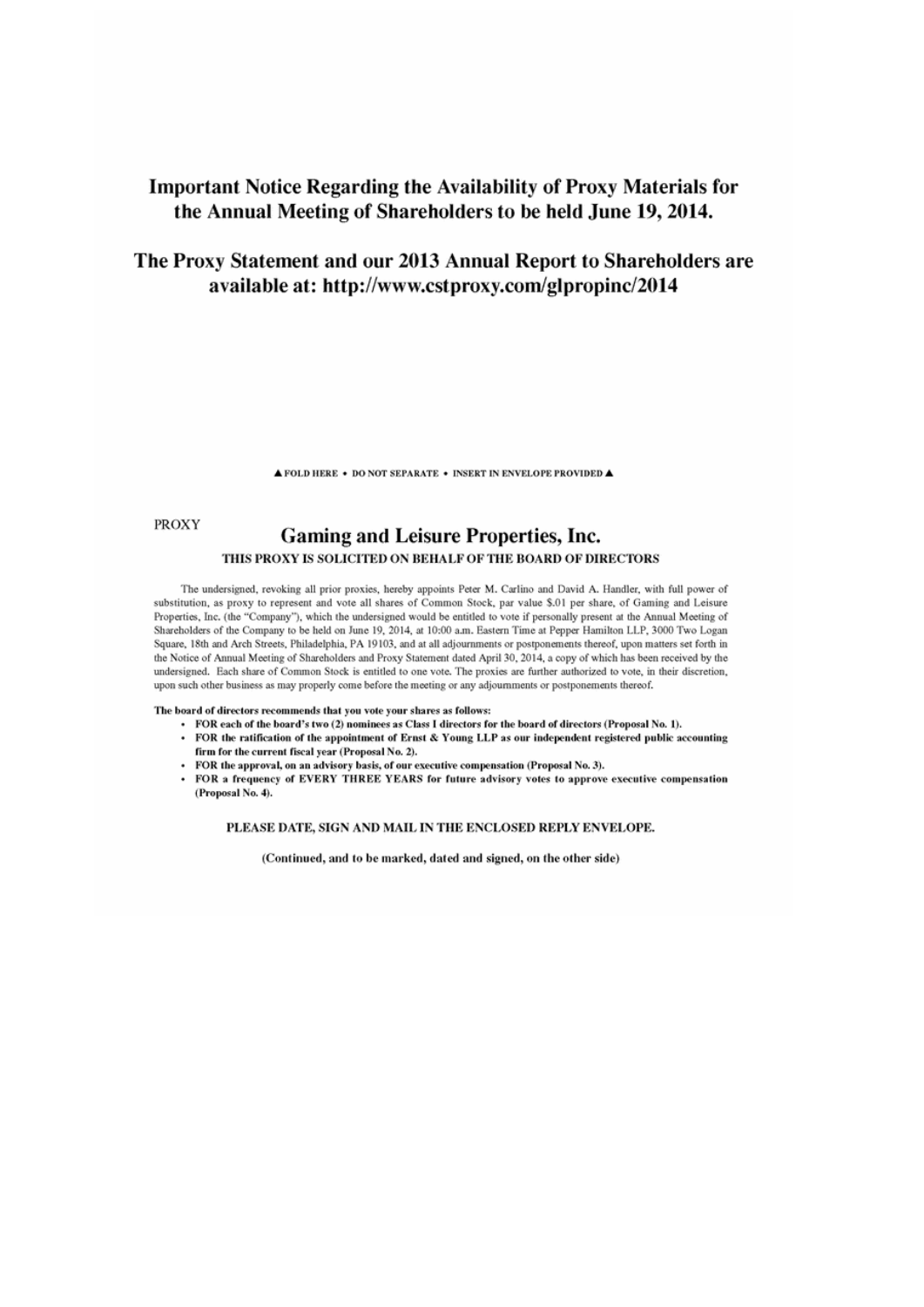## Important Notice Regarding the Availability of Proxy Materials for the Annual Meeting of Shareholders to be held June 19, 2014.

## The Proxy Statement and our 2013 Annual Report to Shareholders are available at: http://www.cstproxy.com/glpropinc/2014

▲ FOLD HERE • DO NOT SEPARATE • INSERT IN ENVELOPE PROVIDED ▲

PROXY

# Gaming and Leisure Properties, Inc.

**THIS PROXY IS SOLICITED ON BEHALF OF THE BOARD OF DIRECTORS**

The undersigned, revoking all prior proxies, hereby appoints Peter M. Carlino and David A. Handler, with full power of substitution, as proxy to represent and vote all shares of Common Stock, par value $.01 per share, of Gaming and Leisure Properties, Inc. (the "Company"), which the undersigned would be entitled to vote if personally present at the Annual Meeting of Shareholders of the Company to be held on June 19, 2014, at 10:00 a.m. Eastern Time at Pepper Hamilton LLP, 3000 Two Logan Square, 18th and Arch Streets, Philadelphia, PA 19103, and at all adjournments or postponements thereof, upon matters set forth in the Notice of Annual Meeting of Shareholders and Proxy Statement dated April 30, 2014, a copy of which has been received by the undersigned. Each share of Common Stock is entitled to one vote. The proxies are further authorized to vote, in their discretion, upon such other business as may properly come before the meeting or any adjournments or postponements thereof.

**The board of directors recommends that you vote your shares as follows:**

- **FOR each of the board's two (2) nominees as Class I directors for the board of directors (Proposal No. 1).**
- **FOR the ratification of the appointment of Ernst & Young LLP as our independent registered public accounting firm for the current fiscal year (Proposal No. 2).**
- **FOR the approval, on an advisory basis, of our executive compensation (Proposal No. 3).**
- **FOR a frequency of EVERY THREE YEARS for future advisory votes to approve executive compensation (Proposal No. 4).**

**PLEASE DATE, SIGN AND MAIL IN THE ENCLOSED REPLY ENVELOPE.**

**(Continued, and to be marked, dated and signed, on the other side)**